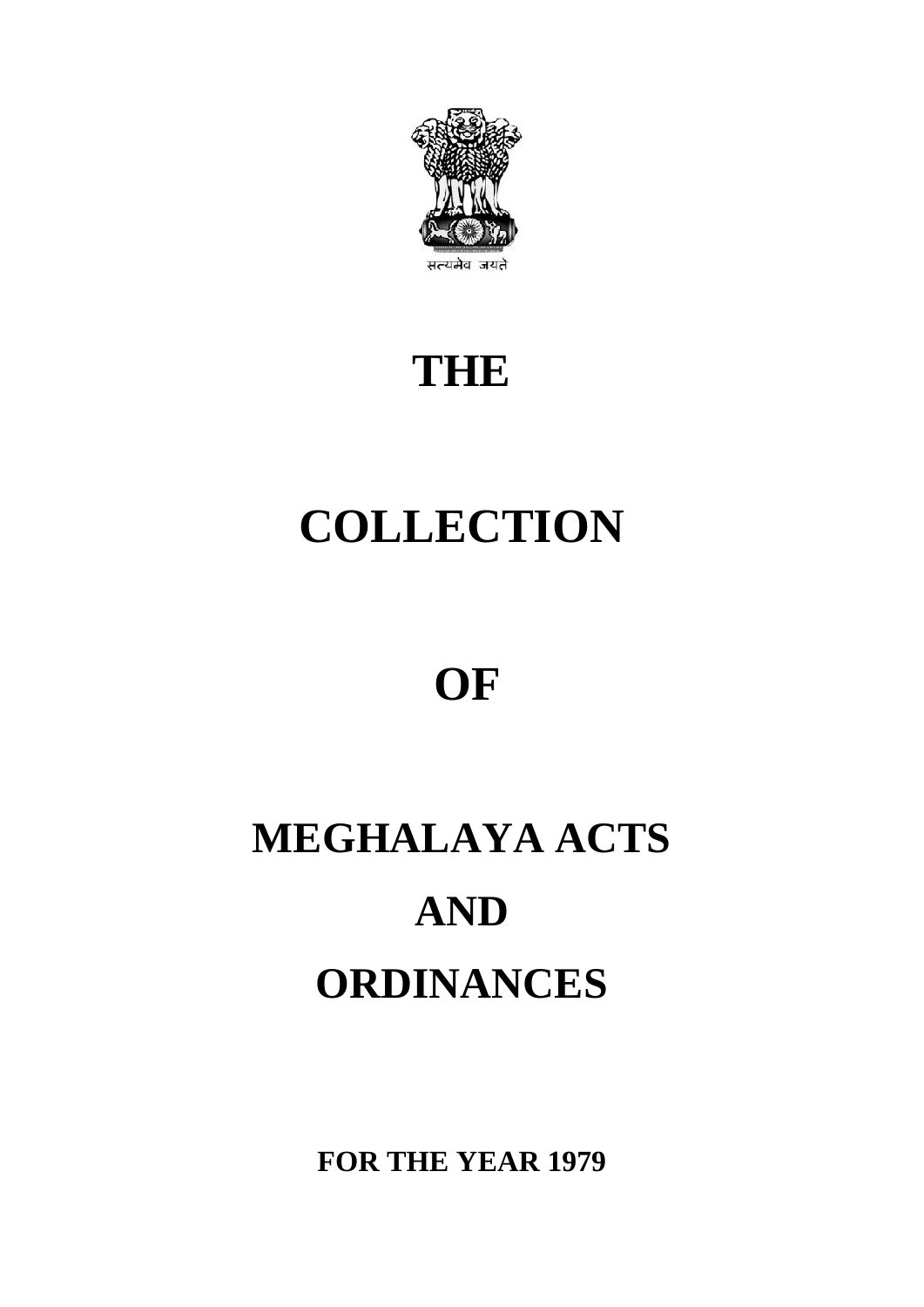सत्यमेव जयते

# THE

# COLLECTION

# OF

# MEGHALAYA ACTS

# AND

# ORDINANCES

**FOR THE YEAR 1979**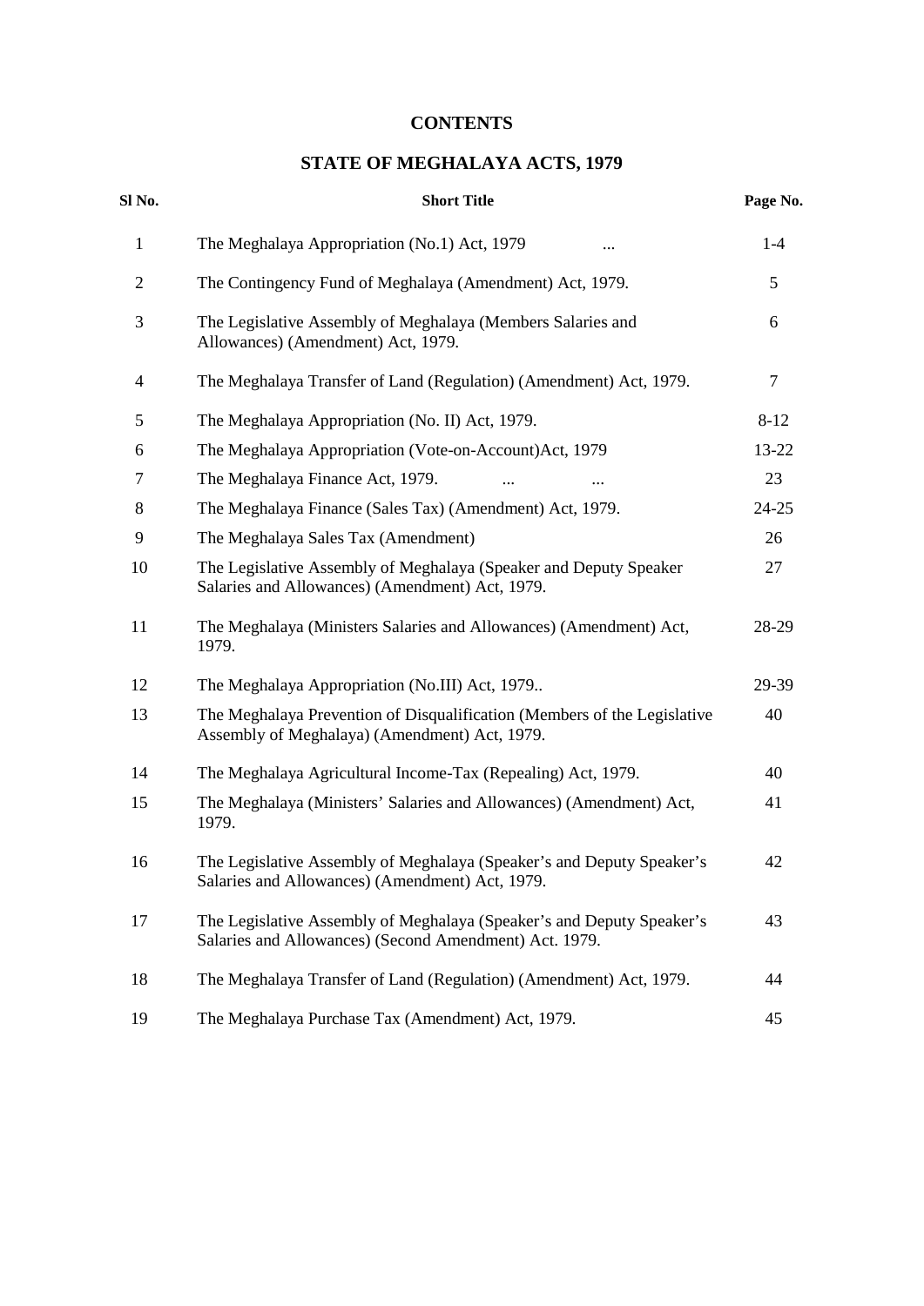# CONTENTS

## STATE OF MEGHALAYA ACTS, 1979

| Sl No. | Short Title | Page No. |
|---|---|---|
| 1 | The Meghalaya Appropriation (No.1) Act, 1979 ... | 1-4 |
| 2 | The Contingency Fund of Meghalaya (Amendment) Act, 1979. | 5 |
| 3 | The Legislative Assembly of Meghalaya (Members Salaries and Allowances) (Amendment) Act, 1979. | 6 |
| 4 | The Meghalaya Transfer of Land (Regulation) (Amendment) Act, 1979. | 7 |
| 5 | The Meghalaya Appropriation (No. II) Act, 1979. | 8-12 |
| 6 | The Meghalaya Appropriation (Vote-on-Account)Act, 1979 | 13-22 |
| 7 | The Meghalaya Finance Act, 1979. ... ... | 23 |
| 8 | The Meghalaya Finance (Sales Tax) (Amendment) Act, 1979. | 24-25 |
| 9 | The Meghalaya Sales Tax (Amendment) | 26 |
| 10 | The Legislative Assembly of Meghalaya (Speaker and Deputy Speaker Salaries and Allowances) (Amendment) Act, 1979. | 27 |
| 11 | The Meghalaya (Ministers Salaries and Allowances) (Amendment) Act, 1979. | 28-29 |
| 12 | The Meghalaya Appropriation (No.III) Act, 1979.. | 29-39 |
| 13 | The Meghalaya Prevention of Disqualification (Members of the Legislative Assembly of Meghalaya) (Amendment) Act, 1979. | 40 |
| 14 | The Meghalaya Agricultural Income-Tax (Repealing) Act, 1979. | 40 |
| 15 | The Meghalaya (Ministers' Salaries and Allowances) (Amendment) Act, 1979. | 41 |
| 16 | The Legislative Assembly of Meghalaya (Speaker's and Deputy Speaker's Salaries and Allowances) (Amendment) Act, 1979. | 42 |
| 17 | The Legislative Assembly of Meghalaya (Speaker's and Deputy Speaker's Salaries and Allowances) (Second Amendment) Act. 1979. | 43 |
| 18 | The Meghalaya Transfer of Land (Regulation) (Amendment) Act, 1979. | 44 |
| 19 | The Meghalaya Purchase Tax (Amendment) Act, 1979. | 45 |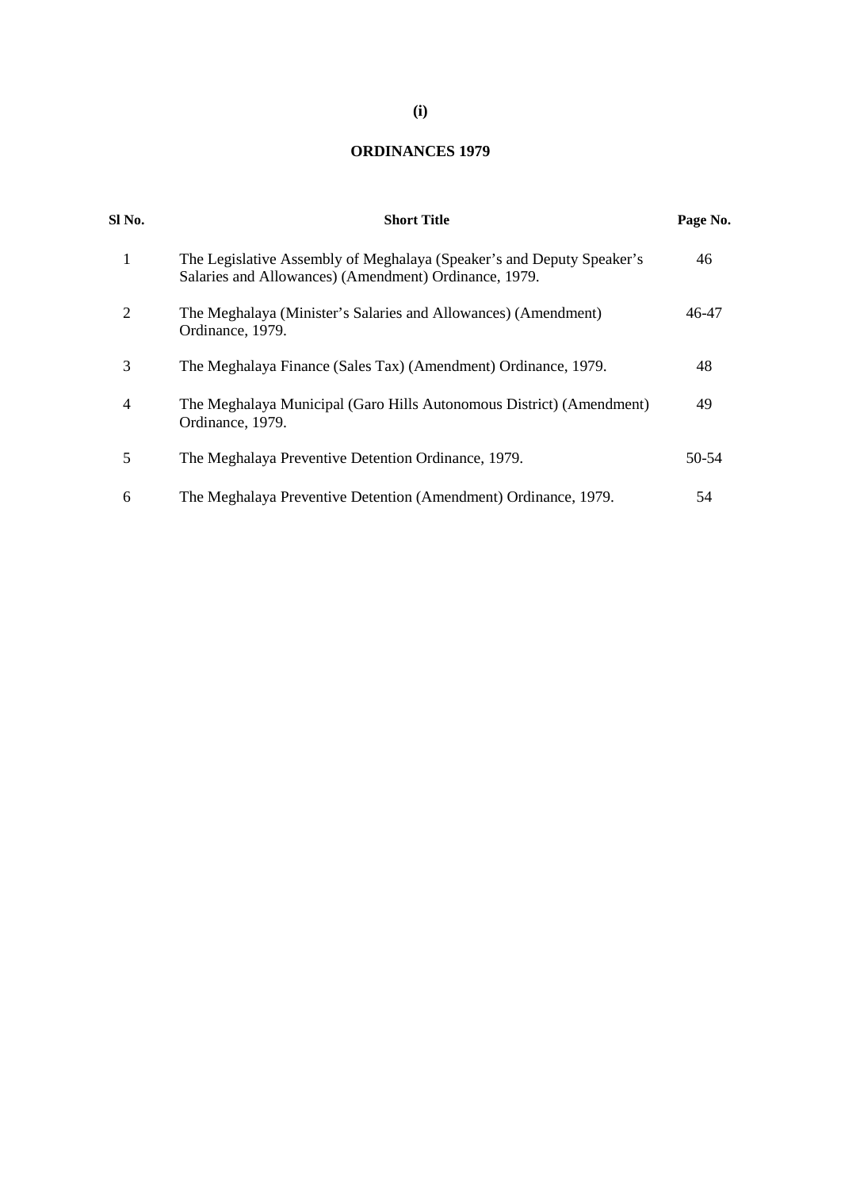# ORDINANCES 1979

| Sl No. | Short Title | Page No. |
|---|---|---|
| 1 | The Legislative Assembly of Meghalaya (Speaker's and Deputy Speaker's Salaries and Allowances) (Amendment) Ordinance, 1979. | 46 |
| 2 | The Meghalaya (Minister's Salaries and Allowances) (Amendment) Ordinance, 1979. | 46-47 |
| 3 | The Meghalaya Finance (Sales Tax) (Amendment) Ordinance, 1979. | 48 |
| 4 | The Meghalaya Municipal (Garo Hills Autonomous District) (Amendment) Ordinance, 1979. | 49 |
| 5 | The Meghalaya Preventive Detention Ordinance, 1979. | 50-54 |
| 6 | The Meghalaya Preventive Detention (Amendment) Ordinance, 1979. | 54 |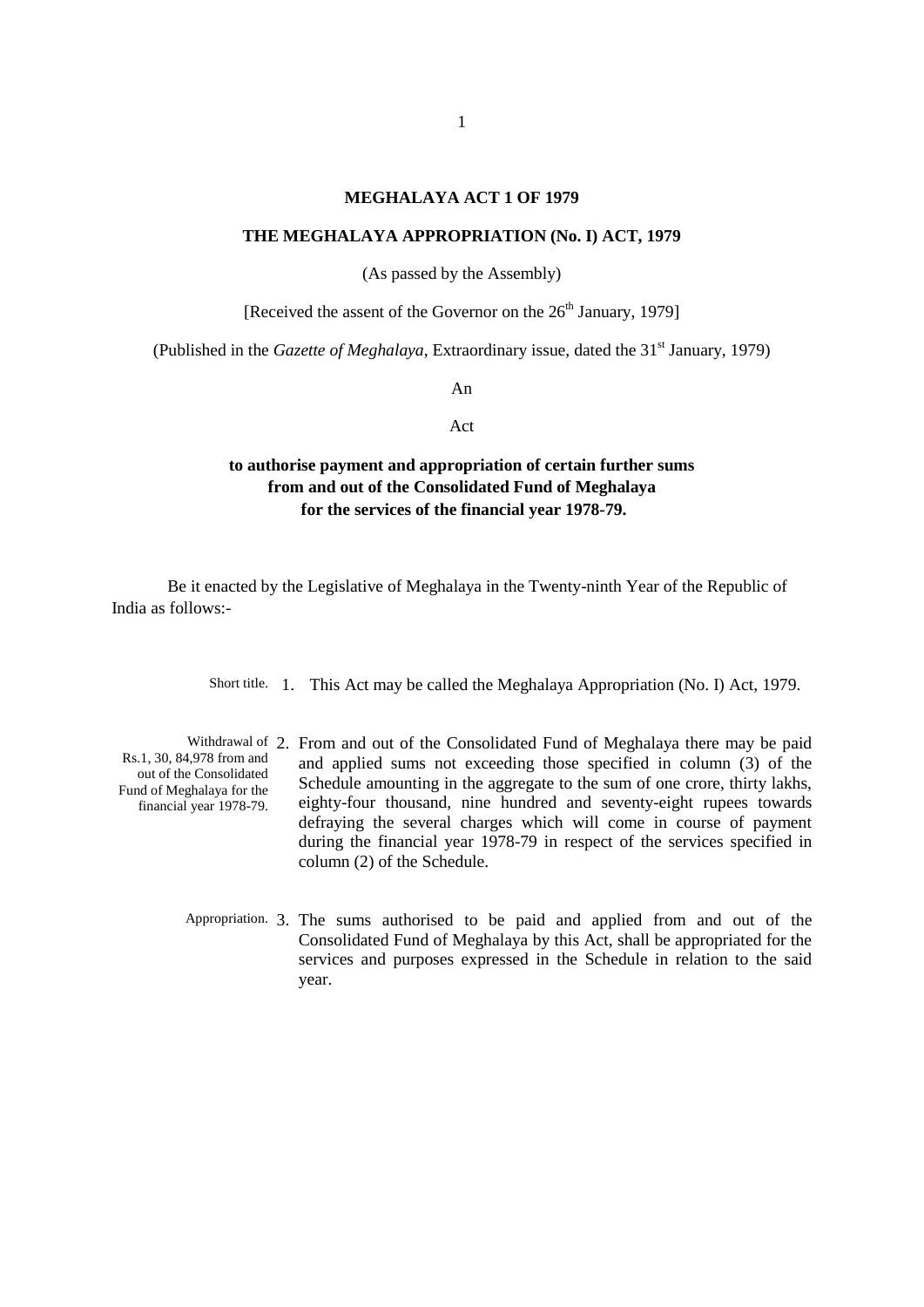**MEGHALAYA ACT 1 OF 1979**

**THE MEGHALAYA APPROPRIATION (No. I) ACT, 1979**

(As passed by the Assembly)

[Received the assent of the Governor on the 26th January, 1979]

(Published in the *Gazette of Meghalaya*, Extraordinary issue, dated the 31st January, 1979)

An

Act

**to authorise payment and appropriation of certain further sums from and out of the Consolidated Fund of Meghalaya for the services of the financial year 1978-79.**

Be it enacted by the Legislative of Meghalaya in the Twenty-ninth Year of the Republic of India as follows:-

Short title. 1. This Act may be called the Meghalaya Appropriation (No. I) Act, 1979.

Withdrawal of Rs.1, 30, 84,978 from and out of the Consolidated Fund of Meghalaya for the financial year 1978-79. 2. From and out of the Consolidated Fund of Meghalaya there may be paid and applied sums not exceeding those specified in column (3) of the Schedule amounting in the aggregate to the sum of one crore, thirty lakhs, eighty-four thousand, nine hundred and seventy-eight rupees towards defraying the several charges which will come in course of payment during the financial year 1978-79 in respect of the services specified in column (2) of the Schedule.

Appropriation. 3. The sums authorised to be paid and applied from and out of the Consolidated Fund of Meghalaya by this Act, shall be appropriated for the services and purposes expressed in the Schedule in relation to the said year.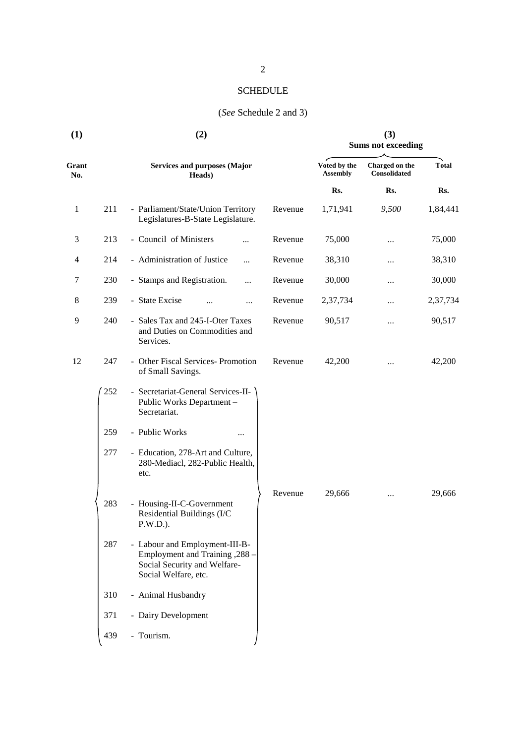# SCHEDULE

(*See* Schedule 2 and 3)

| (1) | | (2) | | (3) | | |
|---|---|---|---|---|---|---|
| | | | | Sums not exceeding | | |
| Grant No. | | Services and purposes (Major Heads) | | Voted by the Assembly | Charged on the Consolidated | Total |
| | | | | Rs. | Rs. | Rs. |
| 1 | 211 | - Parliament/State/Union Territory Legislatures-B-State Legislature. | Revenue | 1,71,941 | *9,500* | 1,84,441 |
| 3 | 213 | - Council of Ministers ... | Revenue | 75,000 | ... | 75,000 |
| 4 | 214 | - Administration of Justice ... | Revenue | 38,310 | ... | 38,310 |
| 7 | 230 | - Stamps and Registration. ... | Revenue | 30,000 | ... | 30,000 |
| 8 | 239 | - State Excise ... ... | Revenue | 2,37,734 | ... | 2,37,734 |
| 9 | 240 | - Sales Tax and 245-I-Oter Taxes and Duties on Commodities and Services. | Revenue | 90,517 | ... | 90,517 |
| 12 | 247 | - Other Fiscal Services- Promotion of Small Savings. | Revenue | 42,200 | ... | 42,200 |
| | 252 | - Secretariat-General Services-II-Public Works Department – Secretariat. | | | | |
| | 259 | - Public Works ... | | | | |
| | 277 | - Education, 278-Art and Culture, 280-Mediacl, 282-Public Health, etc. | | | | |
| | 283 | - Housing-II-C-Government Residential Buildings (I/C P.W.D.). | Revenue | 29,666 | ... | 29,666 |
| | 287 | - Labour and Employment-III-B-Employment and Training ,288 – Social Security and Welfare-Social Welfare, etc. | | | | |
| | 310 | - Animal Husbandry | | | | |
| | 371 | - Dairy Development | | | | |
| | 439 | - Tourism. | | | | |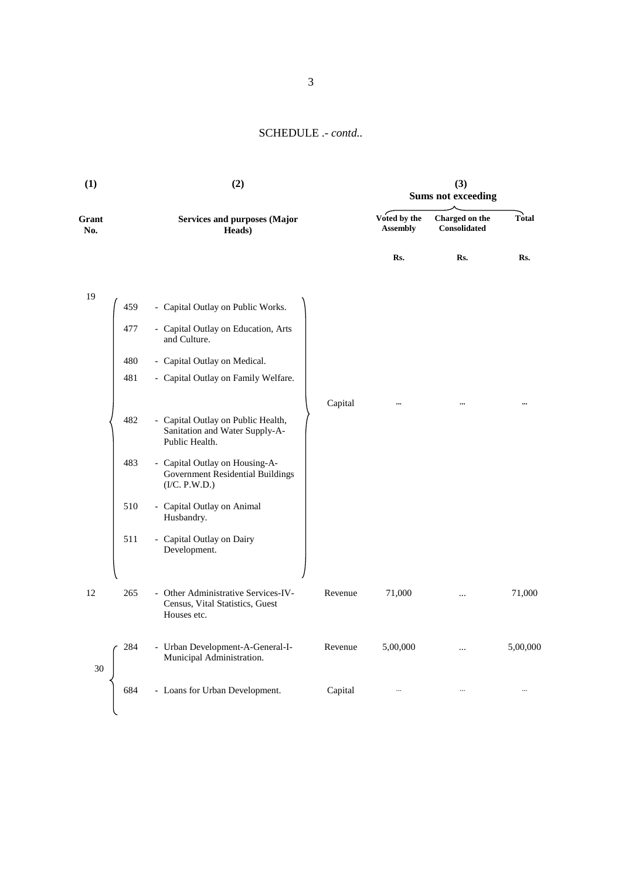SCHEDULE .- *contd..*

| (1) | (2) | | | (3) Sums not exceeding | | |
|---|---|---|---|---|---|---|
| Grant No. | Services and purposes (Major Heads) | | | Voted by the Assembly | Charged on the Consolidated | Total |
| | | | | Rs. | Rs. | Rs. |
| 19 | 459 | - Capital Outlay on Public Works. | Capital | ... | ... | ... |
| | 477 | - Capital Outlay on Education, Arts and Culture. | | | | |
| | 480 | - Capital Outlay on Medical. | | | | |
| | 481 | - Capital Outlay on Family Welfare. | | | | |
| | 482 | - Capital Outlay on Public Health, Sanitation and Water Supply-A-Public Health. | | | | |
| | 483 | - Capital Outlay on Housing-A-Government Residential Buildings (I/C. P.W.D.) | | | | |
| | 510 | - Capital Outlay on Animal Husbandry. | | | | |
| | 511 | - Capital Outlay on Dairy Development. | | | | |
| 12 | 265 | - Other Administrative Services-IV-Census, Vital Statistics, Guest Houses etc. | Revenue | 71,000 | ... | 71,000 |
| 30 | 284 | - Urban Development-A-General-I-Municipal Administration. | Revenue | 5,00,000 | ... | 5,00,000 |
| | 684 | - Loans for Urban Development. | Capital | ... | ... | ... |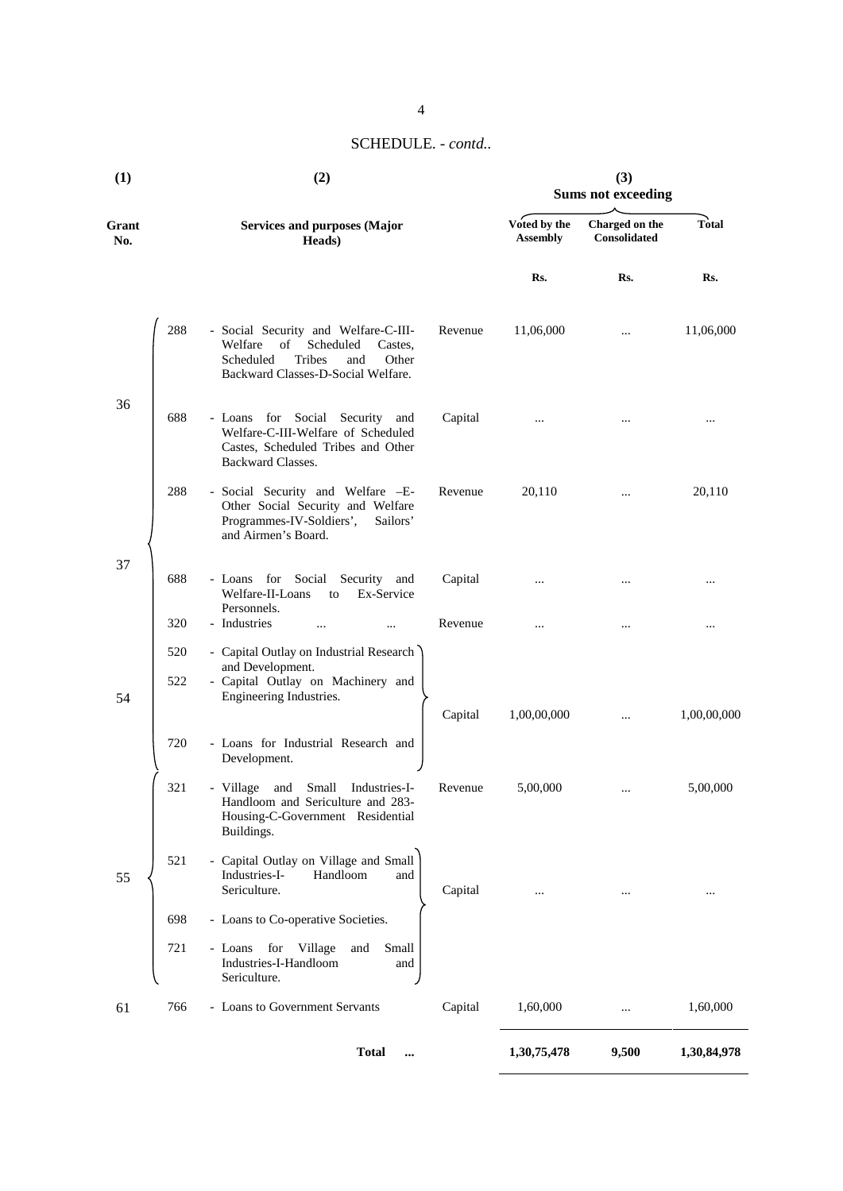SCHEDULE. - *contd..*

| (1) Grant No. | (2) Services and purposes (Major Heads) | | | (3) Sums not exceeding Voted by the Assembly | Charged on the Consolidated | Total |
|---|---|---|---|---|---|---|
| | | | | Rs. | Rs. | Rs. |
| 36 | 288 | - Social Security and Welfare-C-III-Welfare of Scheduled Castes, Scheduled Tribes and Other Backward Classes-D-Social Welfare. | Revenue | 11,06,000 | ... | 11,06,000 |
| | 688 | - Loans for Social Security and Welfare-C-III-Welfare of Scheduled Castes, Scheduled Tribes and Other Backward Classes. | Capital | ... | ... | ... |
| 37 | 288 | - Social Security and Welfare –E- Other Social Security and Welfare Programmes-IV-Soldiers', Sailors' and Airmen's Board. | Revenue | 20,110 | ... | 20,110 |
| | 688 | - Loans for Social Security and Welfare-II-Loans to Ex-Service Personnels. | Capital | ... | ... | ... |
| 54 | 320 | - Industries ... ... | Revenue | ... | ... | ... |
| | 520 | - Capital Outlay on Industrial Research and Development. | Capital | 1,00,00,000 | ... | 1,00,00,000 |
| | 522 | - Capital Outlay on Machinery and Engineering Industries. | | | | |
| | 720 | - Loans for Industrial Research and Development. | | | | |
| 55 | 321 | - Village and Small Industries-I-Handloom and Sericulture and 283-Housing-C-Government Residential Buildings. | Revenue | 5,00,000 | ... | 5,00,000 |
| | 521 | - Capital Outlay on Village and Small Industries-I- Handloom and Sericulture. | Capital | ... | ... | ... |
| | 698 | - Loans to Co-operative Societies. | | | | |
| | 721 | - Loans for Village and Small Industries-I-Handloom and Sericulture. | | | | |
| 61 | 766 | - Loans to Government Servants | Capital | 1,60,000 | ... | 1,60,000 |
| | | **Total ...** | | **1,30,75,478** | **9,500** | **1,30,84,978** |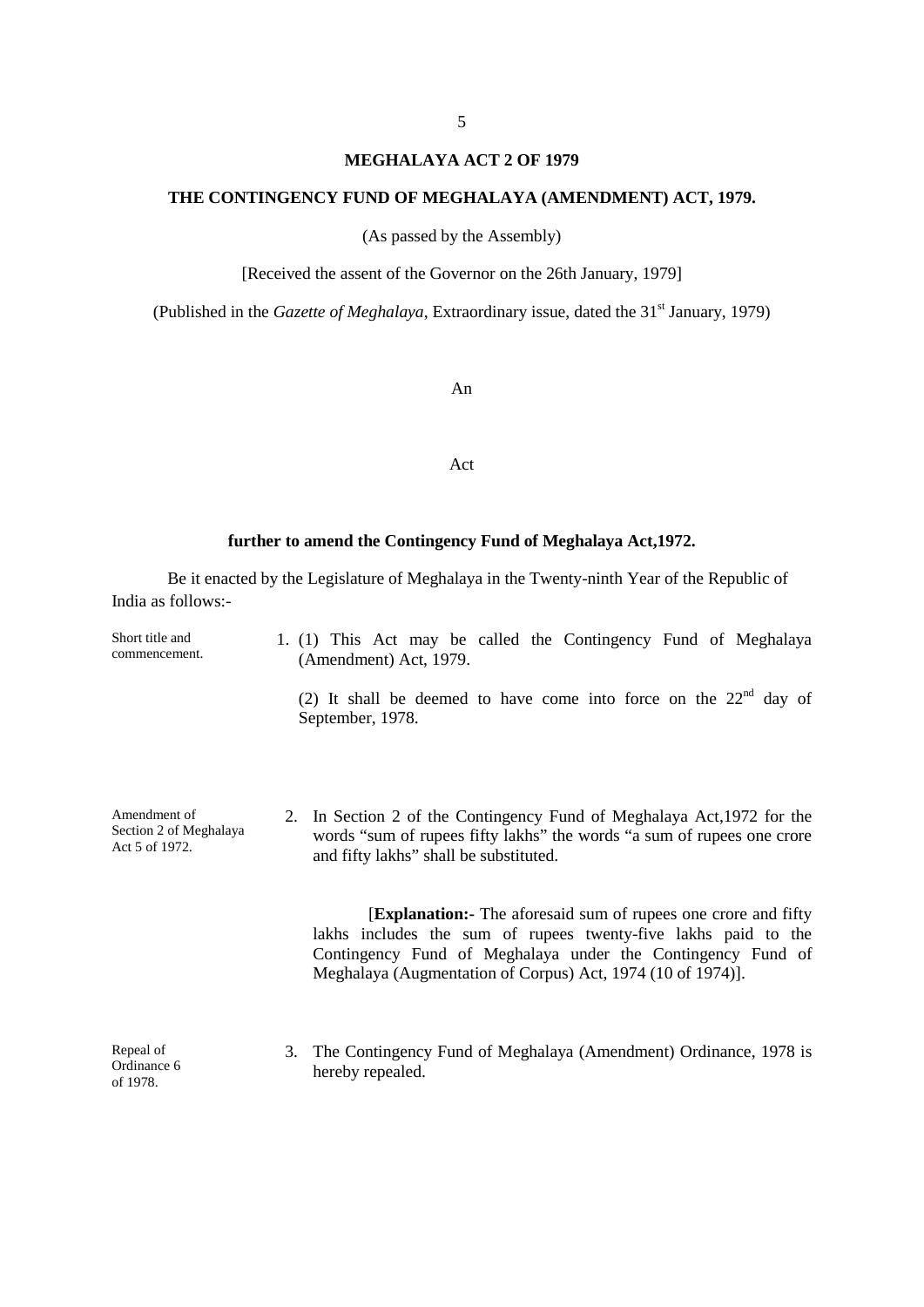# MEGHALAYA ACT 2 OF 1979

## THE CONTINGENCY FUND OF MEGHALAYA (AMENDMENT) ACT, 1979.

(As passed by the Assembly)

[Received the assent of the Governor on the 26th January, 1979]

(Published in the *Gazette of Meghalaya*, Extraordinary issue, dated the 31st January, 1979)

An

Act

**further to amend the Contingency Fund of Meghalaya Act,1972.**

Be it enacted by the Legislature of Meghalaya in the Twenty-ninth Year of the Republic of India as follows:-

Short title and commencement.

1. (1) This Act may be called the Contingency Fund of Meghalaya (Amendment) Act, 1979.

   (2) It shall be deemed to have come into force on the 22nd day of September, 1978.

Amendment of Section 2 of Meghalaya Act 5 of 1972.

2. In Section 2 of the Contingency Fund of Meghalaya Act,1972 for the words "sum of rupees fifty lakhs" the words "a sum of rupees one crore and fifty lakhs" shall be substituted.

   [**Explanation:-** The aforesaid sum of rupees one crore and fifty lakhs includes the sum of rupees twenty-five lakhs paid to the Contingency Fund of Meghalaya under the Contingency Fund of Meghalaya (Augmentation of Corpus) Act, 1974 (10 of 1974)].

Repeal of Ordinance 6 of 1978.

3. The Contingency Fund of Meghalaya (Amendment) Ordinance, 1978 is hereby repealed.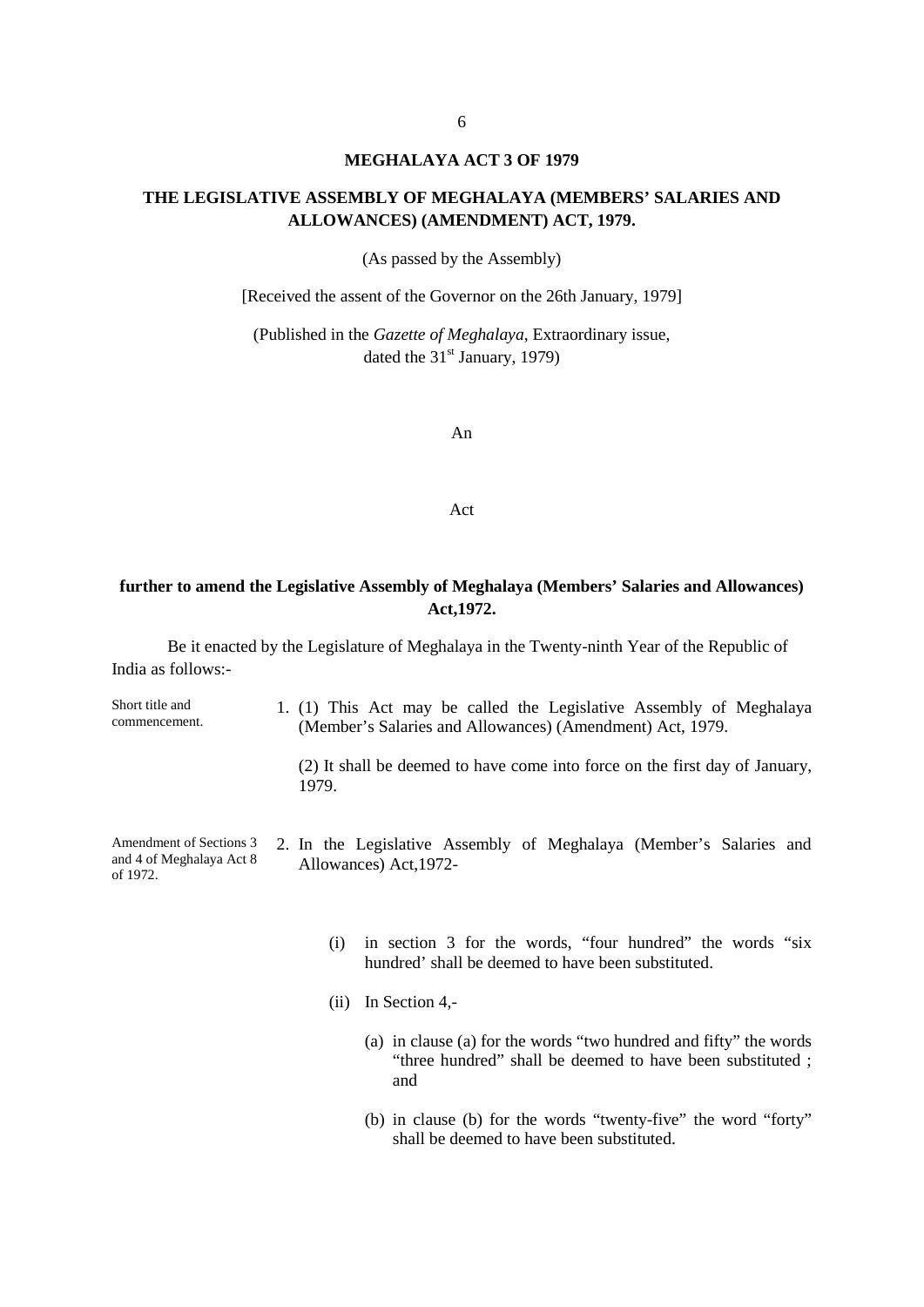# MEGHALAYA ACT 3 OF 1979

## THE LEGISLATIVE ASSEMBLY OF MEGHALAYA (MEMBERS' SALARIES AND ALLOWANCES) (AMENDMENT) ACT, 1979.

(As passed by the Assembly)

[Received the assent of the Governor on the 26th January, 1979]

(Published in the *Gazette of Meghalaya*, Extraordinary issue, dated the 31st January, 1979)

An

Act

**further to amend the Legislative Assembly of Meghalaya (Members' Salaries and Allowances) Act,1972.**

Be it enacted by the Legislature of Meghalaya in the Twenty-ninth Year of the Republic of India as follows:-

Short title and commencement.

1. (1) This Act may be called the Legislative Assembly of Meghalaya (Member's Salaries and Allowances) (Amendment) Act, 1979.

   (2) It shall be deemed to have come into force on the first day of January, 1979.

Amendment of Sections 3 and 4 of Meghalaya Act 8 of 1972.

2. In the Legislative Assembly of Meghalaya (Member's Salaries and Allowances) Act,1972-

   (i) in section 3 for the words, "four hundred" the words "six hundred' shall be deemed to have been substituted.

   (ii) In Section 4,-

      (a) in clause (a) for the words "two hundred and fifty" the words "three hundred" shall be deemed to have been substituted ; and

      (b) in clause (b) for the words "twenty-five" the word "forty" shall be deemed to have been substituted.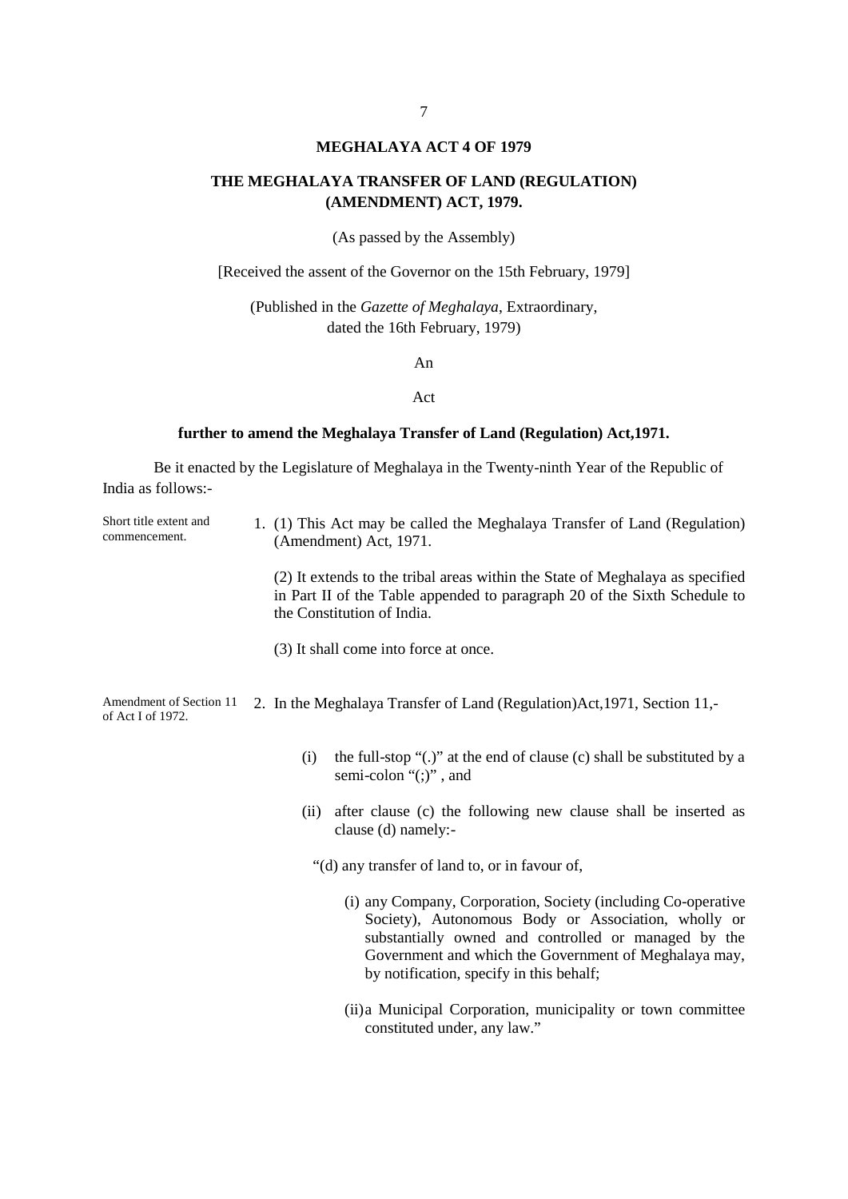# MEGHALAYA ACT 4 OF 1979

## THE MEGHALAYA TRANSFER OF LAND (REGULATION) (AMENDMENT) ACT, 1979.

(As passed by the Assembly)

[Received the assent of the Governor on the 15th February, 1979]

(Published in the *Gazette of Meghalaya*, Extraordinary, dated the 16th February, 1979)

An

Act

**further to amend the Meghalaya Transfer of Land (Regulation) Act,1971.**

Be it enacted by the Legislature of Meghalaya in the Twenty-ninth Year of the Republic of India as follows:-

Short title extent and commencement.

1. (1) This Act may be called the Meghalaya Transfer of Land (Regulation) (Amendment) Act, 1971.

(2) It extends to the tribal areas within the State of Meghalaya as specified in Part II of the Table appended to paragraph 20 of the Sixth Schedule to the Constitution of India.

(3) It shall come into force at once.

Amendment of Section 11 of Act I of 1972.

2. In the Meghalaya Transfer of Land (Regulation)Act,1971, Section 11,-

(i) the full-stop "(.)" at the end of clause (c) shall be substituted by a semi-colon "(;)" , and

(ii) after clause (c) the following new clause shall be inserted as clause (d) namely:-

"(d) any transfer of land to, or in favour of,

(i) any Company, Corporation, Society (including Co-operative Society), Autonomous Body or Association, wholly or substantially owned and controlled or managed by the Government and which the Government of Meghalaya may, by notification, specify in this behalf;

(ii) a Municipal Corporation, municipality or town committee constituted under, any law."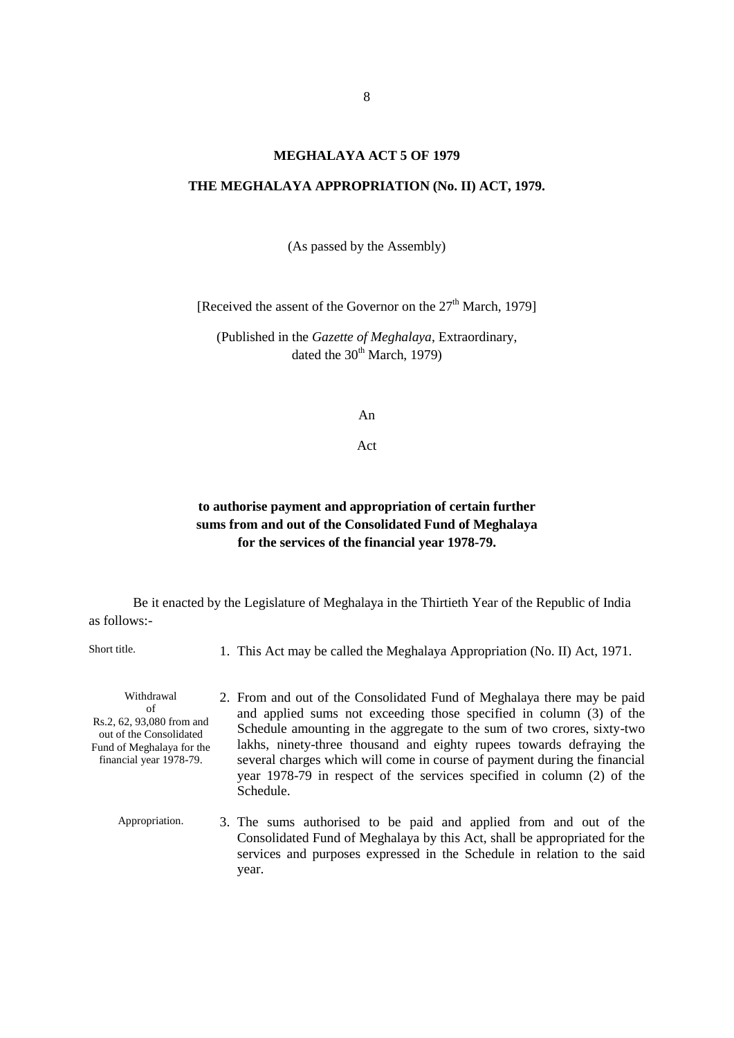# MEGHALAYA ACT 5 OF 1979

## THE MEGHALAYA APPROPRIATION (No. II) ACT, 1979.

(As passed by the Assembly)

[Received the assent of the Governor on the 27th March, 1979]

(Published in the *Gazette of Meghalaya*, Extraordinary, dated the 30th March, 1979)

An

Act

**to authorise payment and appropriation of certain further sums from and out of the Consolidated Fund of Meghalaya for the services of the financial year 1978-79.**

Be it enacted by the Legislature of Meghalaya in the Thirtieth Year of the Republic of India as follows:-

Short title.

1. This Act may be called the Meghalaya Appropriation (No. II) Act, 1971.

Withdrawal of Rs.2, 62, 93,080 from and out of the Consolidated Fund of Meghalaya for the financial year 1978-79.

2. From and out of the Consolidated Fund of Meghalaya there may be paid and applied sums not exceeding those specified in column (3) of the Schedule amounting in the aggregate to the sum of two crores, sixty-two lakhs, ninety-three thousand and eighty rupees towards defraying the several charges which will come in course of payment during the financial year 1978-79 in respect of the services specified in column (2) of the Schedule.

Appropriation.

3. The sums authorised to be paid and applied from and out of the Consolidated Fund of Meghalaya by this Act, shall be appropriated for the services and purposes expressed in the Schedule in relation to the said year.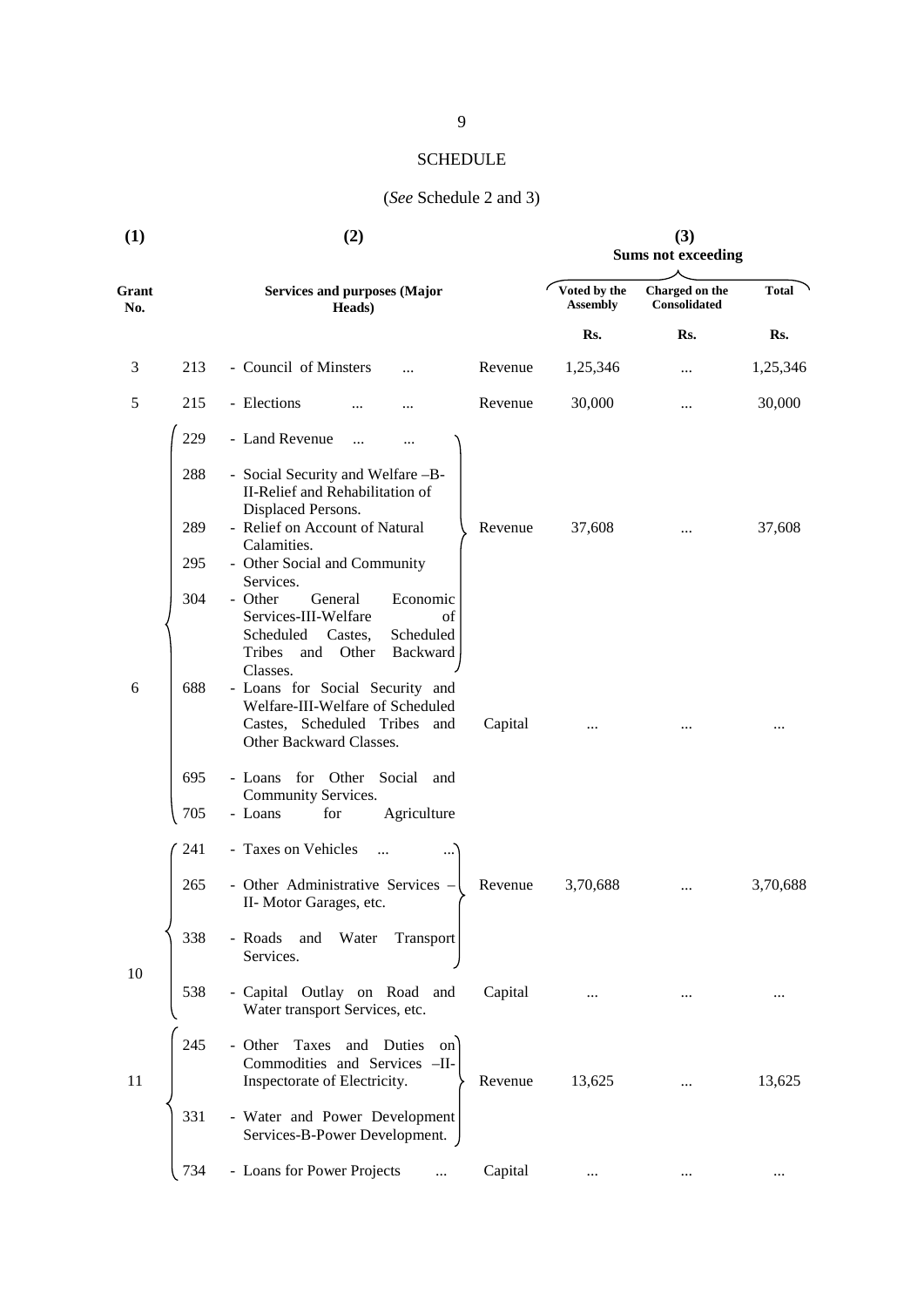## SCHEDULE

(*See* Schedule 2 and 3)

| (1) | | (2) | | (3) Sums not exceeding | | |
|---|---|---|---|---|---|---|
| Grant No. | | Services and purposes (Major Heads) | | Voted by the Assembly | Charged on the Consolidated | Total |
| | | | | Rs. | Rs. | Rs. |
| 3 | 213 | - Council of Minsters ... | Revenue | 1,25,346 | ... | 1,25,346 |
| 5 | 215 | - Elections ... ... | Revenue | 30,000 | ... | 30,000 |
| 6 | 229 | - Land Revenue ... ... | Revenue | 37,608 | ... | 37,608 |
| | 288 | - Social Security and Welfare –B-II-Relief and Rehabilitation of Displaced Persons. | | | | |
| | 289 | - Relief on Account of Natural Calamities. | | | | |
| | 295 | - Other Social and Community Services. | | | | |
| | 304 | - Other General Economic Services-III-Welfare of Scheduled Castes, Scheduled Tribes and Other Backward Classes. | | | | |
| | 688 | - Loans for Social Security and Welfare-III-Welfare of Scheduled Castes, Scheduled Tribes and Other Backward Classes. | Capital | ... | ... | ... |
| | 695 | - Loans for Other Social and Community Services. | | | | |
| | 705 | - Loans for Agriculture | | | | |
| 10 | 241 | - Taxes on Vehicles ... ... | Revenue | 3,70,688 | ... | 3,70,688 |
| | 265 | - Other Administrative Services – II- Motor Garages, etc. | | | | |
| | 338 | - Roads and Water Transport Services. | | | | |
| | 538 | - Capital Outlay on Road and Water transport Services, etc. | Capital | ... | ... | ... |
| 11 | 245 | - Other Taxes and Duties on Commodities and Services –II-Inspectorate of Electricity. | Revenue | 13,625 | ... | 13,625 |
| | 331 | - Water and Power Development Services-B-Power Development. | | | | |
| | 734 | - Loans for Power Projects ... | Capital | ... | ... | ... |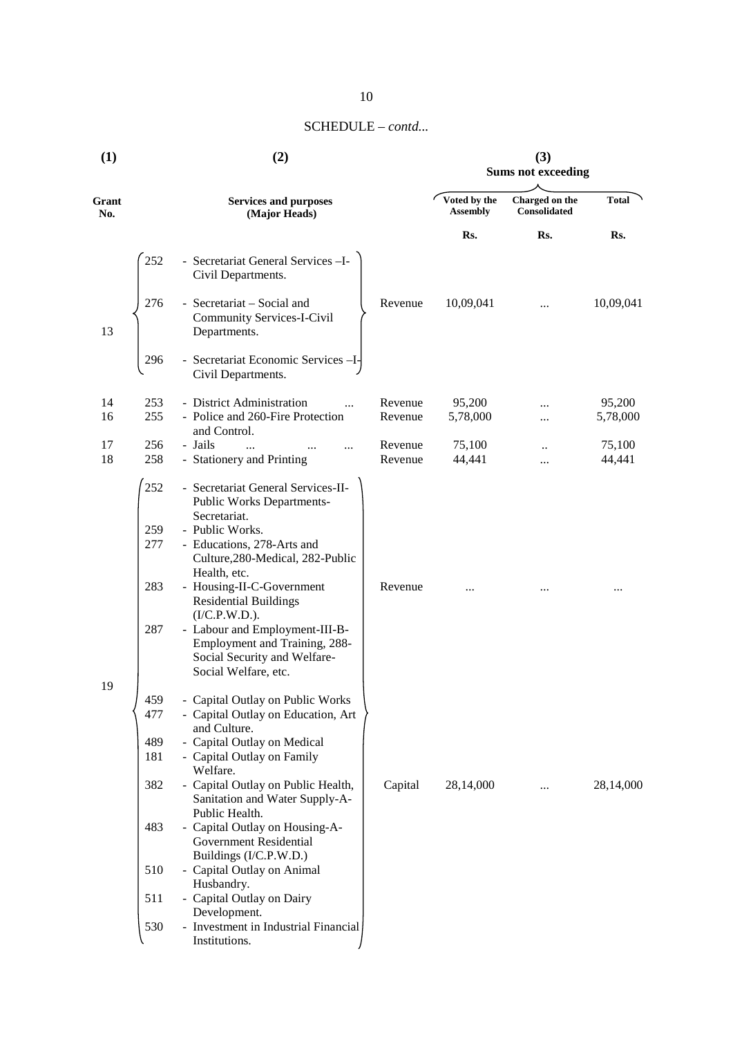SCHEDULE – *contd...*

| (1) | | (2) | | (3) Sums not exceeding | | |
|---|---|---|---|---|---|---|
| Grant No. | | Services and purposes (Major Heads) | | Voted by the Assembly | Charged on the Consolidated | Total |
| | | | | Rs. | Rs. | Rs. |
| 13 | 252 | - Secretariat General Services –I- Civil Departments. | Revenue | 10,09,041 | ... | 10,09,041 |
| | 276 | - Secretariat – Social and Community Services-I-Civil Departments. | | | | |
| | 296 | - Secretariat Economic Services –I- Civil Departments. | | | | |
| 14 | 253 | - District Administration ... | Revenue | 95,200 | ... | 95,200 |
| 16 | 255 | - Police and 260-Fire Protection and Control. | Revenue | 5,78,000 | ... | 5,78,000 |
| 17 | 256 | - Jails ... ... ... | Revenue | 75,100 | .. | 75,100 |
| 18 | 258 | - Stationery and Printing | Revenue | 44,441 | ... | 44,441 |
| 19 | 252 | - Secretariat General Services-II- Public Works Departments- Secretariat. | Revenue | ... | ... | ... |
| | 259 | - Public Works. | | | | |
| | 277 | - Educations, 278-Arts and Culture,280-Medical, 282-Public Health, etc. | | | | |
| | 283 | - Housing-II-C-Government Residential Buildings (I/C.P.W.D.). | | | | |
| | 287 | - Labour and Employment-III-B- Employment and Training, 288- Social Security and Welfare- Social Welfare, etc. | | | | |
| | 459 | - Capital Outlay on Public Works | Capital | 28,14,000 | ... | 28,14,000 |
| | 477 | - Capital Outlay on Education, Art and Culture. | | | | |
| | 489 | - Capital Outlay on Medical | | | | |
| | 181 | - Capital Outlay on Family Welfare. | | | | |
| | 382 | - Capital Outlay on Public Health, Sanitation and Water Supply-A- Public Health. | | | | |
| | 483 | - Capital Outlay on Housing-A- Government Residential Buildings (I/C.P.W.D.) | | | | |
| | 510 | - Capital Outlay on Animal Husbandry. | | | | |
| | 511 | - Capital Outlay on Dairy Development. | | | | |
| | 530 | - Investment in Industrial Financial Institutions. | | | | |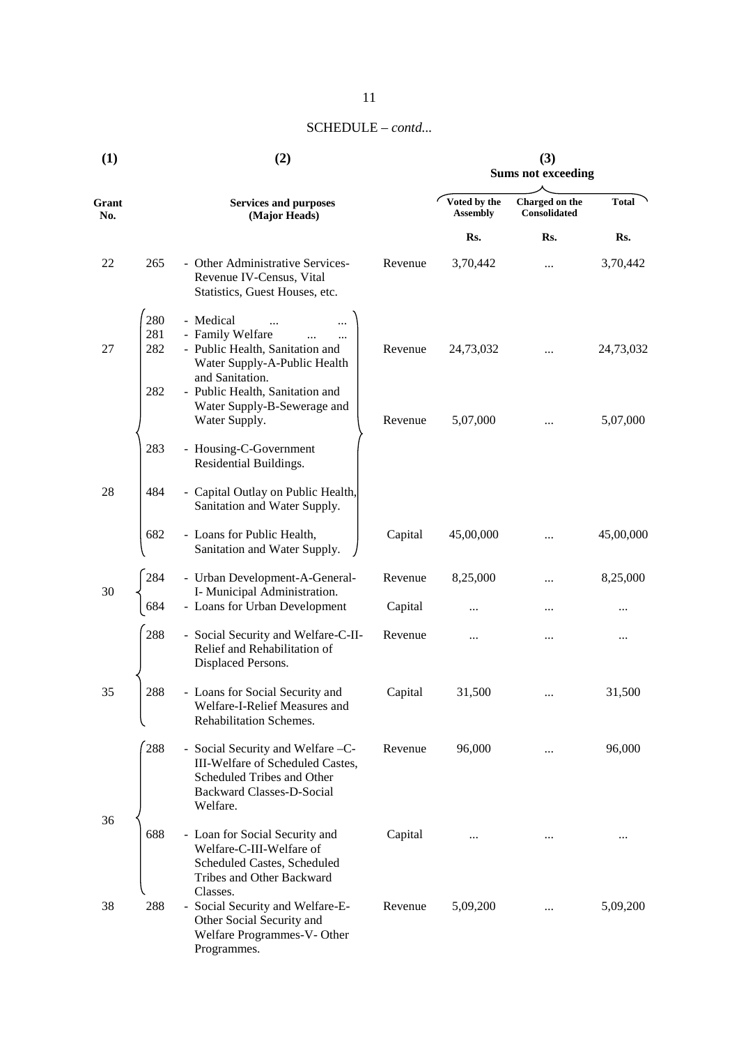SCHEDULE – *contd...*

| (1) | (2) | | | (3) Sums not exceeding | | |
|---|---|---|---|---|---|---|
| Grant No. | | Services and purposes (Major Heads) | | Voted by the Assembly | Charged on the Consolidated | Total |
| | | | | Rs. | Rs. | Rs. |
| 22 | 265 | - Other Administrative Services-Revenue IV-Census, Vital Statistics, Guest Houses, etc. | Revenue | 3,70,442 | ... | 3,70,442 |
| 27 | 280 | - Medical ... ... | | | | |
| | 281 | - Family Welfare ... ... | | | | |
| | 282 | - Public Health, Sanitation and Water Supply-A-Public Health and Sanitation. | Revenue | 24,73,032 | ... | 24,73,032 |
| 28 | 282 | - Public Health, Sanitation and Water Supply-B-Sewerage and Water Supply. | Revenue | 5,07,000 | ... | 5,07,000 |
| | 283 | - Housing-C-Government Residential Buildings. | | | | |
| | 484 | - Capital Outlay on Public Health, Sanitation and Water Supply. | | | | |
| | 682 | - Loans for Public Health, Sanitation and Water Supply. | Capital | 45,00,000 | ... | 45,00,000 |
| 30 | 284 | - Urban Development-A-General-I- Municipal Administration. | Revenue | 8,25,000 | ... | 8,25,000 |
| | 684 | - Loans for Urban Development | Capital | ... | ... | ... |
| 35 | 288 | - Social Security and Welfare-C-II-Relief and Rehabilitation of Displaced Persons. | Revenue | ... | ... | ... |
| | 288 | - Loans for Social Security and Welfare-I-Relief Measures and Rehabilitation Schemes. | Capital | 31,500 | ... | 31,500 |
| 36 | 288 | - Social Security and Welfare –C-III-Welfare of Scheduled Castes, Scheduled Tribes and Other Backward Classes-D-Social Welfare. | Revenue | 96,000 | ... | 96,000 |
| | 688 | - Loan for Social Security and Welfare-C-III-Welfare of Scheduled Castes, Scheduled Tribes and Other Backward Classes. | Capital | ... | ... | ... |
| 38 | 288 | - Social Security and Welfare-E-Other Social Security and Welfare Programmes-V- Other Programmes. | Revenue | 5,09,200 | ... | 5,09,200 |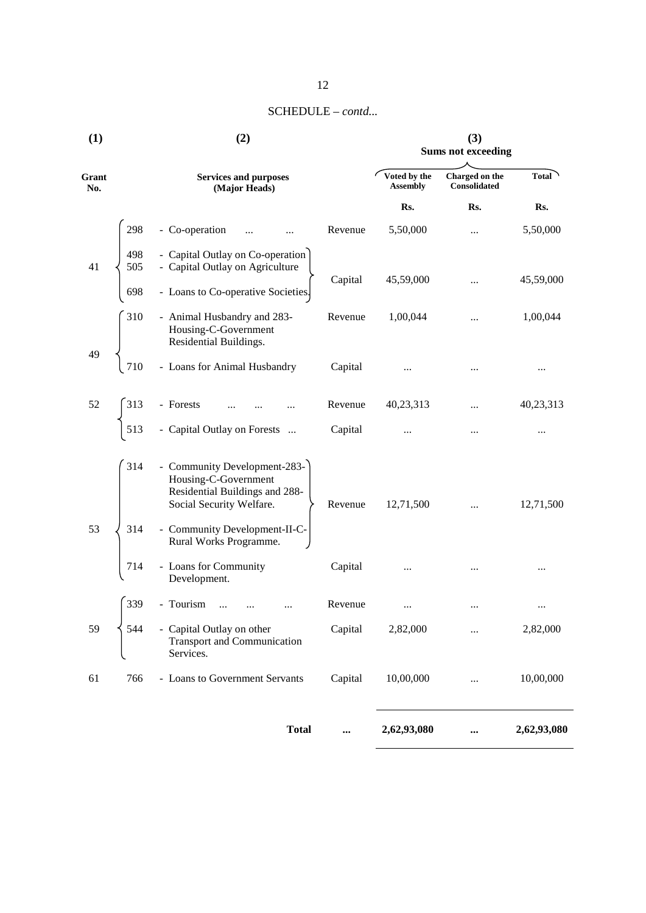SCHEDULE – *contd...*

| (1) | | (2) | | (3) Sums not exceeding | | |
|---|---|---|---|---|---|---|
| Grant No. | | Services and purposes (Major Heads) | | Voted by the Assembly | Charged on the Consolidated | Total |
| | | | | Rs. | Rs. | Rs. |
| 41 | 298 | - Co-operation ... ... | Revenue | 5,50,000 | ... | 5,50,000 |
| | 498 505 698 | - Capital Outlay on Co-operation - Capital Outlay on Agriculture - Loans to Co-operative Societies. | Capital | 45,59,000 | ... | 45,59,000 |
| 49 | 310 | - Animal Husbandry and 283-Housing-C-Government Residential Buildings. | Revenue | 1,00,044 | ... | 1,00,044 |
| | 710 | - Loans for Animal Husbandry | Capital | ... | ... | ... |
| 52 | 313 | - Forests ... ... ... | Revenue | 40,23,313 | ... | 40,23,313 |
| | 513 | - Capital Outlay on Forests ... | Capital | ... | ... | ... |
| 53 | 314 314 | - Community Development-283-Housing-C-Government Residential Buildings and 288-Social Security Welfare. - Community Development-II-C-Rural Works Programme. | Revenue | 12,71,500 | ... | 12,71,500 |
| | 714 | - Loans for Community Development. | Capital | ... | ... | ... |
| 59 | 339 | - Tourism ... ... ... | Revenue | ... | ... | ... |
| | 544 | - Capital Outlay on other Transport and Communication Services. | Capital | 2,82,000 | ... | 2,82,000 |
| 61 | 766 | - Loans to Government Servants | Capital | 10,00,000 | ... | 10,00,000 |
| | | **Total** | **...** | **2,62,93,080** | **...** | **2,62,93,080** |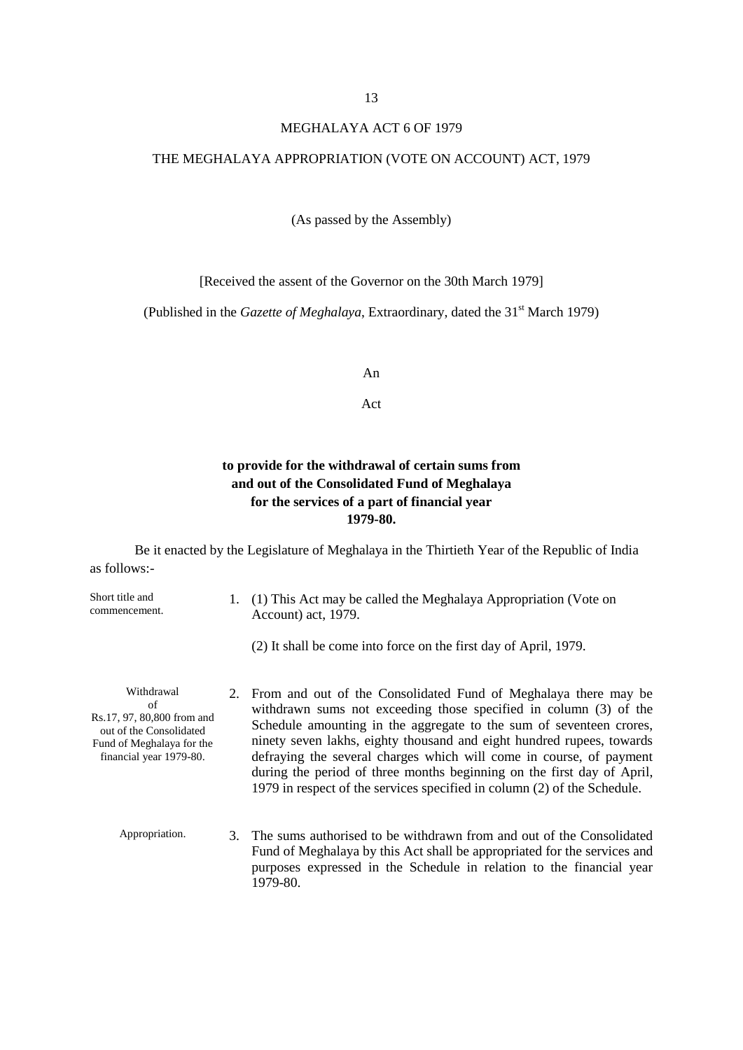# MEGHALAYA ACT 6 OF 1979

## THE MEGHALAYA APPROPRIATION (VOTE ON ACCOUNT) ACT, 1979

(As passed by the Assembly)

[Received the assent of the Governor on the 30th March 1979]

(Published in the *Gazette of Meghalaya*, Extraordinary, dated the 31st March 1979)

An

Act

**to provide for the withdrawal of certain sums from and out of the Consolidated Fund of Meghalaya for the services of a part of financial year 1979-80.**

Be it enacted by the Legislature of Meghalaya in the Thirtieth Year of the Republic of India as follows:-

Short title and commencement.

1. (1) This Act may be called the Meghalaya Appropriation (Vote on Account) act, 1979.

   (2) It shall be come into force on the first day of April, 1979.

Withdrawal of Rs.17, 97, 80,800 from and out of the Consolidated Fund of Meghalaya for the financial year 1979-80.

2. From and out of the Consolidated Fund of Meghalaya there may be withdrawn sums not exceeding those specified in column (3) of the Schedule amounting in the aggregate to the sum of seventeen crores, ninety seven lakhs, eighty thousand and eight hundred rupees, towards defraying the several charges which will come in course, of payment during the period of three months beginning on the first day of April, 1979 in respect of the services specified in column (2) of the Schedule.

Appropriation.

3. The sums authorised to be withdrawn from and out of the Consolidated Fund of Meghalaya by this Act shall be appropriated for the services and purposes expressed in the Schedule in relation to the financial year 1979-80.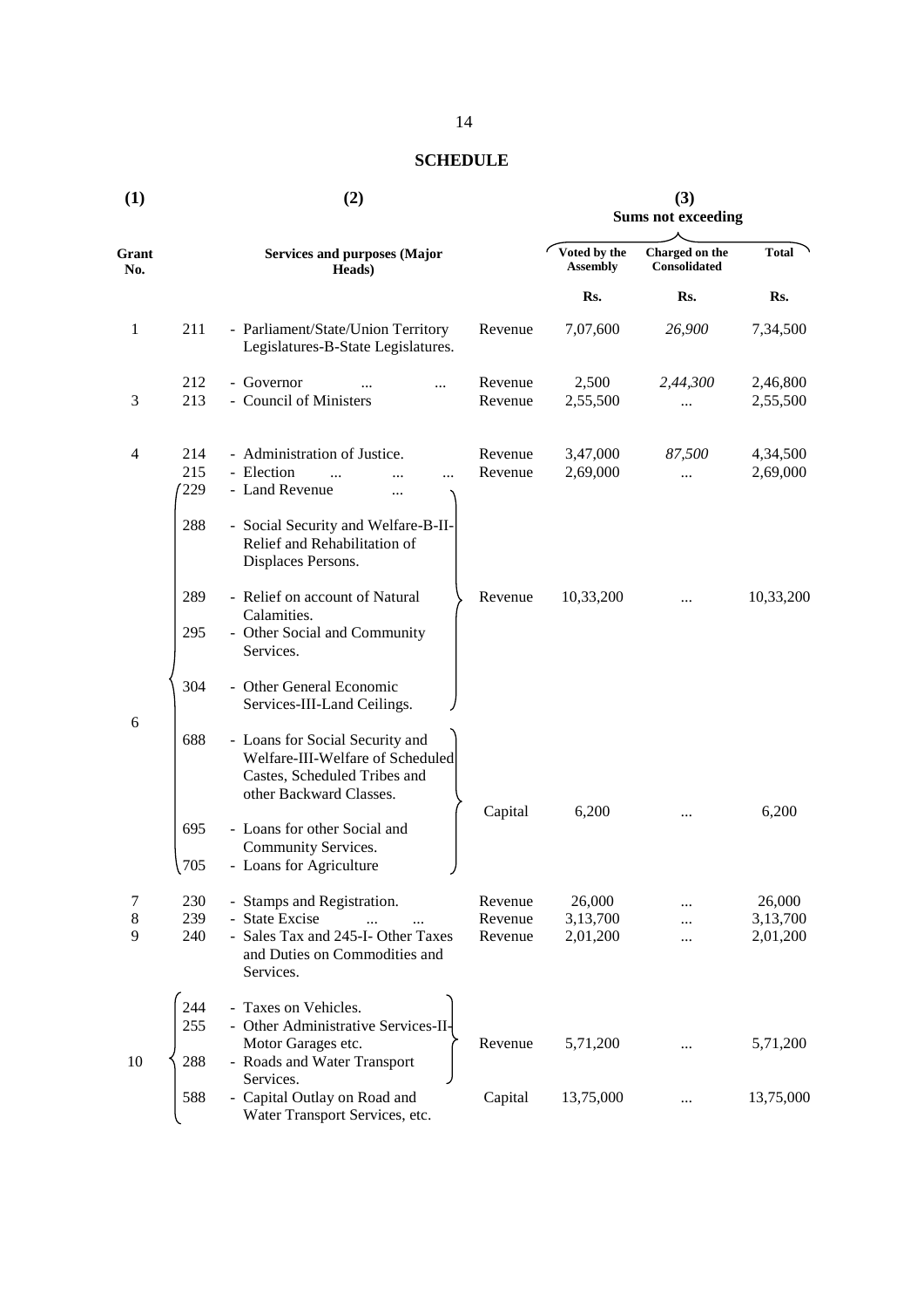## SCHEDULE

| (1) | (2) | | | (3) Sums not exceeding | | |
|---|---|---|---|---|---|---|
| Grant No. | | Services and purposes (Major Heads) | | Voted by the Assembly | Charged on the Consolidated | Total |
| | | | | Rs. | Rs. | Rs. |
| 1 | 211 | - Parliament/State/Union Territory Legislatures-B-State Legislatures. | Revenue | 7,07,600 | *26,900* | 7,34,500 |
| | 212 | - Governor ... ... | Revenue | 2,500 | *2,44,300* | 2,46,800 |
| 3 | 213 | - Council of Ministers | Revenue | 2,55,500 | ... | 2,55,500 |
| 4 | 214 | - Administration of Justice. | Revenue | 3,47,000 | *87,500* | 4,34,500 |
| | 215 | - Election ... ... ... | Revenue | 2,69,000 | ... | 2,69,000 |
| 6 | 229 | - Land Revenue ... | | | | |
| | 288 | - Social Security and Welfare-B-II-Relief and Rehabilitation of Displaces Persons. | | | | |
| | 289 | - Relief on account of Natural Calamities. | Revenue | 10,33,200 | ... | 10,33,200 |
| | 295 | - Other Social and Community Services. | | | | |
| | 304 | - Other General Economic Services-III-Land Ceilings. | | | | |
| | 688 | - Loans for Social Security and Welfare-III-Welfare of Scheduled Castes, Scheduled Tribes and other Backward Classes. | | | | |
| | 695 | - Loans for other Social and Community Services. | Capital | 6,200 | ... | 6,200 |
| | 705 | - Loans for Agriculture | | | | |
| 7 | 230 | - Stamps and Registration. | Revenue | 26,000 | ... | 26,000 |
| 8 | 239 | - State Excise ... ... | Revenue | 3,13,700 | ... | 3,13,700 |
| 9 | 240 | - Sales Tax and 245-I- Other Taxes and Duties on Commodities and Services. | Revenue | 2,01,200 | ... | 2,01,200 |
| 10 | 244 | - Taxes on Vehicles. | | | | |
| | 255 | - Other Administrative Services-II-Motor Garages etc. | Revenue | 5,71,200 | ... | 5,71,200 |
| | 288 | - Roads and Water Transport Services. | | | | |
| | 588 | - Capital Outlay on Road and Water Transport Services, etc. | Capital | 13,75,000 | ... | 13,75,000 |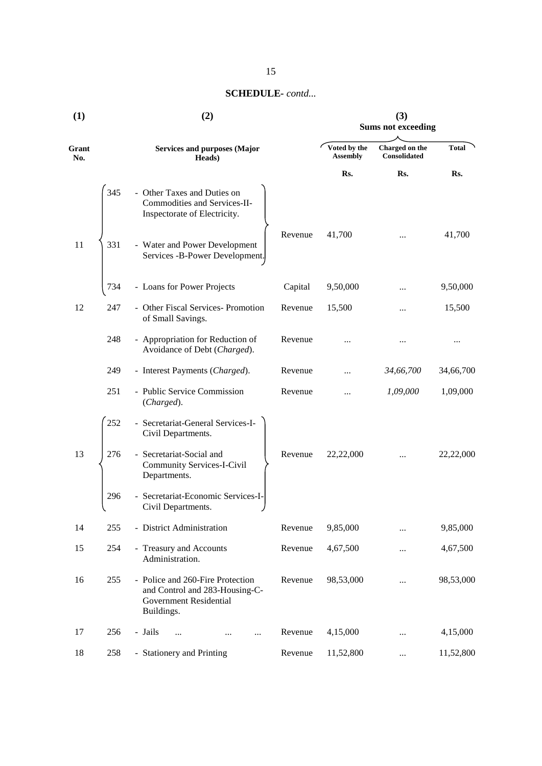## SCHEDULE- *contd...*

| (1) | (2) | | | (3) Sums not exceeding | | |
|---|---|---|---|---|---|---|
| Grant No. | | Services and purposes (Major Heads) | | Voted by the Assembly | Charged on the Consolidated | Total |
| | | | | Rs. | Rs. | Rs. |
| 11 | 345 | - Other Taxes and Duties on Commodities and Services-II-Inspectorate of Electricity. | Revenue | 41,700 | ... | 41,700 |
| | 331 | - Water and Power Development Services -B-Power Development. | | | | |
| | 734 | - Loans for Power Projects | Capital | 9,50,000 | ... | 9,50,000 |
| 12 | 247 | - Other Fiscal Services- Promotion of Small Savings. | Revenue | 15,500 | ... | 15,500 |
| | 248 | - Appropriation for Reduction of Avoidance of Debt (*Charged*). | Revenue | ... | ... | ... |
| | 249 | - Interest Payments (*Charged*). | Revenue | ... | *34,66,700* | 34,66,700 |
| | 251 | - Public Service Commission (*Charged*). | Revenue | ... | *1,09,000* | 1,09,000 |
| 13 | 252 | - Secretariat-General Services-I-Civil Departments. | Revenue | 22,22,000 | ... | 22,22,000 |
| | 276 | - Secretariat-Social and Community Services-I-Civil Departments. | | | | |
| | 296 | - Secretariat-Economic Services-I-Civil Departments. | | | | |
| 14 | 255 | - District Administration | Revenue | 9,85,000 | ... | 9,85,000 |
| 15 | 254 | - Treasury and Accounts Administration. | Revenue | 4,67,500 | ... | 4,67,500 |
| 16 | 255 | - Police and 260-Fire Protection and Control and 283-Housing-C-Government Residential Buildings. | Revenue | 98,53,000 | ... | 98,53,000 |
| 17 | 256 | - Jails ... ... ... | Revenue | 4,15,000 | ... | 4,15,000 |
| 18 | 258 | - Stationery and Printing | Revenue | 11,52,800 | ... | 11,52,800 |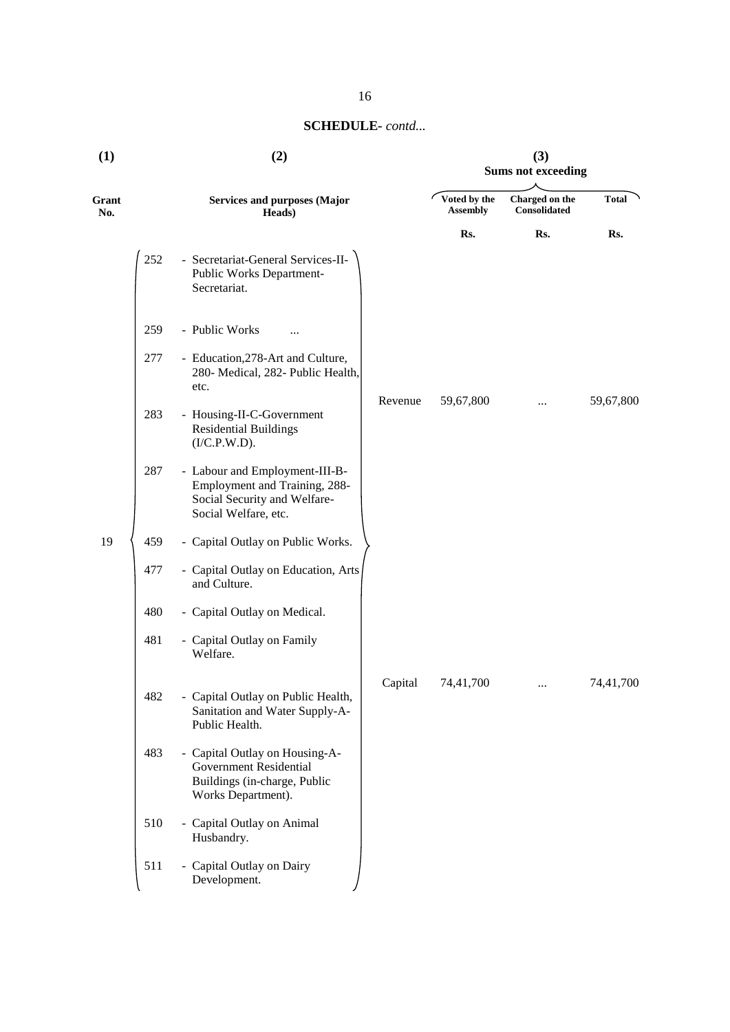**SCHEDULE-** *contd...*

| (1) | (2) | | (3) Sums not exceeding | | |
|---|---|---|---|---|---|
| Grant No. | Services and purposes (Major Heads) | | Voted by the Assembly | Charged on the Consolidated | Total |
| | | | Rs. | Rs. | Rs. |
| 19 | 252 - Secretariat-General Services-II-Public Works Department-Secretariat.<br>259 - Public Works ...<br>277 - Education,278-Art and Culture, 280- Medical, 282- Public Health, etc.<br>283 - Housing-II-C-Government Residential Buildings (I/C.P.W.D).<br>287 - Labour and Employment-III-B-Employment and Training, 288-Social Security and Welfare-Social Welfare, etc. | Revenue | 59,67,800 | ... | 59,67,800 |
| | 459 - Capital Outlay on Public Works.<br>477 - Capital Outlay on Education, Arts and Culture.<br>480 - Capital Outlay on Medical.<br>481 - Capital Outlay on Family Welfare.<br>482 - Capital Outlay on Public Health, Sanitation and Water Supply-A-Public Health.<br>483 - Capital Outlay on Housing-A-Government Residential Buildings (in-charge, Public Works Department).<br>510 - Capital Outlay on Animal Husbandry.<br>511 - Capital Outlay on Dairy Development. | Capital | 74,41,700 | ... | 74,41,700 |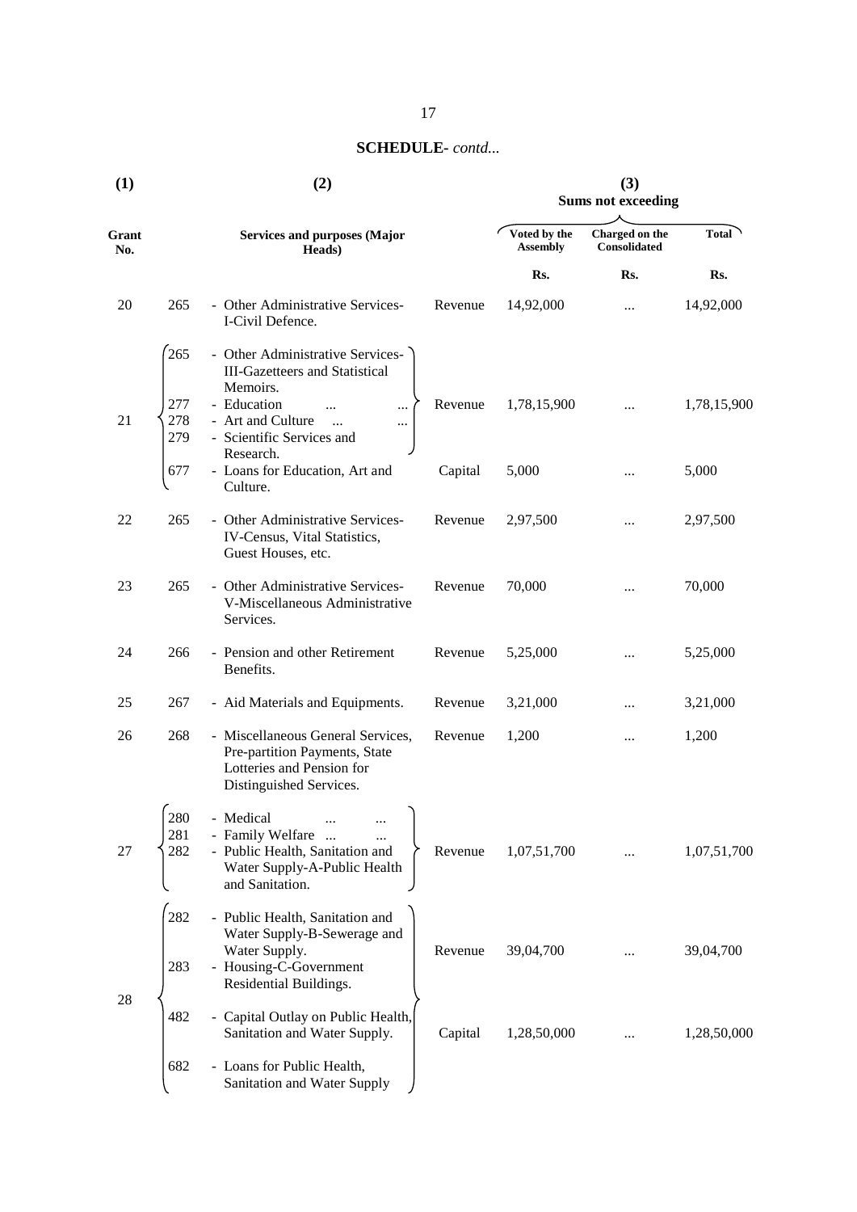**SCHEDULE-** *contd...*

| (1) | | (2) | | (3) Sums not exceeding | | |
|---|---|---|---|---|---|---|
| Grant No. | | Services and purposes (Major Heads) | | Voted by the Assembly | Charged on the Consolidated | Total |
| | | | | Rs. | Rs. | Rs. |
| 20 | 265 | - Other Administrative Services-I-Civil Defence. | Revenue | 14,92,000 | ... | 14,92,000 |
| 21 | 265<br>277<br>278<br>279 | - Other Administrative Services-III-Gazetteers and Statistical Memoirs.<br>- Education ... ...<br>- Art and Culture ... ...<br>- Scientific Services and Research. | Revenue | 1,78,15,900 | ... | 1,78,15,900 |
| | 677 | - Loans for Education, Art and Culture. | Capital | 5,000 | ... | 5,000 |
| 22 | 265 | - Other Administrative Services-IV-Census, Vital Statistics, Guest Houses, etc. | Revenue | 2,97,500 | ... | 2,97,500 |
| 23 | 265 | - Other Administrative Services-V-Miscellaneous Administrative Services. | Revenue | 70,000 | ... | 70,000 |
| 24 | 266 | - Pension and other Retirement Benefits. | Revenue | 5,25,000 | ... | 5,25,000 |
| 25 | 267 | - Aid Materials and Equipments. | Revenue | 3,21,000 | ... | 3,21,000 |
| 26 | 268 | - Miscellaneous General Services, Pre-partition Payments, State Lotteries and Pension for Distinguished Services. | Revenue | 1,200 | ... | 1,200 |
| 27 | 280<br>281<br>282 | - Medical ... ...<br>- Family Welfare ... ...<br>- Public Health, Sanitation and Water Supply-A-Public Health and Sanitation. | Revenue | 1,07,51,700 | ... | 1,07,51,700 |
| 28 | 282<br>283 | - Public Health, Sanitation and Water Supply-B-Sewerage and Water Supply.<br>- Housing-C-Government Residential Buildings. | Revenue | 39,04,700 | ... | 39,04,700 |
| | 482<br>682 | - Capital Outlay on Public Health, Sanitation and Water Supply.<br>- Loans for Public Health, Sanitation and Water Supply | Capital | 1,28,50,000 | ... | 1,28,50,000 |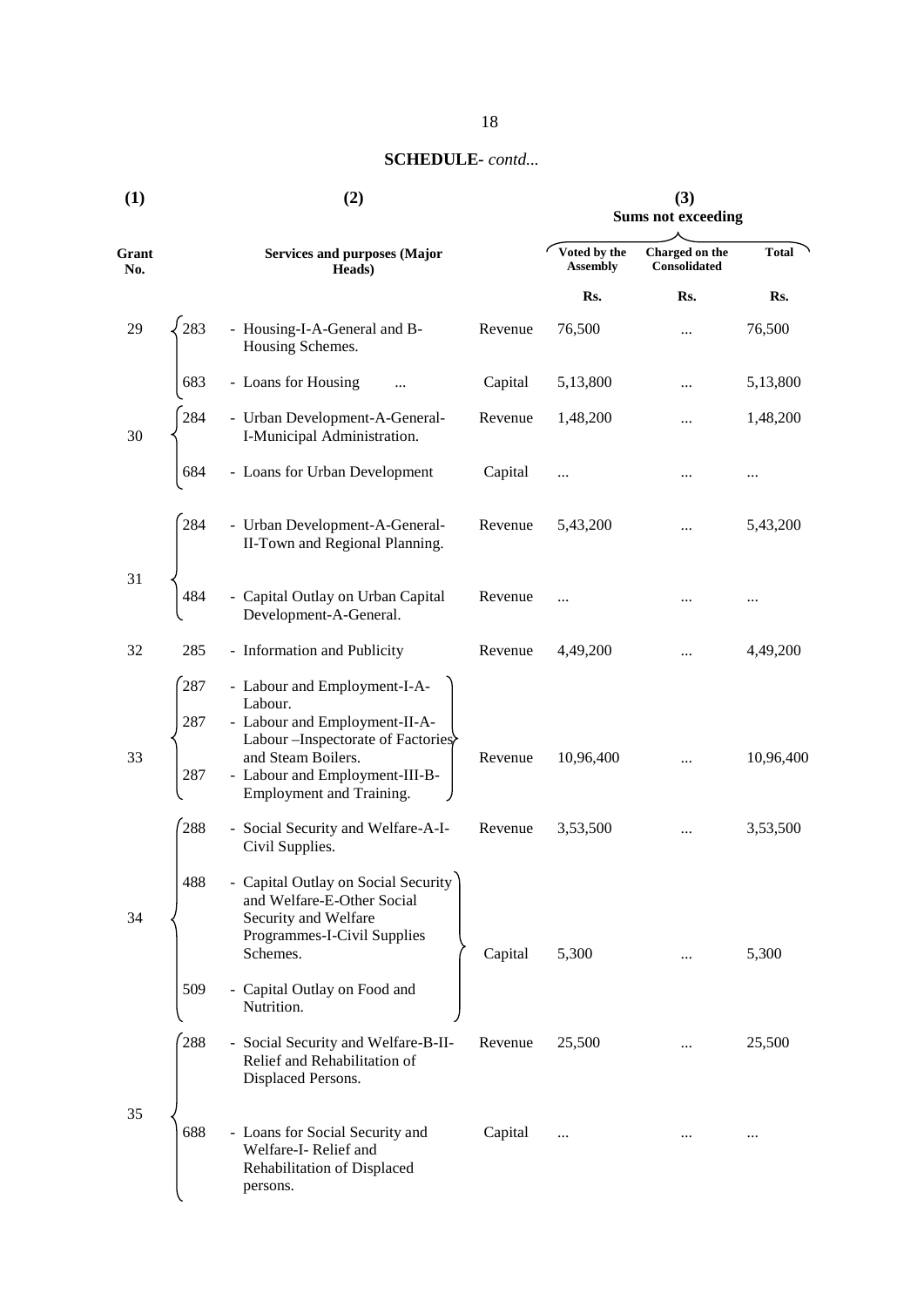## SCHEDULE- *contd...*

| (1) | | (2) | | (3) Sums not exceeding | | |
|---|---|---|---|---|---|---|
| Grant No. | | Services and purposes (Major Heads) | | Voted by the Assembly | Charged on the Consolidated | Total |
| | | | | Rs. | Rs. | Rs. |
| 29 | 283 | - Housing-I-A-General and B-Housing Schemes. | Revenue | 76,500 | ... | 76,500 |
| | 683 | - Loans for Housing ... | Capital | 5,13,800 | ... | 5,13,800 |
| 30 | 284 | - Urban Development-A-General-I-Municipal Administration. | Revenue | 1,48,200 | ... | 1,48,200 |
| | 684 | - Loans for Urban Development | Capital | ... | ... | ... |
| 31 | 284 | - Urban Development-A-General-II-Town and Regional Planning. | Revenue | 5,43,200 | ... | 5,43,200 |
| | 484 | - Capital Outlay on Urban Capital Development-A-General. | Revenue | ... | ... | ... |
| 32 | 285 | - Information and Publicity | Revenue | 4,49,200 | ... | 4,49,200 |
| 33 | 287 | - Labour and Employment-I-A-Labour. | | | | |
| | 287 | - Labour and Employment-II-A-Labour –Inspectorate of Factories and Steam Boilers. | Revenue | 10,96,400 | ... | 10,96,400 |
| | 287 | - Labour and Employment-III-B-Employment and Training. | | | | |
| 34 | 288 | - Social Security and Welfare-A-I-Civil Supplies. | Revenue | 3,53,500 | ... | 3,53,500 |
| | 488 | - Capital Outlay on Social Security and Welfare-E-Other Social Security and Welfare Programmes-I-Civil Supplies Schemes. | Capital | 5,300 | ... | 5,300 |
| | 509 | - Capital Outlay on Food and Nutrition. | | | | |
| 35 | 288 | - Social Security and Welfare-B-II-Relief and Rehabilitation of Displaced Persons. | Revenue | 25,500 | ... | 25,500 |
| | 688 | - Loans for Social Security and Welfare-I- Relief and Rehabilitation of Displaced persons. | Capital | ... | ... | ... |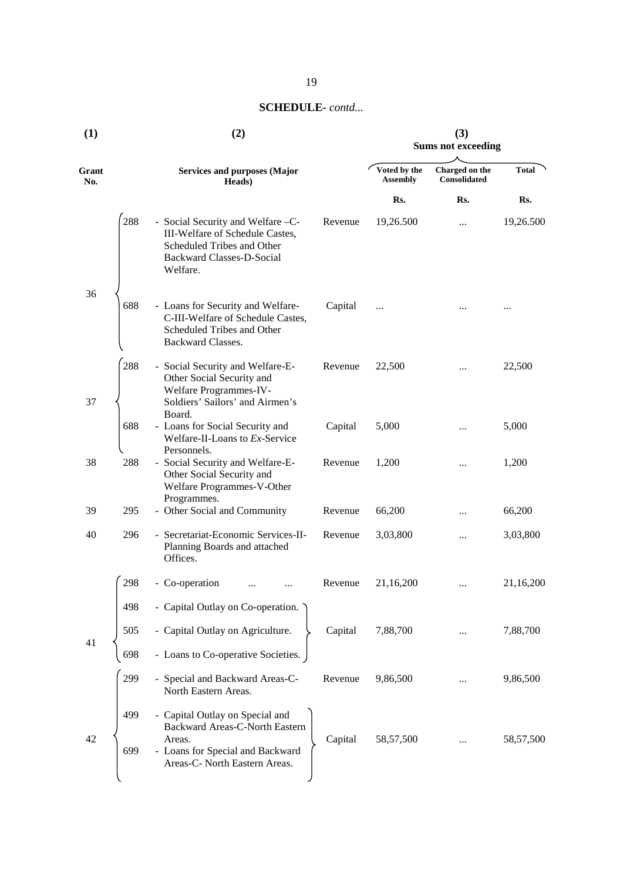**SCHEDULE-** *contd...*

| (1) | | (2) | | (3) Sums not exceeding | | |
|---|---|---|---|---|---|---|
| Grant No. | | Services and purposes (Major Heads) | | Voted by the Assembly | Charged on the Consolidated | Total |
| | | | | Rs. | Rs. | Rs. |
| 36 | 288 | - Social Security and Welfare –C-III-Welfare of Schedule Castes, Scheduled Tribes and Other Backward Classes-D-Social Welfare. | Revenue | 19,26.500 | ... | 19,26.500 |
| | 688 | - Loans for Security and Welfare-C-III-Welfare of Schedule Castes, Scheduled Tribes and Other Backward Classes. | Capital | ... | ... | ... |
| 37 | 288 | - Social Security and Welfare-E-Other Social Security and Welfare Programmes-IV-Soldiers' Sailors' and Airmen's Board. | Revenue | 22,500 | ... | 22,500 |
| | 688 | - Loans for Social Security and Welfare-II-Loans to *Ex*-Service Personnels. | Capital | 5,000 | ... | 5,000 |
| 38 | 288 | - Social Security and Welfare-E-Other Social Security and Welfare Programmes-V-Other Programmes. | Revenue | 1,200 | ... | 1,200 |
| 39 | 295 | - Other Social and Community | Revenue | 66,200 | ... | 66,200 |
| 40 | 296 | - Secretariat-Economic Services-II-Planning Boards and attached Offices. | Revenue | 3,03,800 | ... | 3,03,800 |
| 41 | 298 | - Co-operation ... ... | Revenue | 21,16,200 | ... | 21,16,200 |
| | 498 | - Capital Outlay on Co-operation. | | | | |
| | 505 | - Capital Outlay on Agriculture. | Capital | 7,88,700 | ... | 7,88,700 |
| | 698 | - Loans to Co-operative Societies. | | | | |
| 42 | 299 | - Special and Backward Areas-C-North Eastern Areas. | Revenue | 9,86,500 | ... | 9,86,500 |
| | 499 | - Capital Outlay on Special and Backward Areas-C-North Eastern Areas. | Capital | 58,57,500 | ... | 58,57,500 |
| | 699 | - Loans for Special and Backward Areas-C- North Eastern Areas. | | | | |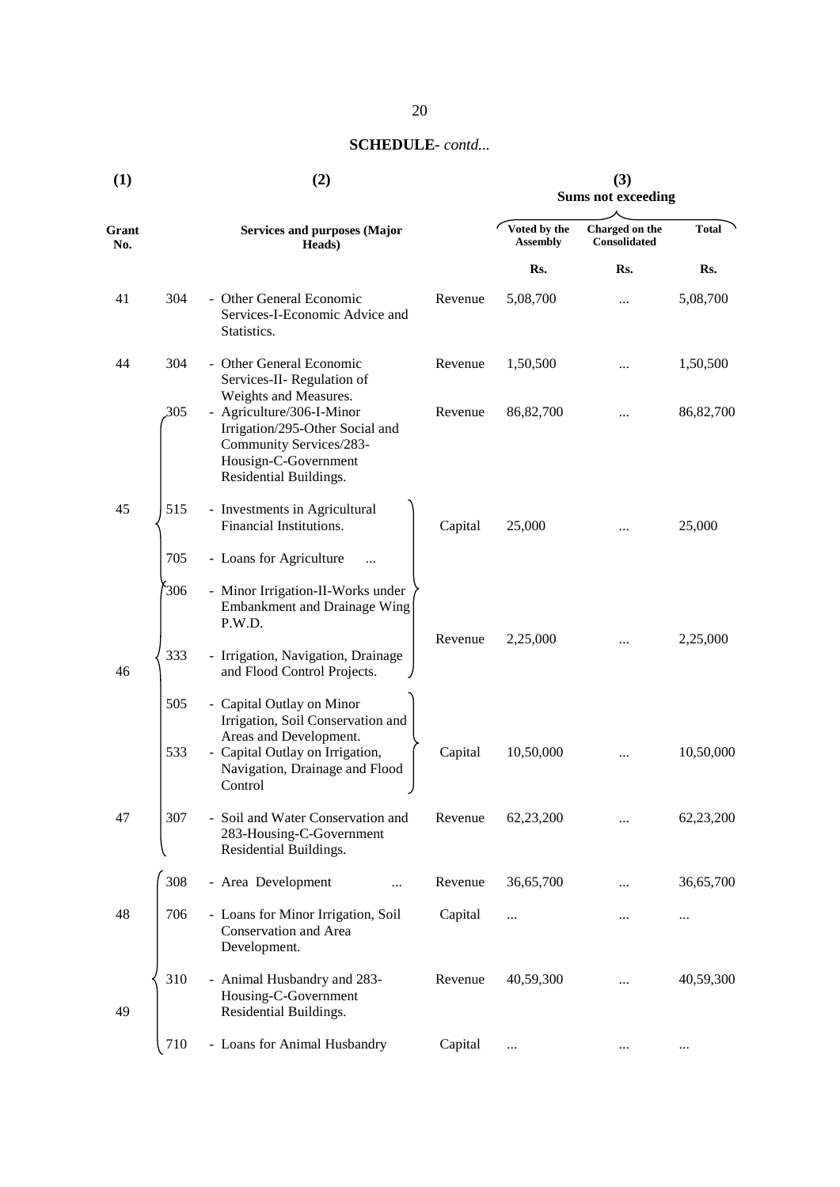**SCHEDULE-** *contd...*

| (1) | | (2) | | (3) Sums not exceeding | | |
|---|---|---|---|---|---|---|
| Grant No. | | Services and purposes (Major Heads) | | Voted by the Assembly | Charged on the Consolidated | Total |
| | | | | Rs. | Rs. | Rs. |
| 41 | 304 | - Other General Economic Services-I-Economic Advice and Statistics. | Revenue | 5,08,700 | ... | 5,08,700 |
| 44 | 304 | - Other General Economic Services-II- Regulation of Weights and Measures. | Revenue | 1,50,500 | ... | 1,50,500 |
| 45 | 305 | - Agriculture/306-I-Minor Irrigation/295-Other Social and Community Services/283-Housign-C-Government Residential Buildings. | Revenue | 86,82,700 | ... | 86,82,700 |
| | 515 | - Investments in Agricultural Financial Institutions. | Capital | 25,000 | ... | 25,000 |
| | 705 | - Loans for Agriculture ... | | | | |
| 46 | 306 | - Minor Irrigation-II-Works under Embankment and Drainage Wing P.W.D. | Revenue | 2,25,000 | ... | 2,25,000 |
| | 333 | - Irrigation, Navigation, Drainage and Flood Control Projects. | | | | |
| | 505 | - Capital Outlay on Minor Irrigation, Soil Conservation and Areas and Development. | Capital | 10,50,000 | ... | 10,50,000 |
| | 533 | - Capital Outlay on Irrigation, Navigation, Drainage and Flood Control | | | | |
| 47 | 307 | - Soil and Water Conservation and 283-Housing-C-Government Residential Buildings. | Revenue | 62,23,200 | ... | 62,23,200 |
| 48 | 308 | - Area Development ... | Revenue | 36,65,700 | ... | 36,65,700 |
| | 706 | - Loans for Minor Irrigation, Soil Conservation and Area Development. | Capital | ... | ... | ... |
| 49 | 310 | - Animal Husbandry and 283-Housing-C-Government Residential Buildings. | Revenue | 40,59,300 | ... | 40,59,300 |
| | 710 | - Loans for Animal Husbandry | Capital | ... | ... | ... |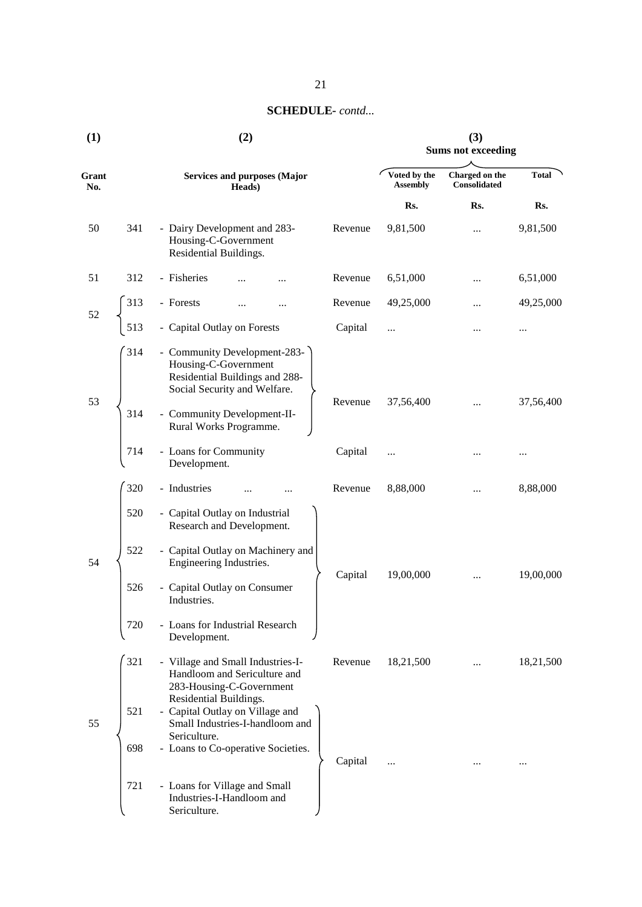**SCHEDULE-** *contd...*

| (1) | | (2) | | (3) Sums not exceeding | | |
|---|---|---|---|---|---|---|
| Grant No. | | Services and purposes (Major Heads) | | Voted by the Assembly | Charged on the Consolidated | Total |
| | | | | Rs. | Rs. | Rs. |
| 50 | 341 | - Dairy Development and 283-Housing-C-Government Residential Buildings. | Revenue | 9,81,500 | ... | 9,81,500 |
| 51 | 312 | - Fisheries ... ... | Revenue | 6,51,000 | ... | 6,51,000 |
| 52 | 313 | - Forests ... ... | Revenue | 49,25,000 | ... | 49,25,000 |
| | 513 | - Capital Outlay on Forests | Capital | ... | ... | ... |
| 53 | 314 | - Community Development-283-Housing-C-Government Residential Buildings and 288-Social Security and Welfare. | Revenue | 37,56,400 | ... | 37,56,400 |
| | 314 | - Community Development-II-Rural Works Programme. | | | | |
| | 714 | - Loans for Community Development. | Capital | ... | ... | ... |
| 54 | 320 | - Industries ... ... | Revenue | 8,88,000 | ... | 8,88,000 |
| | 520 | - Capital Outlay on Industrial Research and Development. | Capital | 19,00,000 | ... | 19,00,000 |
| | 522 | - Capital Outlay on Machinery and Engineering Industries. | | | | |
| | 526 | - Capital Outlay on Consumer Industries. | | | | |
| | 720 | - Loans for Industrial Research Development. | | | | |
| 55 | 321 | - Village and Small Industries-I-Handloom and Sericulture and 283-Housing-C-Government Residential Buildings. | Revenue | 18,21,500 | ... | 18,21,500 |
| | 521 | - Capital Outlay on Village and Small Industries-I-handloom and Sericulture. | Capital | ... | ... | ... |
| | 698 | - Loans to Co-operative Societies. | | | | |
| | 721 | - Loans for Village and Small Industries-I-Handloom and Sericulture. | | | | |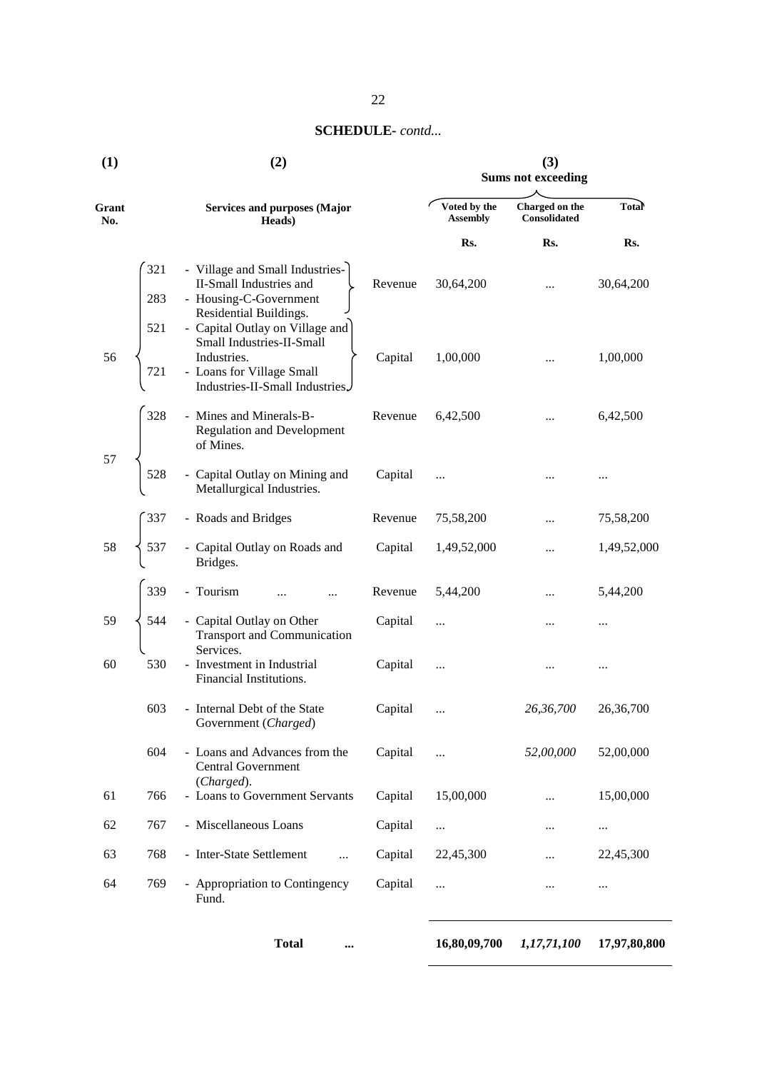**SCHEDULE-** *contd...*

| (1) | | (2) | | (3) Sums not exceeding | | |
|---|---|---|---|---|---|---|
| Grant No. | | Services and purposes (Major Heads) | | Voted by the Assembly | Charged on the Consolidated | Total |
| | | | | Rs. | Rs. | Rs. |
| 56 | 321 | - Village and Small Industries-II-Small Industries and | Revenue | 30,64,200 | ... | 30,64,200 |
| | 283 | - Housing-C-Government Residential Buildings. | | | | |
| | 521 | - Capital Outlay on Village and Small Industries-II-Small Industries. | Capital | 1,00,000 | ... | 1,00,000 |
| | 721 | - Loans for Village Small Industries-II-Small Industries. | | | | |
| 57 | 328 | - Mines and Minerals-B-Regulation and Development of Mines. | Revenue | 6,42,500 | ... | 6,42,500 |
| | 528 | - Capital Outlay on Mining and Metallurgical Industries. | Capital | ... | ... | ... |
| 58 | 337 | - Roads and Bridges | Revenue | 75,58,200 | ... | 75,58,200 |
| | 537 | - Capital Outlay on Roads and Bridges. | Capital | 1,49,52,000 | ... | 1,49,52,000 |
| 59 | 339 | - Tourism ... ... | Revenue | 5,44,200 | ... | 5,44,200 |
| | 544 | - Capital Outlay on Other Transport and Communication Services. | Capital | ... | ... | ... |
| 60 | 530 | - Investment in Industrial Financial Institutions. | Capital | ... | ... | ... |
| | 603 | - Internal Debt of the State Government (*Charged*) | Capital | ... | *26,36,700* | 26,36,700 |
| | 604 | - Loans and Advances from the Central Government (*Charged*). | Capital | ... | *52,00,000* | 52,00,000 |
| 61 | 766 | - Loans to Government Servants | Capital | 15,00,000 | ... | 15,00,000 |
| 62 | 767 | - Miscellaneous Loans | Capital | ... | ... | ... |
| 63 | 768 | - Inter-State Settlement ... | Capital | 22,45,300 | ... | 22,45,300 |
| 64 | 769 | - Appropriation to Contingency Fund. | Capital | ... | ... | ... |
| | | **Total** ... | | **16,80,09,700** | ***1,17,71,100*** | **17,97,80,800** |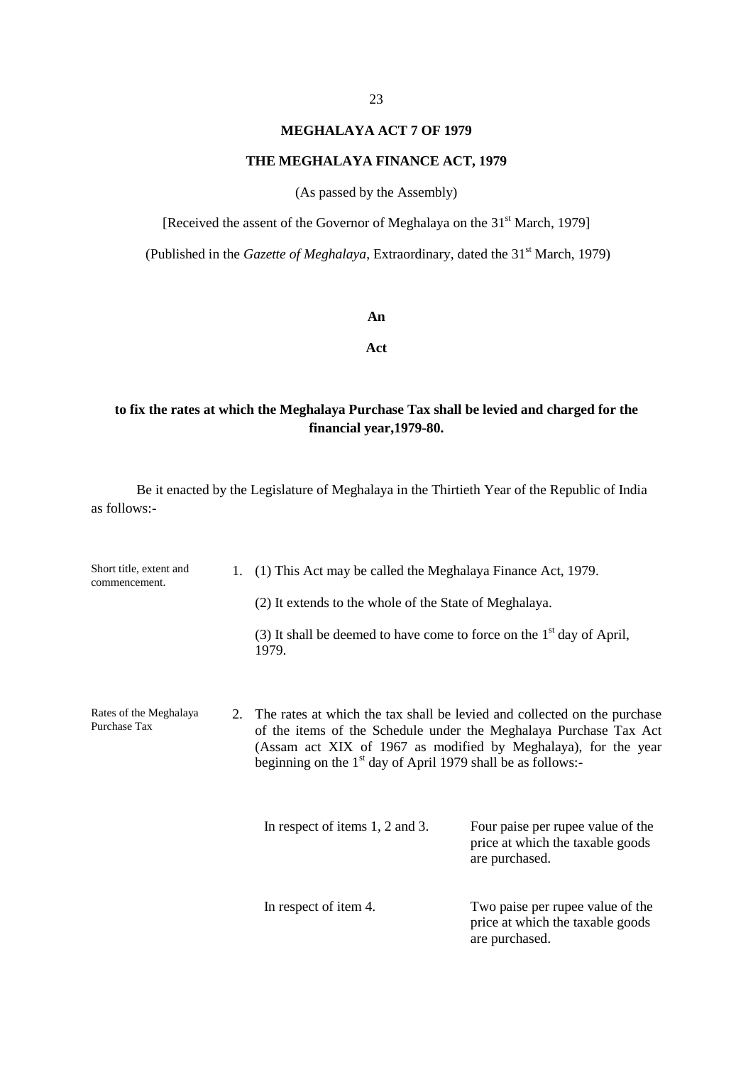# MEGHALAYA ACT 7 OF 1979

## THE MEGHALAYA FINANCE ACT, 1979

(As passed by the Assembly)

[Received the assent of the Governor of Meghalaya on the 31st March, 1979]

(Published in the *Gazette of Meghalaya*, Extraordinary, dated the 31st March, 1979)

**An**

**Act**

**to fix the rates at which the Meghalaya Purchase Tax shall be levied and charged for the financial year,1979-80.**

Be it enacted by the Legislature of Meghalaya in the Thirtieth Year of the Republic of India as follows:-

Short title, extent and commencement.

1. (1) This Act may be called the Meghalaya Finance Act, 1979.

   (2) It extends to the whole of the State of Meghalaya.

   (3) It shall be deemed to have come to force on the 1st day of April, 1979.

Rates of the Meghalaya Purchase Tax

2. The rates at which the tax shall be levied and collected on the purchase of the items of the Schedule under the Meghalaya Purchase Tax Act (Assam act XIX of 1967 as modified by Meghalaya), for the year beginning on the 1st day of April 1979 shall be as follows:-

| | |
|---|---|
| In respect of items 1, 2 and 3. | Four paise per rupee value of the price at which the taxable goods are purchased. |
| In respect of item 4. | Two paise per rupee value of the price at which the taxable goods are purchased. |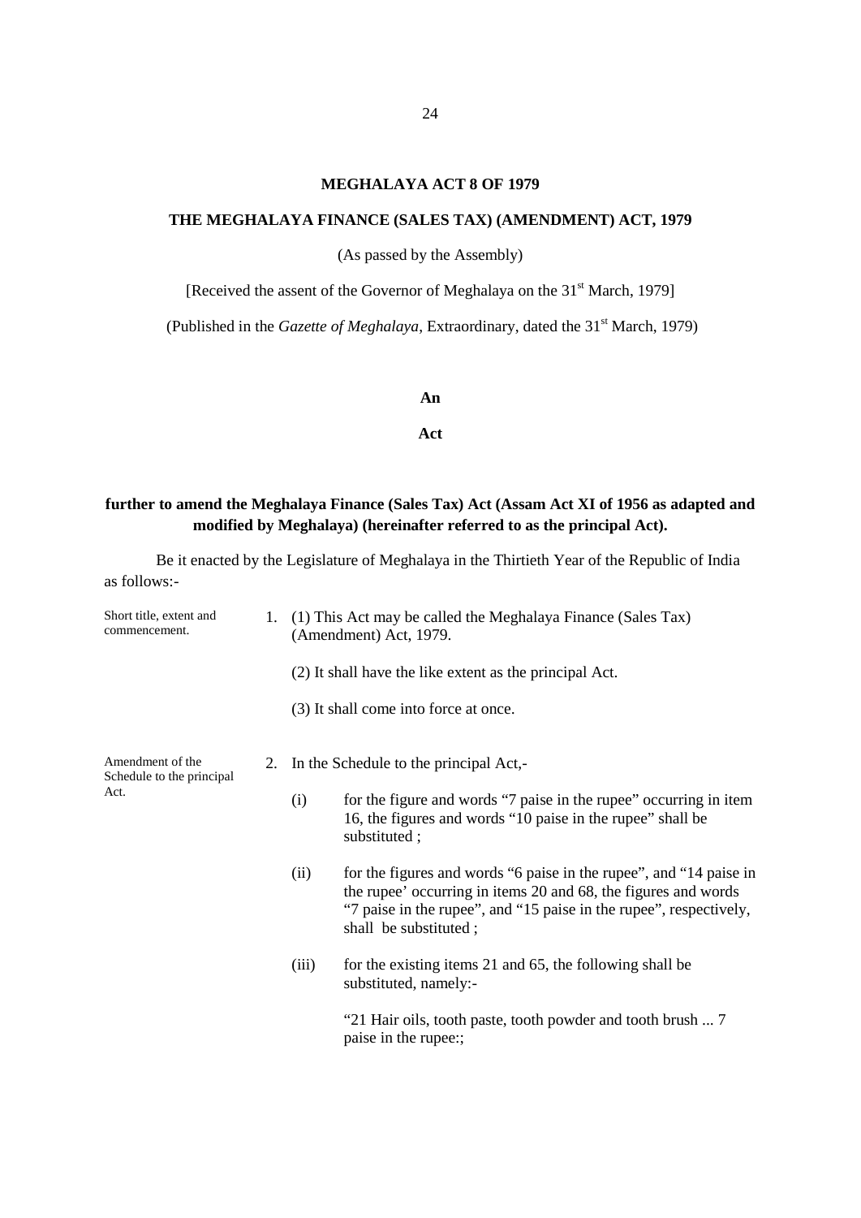# MEGHALAYA ACT 8 OF 1979

## THE MEGHALAYA FINANCE (SALES TAX) (AMENDMENT) ACT, 1979

(As passed by the Assembly)

[Received the assent of the Governor of Meghalaya on the 31st March, 1979]

(Published in the *Gazette of Meghalaya*, Extraordinary, dated the 31st March, 1979)

**An**

**Act**

**further to amend the Meghalaya Finance (Sales Tax) Act (Assam Act XI of 1956 as adapted and modified by Meghalaya) (hereinafter referred to as the principal Act).**

Be it enacted by the Legislature of Meghalaya in the Thirtieth Year of the Republic of India as follows:-

*Short title, extent and commencement.*

1. (1) This Act may be called the Meghalaya Finance (Sales Tax) (Amendment) Act, 1979.

   (2) It shall have the like extent as the principal Act.

   (3) It shall come into force at once.

*Amendment of the Schedule to the principal Act.*

2. In the Schedule to the principal Act,-

   (i) for the figure and words "7 paise in the rupee" occurring in item 16, the figures and words "10 paise in the rupee" shall be substituted ;

   (ii) for the figures and words "6 paise in the rupee", and "14 paise in the rupee' occurring in items 20 and 68, the figures and words "7 paise in the rupee", and "15 paise in the rupee", respectively, shall be substituted ;

   (iii) for the existing items 21 and 65, the following shall be substituted, namely:-

   "21 Hair oils, tooth paste, tooth powder and tooth brush ... 7 paise in the rupee:;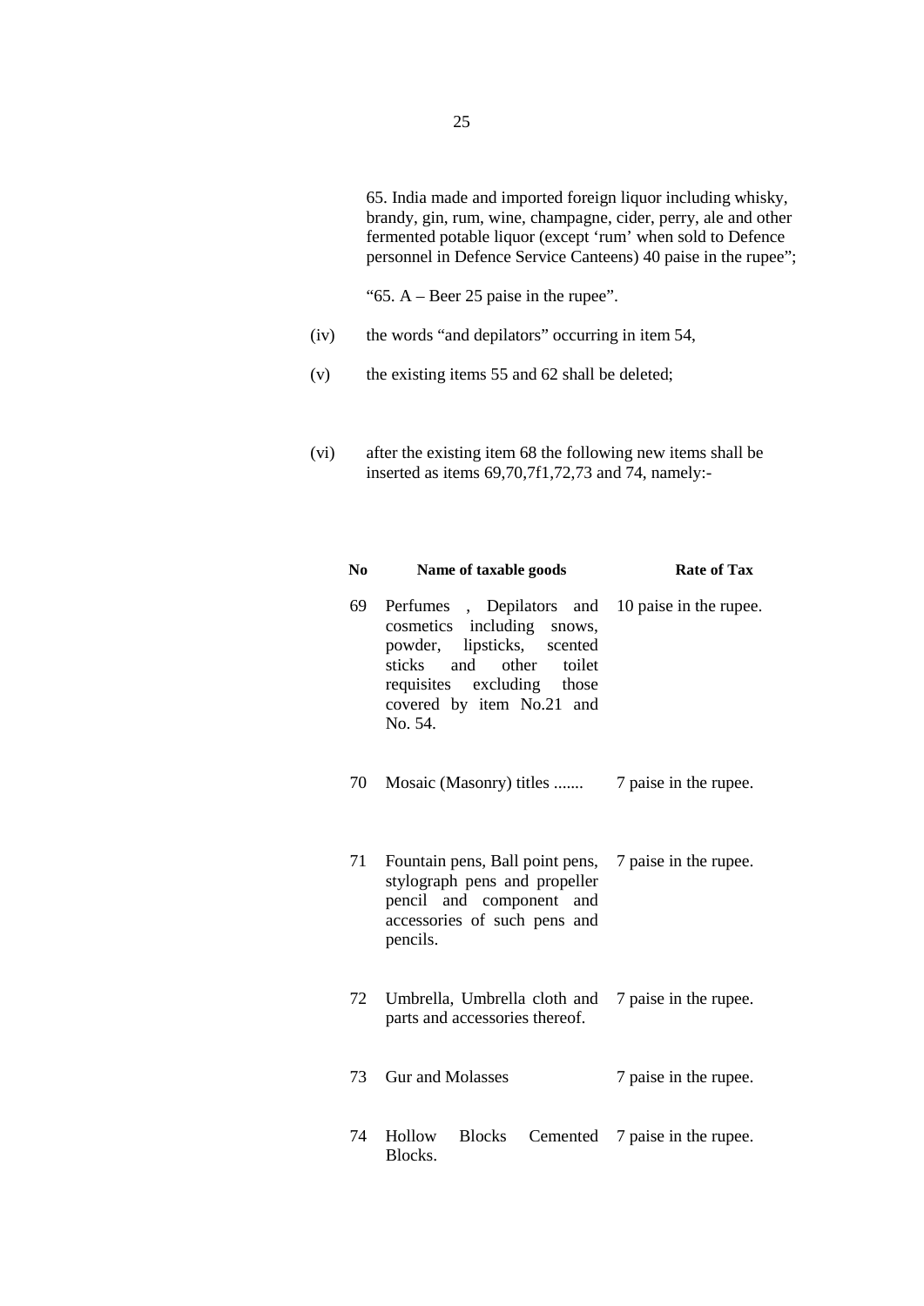65. India made and imported foreign liquor including whisky, brandy, gin, rum, wine, champagne, cider, perry, ale and other fermented potable liquor (except 'rum' when sold to Defence personnel in Defence Service Canteens) 40 paise in the rupee";

"65. A – Beer 25 paise in the rupee".

(iv) the words "and depilators" occurring in item 54,

(v) the existing items 55 and 62 shall be deleted;

(vi) after the existing item 68 the following new items shall be inserted as items 69,70,7f1,72,73 and 74, namely:-

| No | Name of taxable goods | Rate of Tax |
|---|---|---|
| 69 | Perfumes , Depilators and cosmetics including snows, powder, lipsticks, scented sticks and other toilet requisites excluding those covered by item No.21 and No. 54. | 10 paise in the rupee. |
| 70 | Mosaic (Masonry) titles ....... | 7 paise in the rupee. |
| 71 | Fountain pens, Ball point pens, stylograph pens and propeller pencil and component and accessories of such pens and pencils. | 7 paise in the rupee. |
| 72 | Umbrella, Umbrella cloth and parts and accessories thereof. | 7 paise in the rupee. |
| 73 | Gur and Molasses | 7 paise in the rupee. |
| 74 | Hollow Blocks Cemented Blocks. | 7 paise in the rupee. |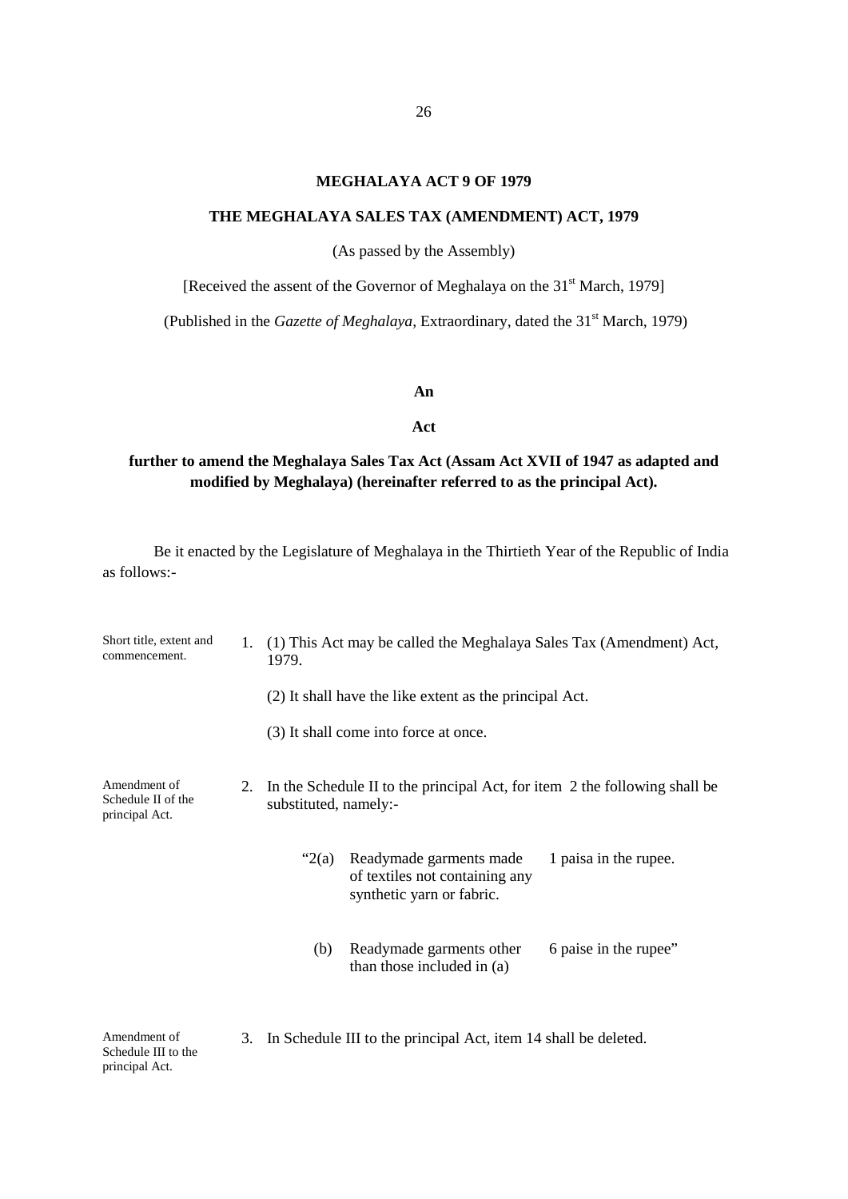**MEGHALAYA ACT 9 OF 1979**

**THE MEGHALAYA SALES TAX (AMENDMENT) ACT, 1979**

(As passed by the Assembly)

[Received the assent of the Governor of Meghalaya on the 31st March, 1979]

(Published in the *Gazette of Meghalaya*, Extraordinary, dated the 31st March, 1979)

**An**

**Act**

**further to amend the Meghalaya Sales Tax Act (Assam Act XVII of 1947 as adapted and modified by Meghalaya) (hereinafter referred to as the principal Act).**

Be it enacted by the Legislature of Meghalaya in the Thirtieth Year of the Republic of India as follows:-

Short title, extent and commencement.

1. (1) This Act may be called the Meghalaya Sales Tax (Amendment) Act, 1979.

   (2) It shall have the like extent as the principal Act.

   (3) It shall come into force at once.

Amendment of Schedule II of the principal Act.

2. In the Schedule II to the principal Act, for item 2 the following shall be substituted, namely:-

| | | |
|---|---|---|
| "2(a) | Readymade garments made of textiles not containing any synthetic yarn or fabric. | 1 paisa in the rupee. |
| (b) | Readymade garments other than those included in (a) | 6 paise in the rupee" |

Amendment of Schedule III to the principal Act.

3. In Schedule III to the principal Act, item 14 shall be deleted.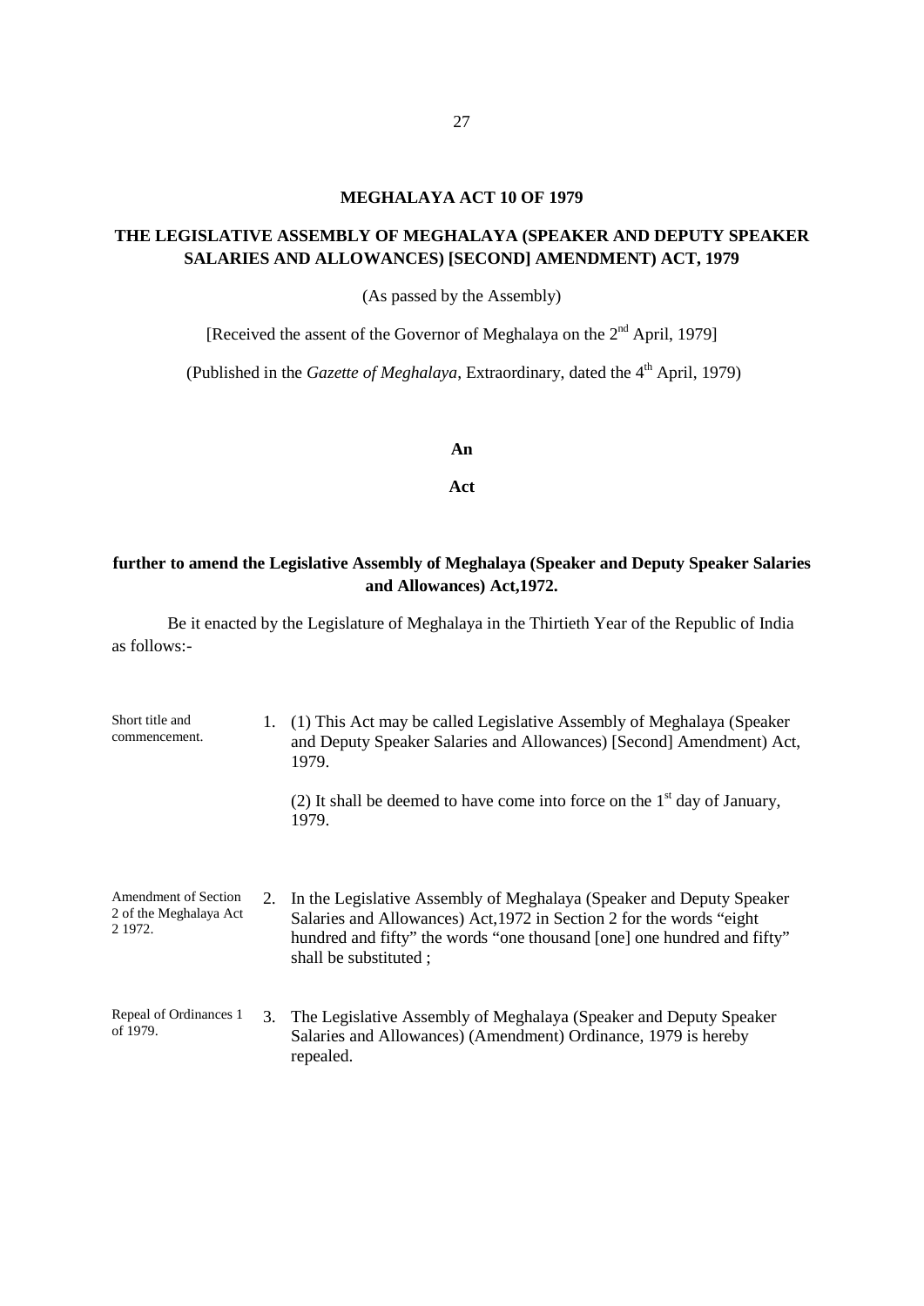# MEGHALAYA ACT 10 OF 1979

## THE LEGISLATIVE ASSEMBLY OF MEGHALAYA (SPEAKER AND DEPUTY SPEAKER SALARIES AND ALLOWANCES) [SECOND] AMENDMENT) ACT, 1979

(As passed by the Assembly)

[Received the assent of the Governor of Meghalaya on the 2nd April, 1979]

(Published in the *Gazette of Meghalaya*, Extraordinary, dated the 4th April, 1979)

**An**

**Act**

**further to amend the Legislative Assembly of Meghalaya (Speaker and Deputy Speaker Salaries and Allowances) Act,1972.**

Be it enacted by the Legislature of Meghalaya in the Thirtieth Year of the Republic of India as follows:-

Short title and commencement.

1. (1) This Act may be called Legislative Assembly of Meghalaya (Speaker and Deputy Speaker Salaries and Allowances) [Second] Amendment) Act, 1979.

   (2) It shall be deemed to have come into force on the 1st day of January, 1979.

Amendment of Section 2 of the Meghalaya Act 2 1972.

2. In the Legislative Assembly of Meghalaya (Speaker and Deputy Speaker Salaries and Allowances) Act,1972 in Section 2 for the words "eight hundred and fifty" the words "one thousand [one] one hundred and fifty" shall be substituted ;

Repeal of Ordinances 1 of 1979.

3. The Legislative Assembly of Meghalaya (Speaker and Deputy Speaker Salaries and Allowances) (Amendment) Ordinance, 1979 is hereby repealed.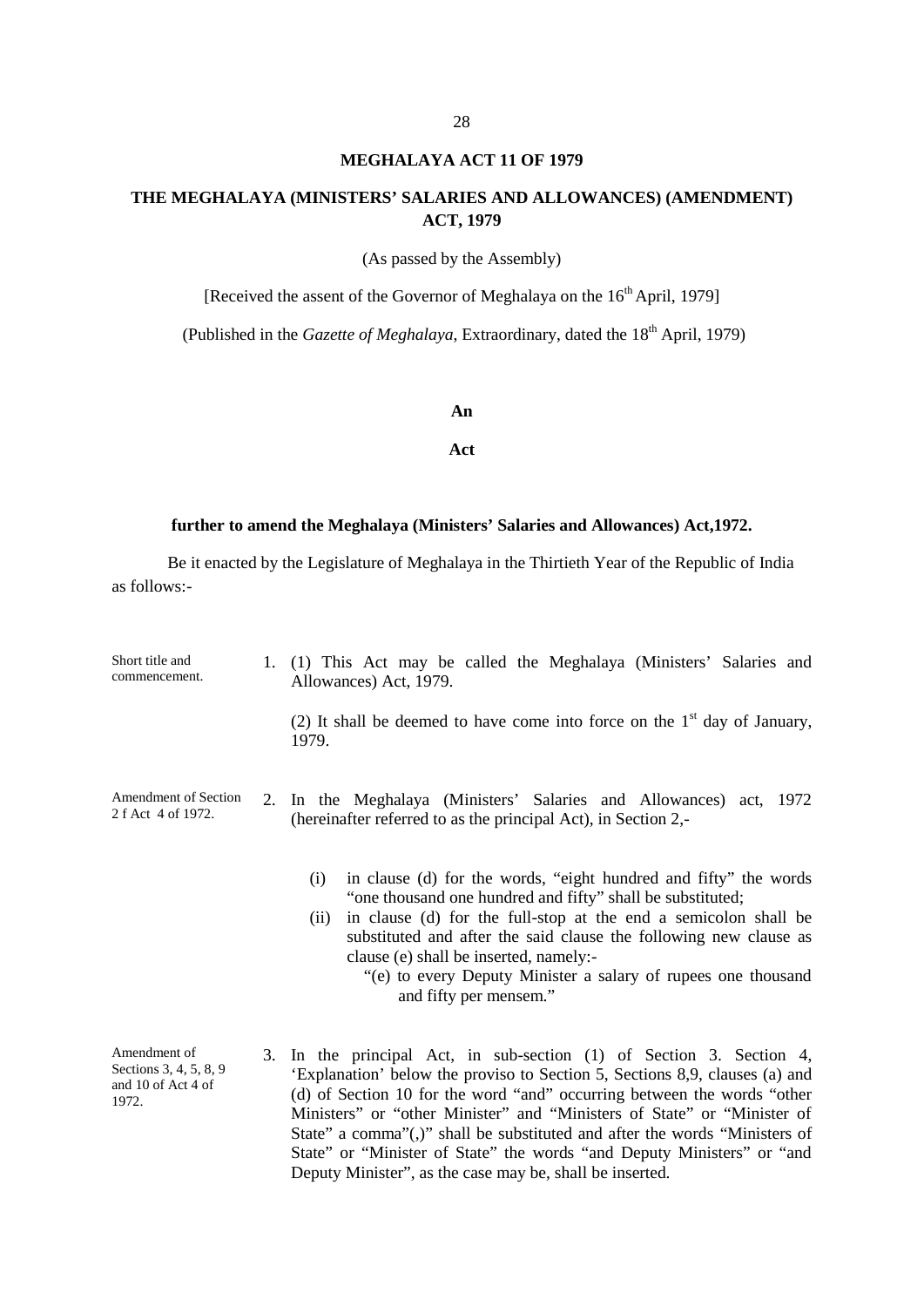# MEGHALAYA ACT 11 OF 1979

## THE MEGHALAYA (MINISTERS' SALARIES AND ALLOWANCES) (AMENDMENT) ACT, 1979

(As passed by the Assembly)

[Received the assent of the Governor of Meghalaya on the 16th April, 1979]

(Published in the *Gazette of Meghalaya*, Extraordinary, dated the 18th April, 1979)

**An**

**Act**

**further to amend the Meghalaya (Ministers' Salaries and Allowances) Act,1972.**

Be it enacted by the Legislature of Meghalaya in the Thirtieth Year of the Republic of India as follows:-

Short title and commencement.

1. (1) This Act may be called the Meghalaya (Ministers' Salaries and Allowances) Act, 1979.

   (2) It shall be deemed to have come into force on the 1st day of January, 1979.

Amendment of Section 2 f Act 4 of 1972.

2. In the Meghalaya (Ministers' Salaries and Allowances) act, 1972 (hereinafter referred to as the principal Act), in Section 2,-

   (i) in clause (d) for the words, "eight hundred and fifty" the words "one thousand one hundred and fifty" shall be substituted;

   (ii) in clause (d) for the full-stop at the end a semicolon shall be substituted and after the said clause the following new clause as clause (e) shall be inserted, namely:-

   "(e) to every Deputy Minister a salary of rupees one thousand and fifty per mensem."

Amendment of Sections 3, 4, 5, 8, 9 and 10 of Act 4 of 1972.

3. In the principal Act, in sub-section (1) of Section 3. Section 4, 'Explanation' below the proviso to Section 5, Sections 8,9, clauses (a) and (d) of Section 10 for the word "and" occurring between the words "other Ministers" or "other Minister" and "Ministers of State" or "Minister of State" a comma"(,)" shall be substituted and after the words "Ministers of State" or "Minister of State" the words "and Deputy Ministers" or "and Deputy Minister", as the case may be, shall be inserted.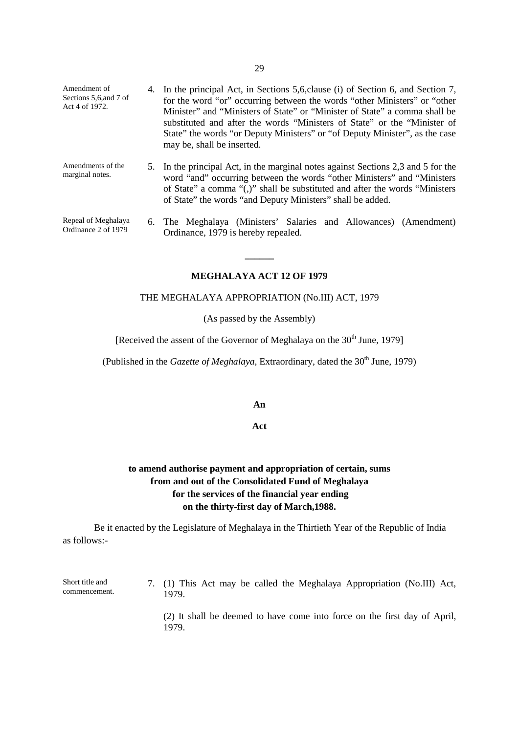Amendment of Sections 5,6,and 7 of Act 4 of 1972.

4. In the principal Act, in Sections 5,6,clause (i) of Section 6, and Section 7, for the word "or" occurring between the words "other Ministers" or "other Minister" and "Ministers of State" or "Minister of State" a comma shall be substituted and after the words "Ministers of State" or the "Minister of State" the words "or Deputy Ministers" or "of Deputy Minister", as the case may be, shall be inserted.

Amendments of the marginal notes.

5. In the principal Act, in the marginal notes against Sections 2,3 and 5 for the word "and" occurring between the words "other Ministers" and "Ministers of State" a comma "(,)" shall be substituted and after the words "Ministers of State" the words "and Deputy Ministers" shall be added.

Repeal of Meghalaya Ordinance 2 of 1979

6. The Meghalaya (Ministers' Salaries and Allowances) (Amendment) Ordinance, 1979 is hereby repealed.

---

## MEGHALAYA ACT 12 OF 1979

THE MEGHALAYA APPROPRIATION (No.III) ACT, 1979

(As passed by the Assembly)

[Received the assent of the Governor of Meghalaya on the 30th June, 1979]

(Published in the *Gazette of Meghalaya*, Extraordinary, dated the 30th June, 1979)

**An**

**Act**

**to amend authorise payment and appropriation of certain, sums from and out of the Consolidated Fund of Meghalaya for the services of the financial year ending on the thirty-first day of March,1988.**

Be it enacted by the Legislature of Meghalaya in the Thirtieth Year of the Republic of India as follows:-

Short title and commencement.

7. (1) This Act may be called the Meghalaya Appropriation (No.III) Act, 1979.

(2) It shall be deemed to have come into force on the first day of April, 1979.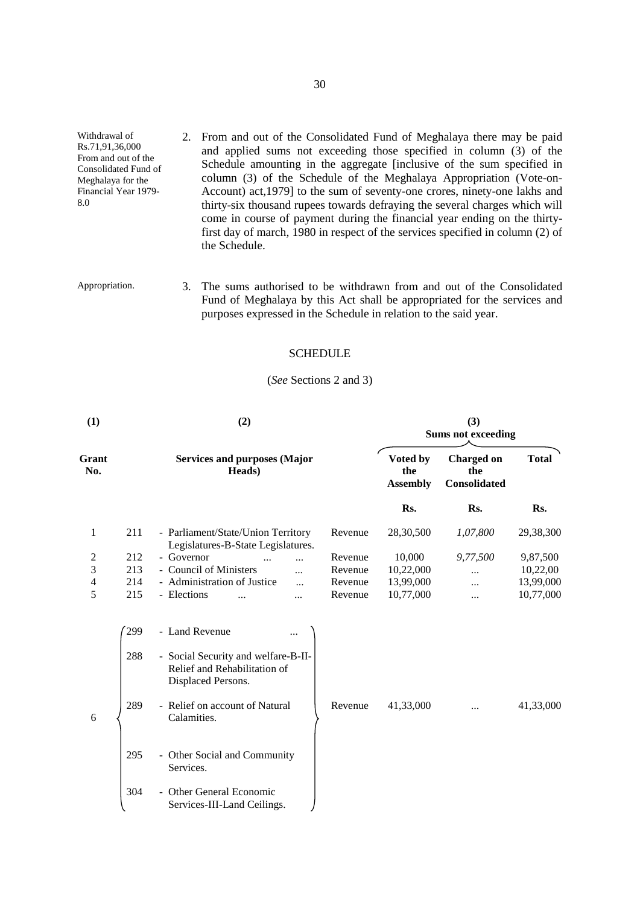Withdrawal of Rs.71,91,36,000 From and out of the Consolidated Fund of Meghalaya for the Financial Year 1979-8.0

2. From and out of the Consolidated Fund of Meghalaya there may be paid and applied sums not exceeding those specified in column (3) of the Schedule amounting in the aggregate [inclusive of the sum specified in column (3) of the Schedule of the Meghalaya Appropriation (Vote-on-Account) act,1979] to the sum of seventy-one crores, ninety-one lakhs and thirty-six thousand rupees towards defraying the several charges which will come in course of payment during the financial year ending on the thirty-first day of march, 1980 in respect of the services specified in column (2) of the Schedule.

Appropriation.

3. The sums authorised to be withdrawn from and out of the Consolidated Fund of Meghalaya by this Act shall be appropriated for the services and purposes expressed in the Schedule in relation to the said year.

SCHEDULE

(*See* Sections 2 and 3)

| (1) | | (2) | | (3) Sums not exceeding | | |
|---|---|---|---|---|---|---|
| **Grant No.** | | **Services and purposes (Major Heads)** | | **Voted by the Assembly** | **Charged on the Consolidated** | **Total** |
| | | | | **Rs.** | **Rs.** | **Rs.** |
| 1 | 211 | - Parliament/State/Union Territory Legislatures-B-State Legislatures. | Revenue | 28,30,500 | *1,07,800* | 29,38,300 |
| 2 | 212 | - Governor ... ... | Revenue | 10,000 | *9,77,500* | 9,87,500 |
| 3 | 213 | - Council of Ministers ... | Revenue | 10,22,000 | ... | 10,22,00 |
| 4 | 214 | - Administration of Justice ... | Revenue | 13,99,000 | ... | 13,99,000 |
| 5 | 215 | - Elections ... ... | Revenue | 10,77,000 | ... | 10,77,000 |
| 6 | 299 | - Land Revenue ... | Revenue | 41,33,000 | ... | 41,33,000 |
| | 288 | - Social Security and welfare-B-II-Relief and Rehabilitation of Displaced Persons. | | | | |
| | 289 | - Relief on account of Natural Calamities. | | | | |
| | 295 | - Other Social and Community Services. | | | | |
| | 304 | - Other General Economic Services-III-Land Ceilings. | | | | |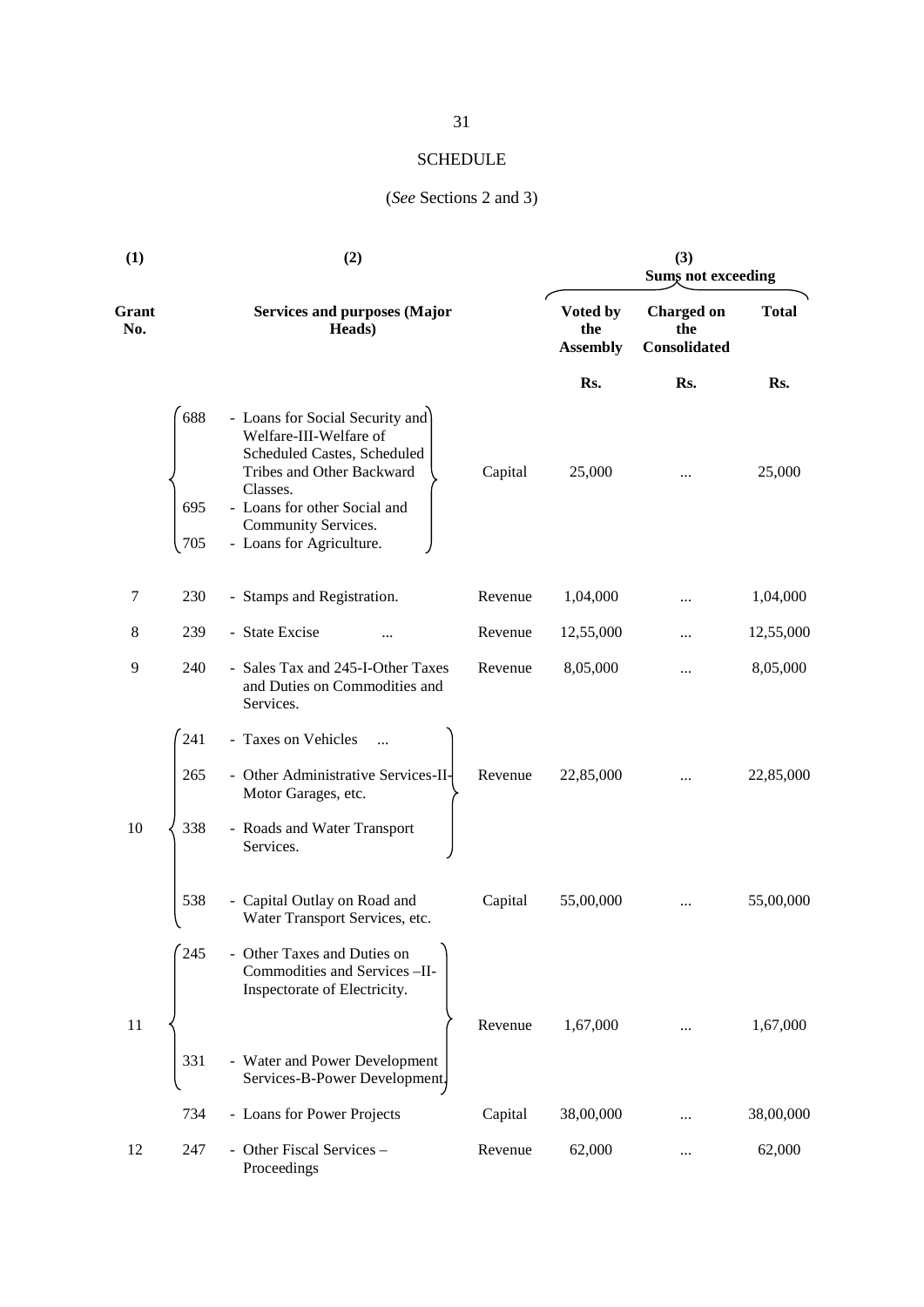SCHEDULE

(*See* Sections 2 and 3)

| (1) | | (2) | | (3) Sums not exceeding | | |
|---|---|---|---|---|---|---|
| Grant No. | | Services and purposes (Major Heads) | | Voted by the Assembly | Charged on the Consolidated | Total |
| | | | | Rs. | Rs. | Rs. |
| | 688 | - Loans for Social Security and Welfare-III-Welfare of Scheduled Castes, Scheduled Tribes and Other Backward Classes. | | | | |
| | 695 | - Loans for other Social and Community Services. | Capital | 25,000 | ... | 25,000 |
| | 705 | - Loans for Agriculture. | | | | |
| 7 | 230 | - Stamps and Registration. | Revenue | 1,04,000 | ... | 1,04,000 |
| 8 | 239 | - State Excise ... | Revenue | 12,55,000 | ... | 12,55,000 |
| 9 | 240 | - Sales Tax and 245-I-Other Taxes and Duties on Commodities and Services. | Revenue | 8,05,000 | ... | 8,05,000 |
| 10 | 241 | - Taxes on Vehicles ... | | | | |
| | 265 | - Other Administrative Services-II-Motor Garages, etc. | Revenue | 22,85,000 | ... | 22,85,000 |
| | 338 | - Roads and Water Transport Services. | | | | |
| | 538 | - Capital Outlay on Road and Water Transport Services, etc. | Capital | 55,00,000 | ... | 55,00,000 |
| 11 | 245 | - Other Taxes and Duties on Commodities and Services –II-Inspectorate of Electricity. | Revenue | 1,67,000 | ... | 1,67,000 |
| | 331 | - Water and Power Development Services-B-Power Development. | | | | |
| | 734 | - Loans for Power Projects | Capital | 38,00,000 | ... | 38,00,000 |
| 12 | 247 | - Other Fiscal Services – Proceedings | Revenue | 62,000 | ... | 62,000 |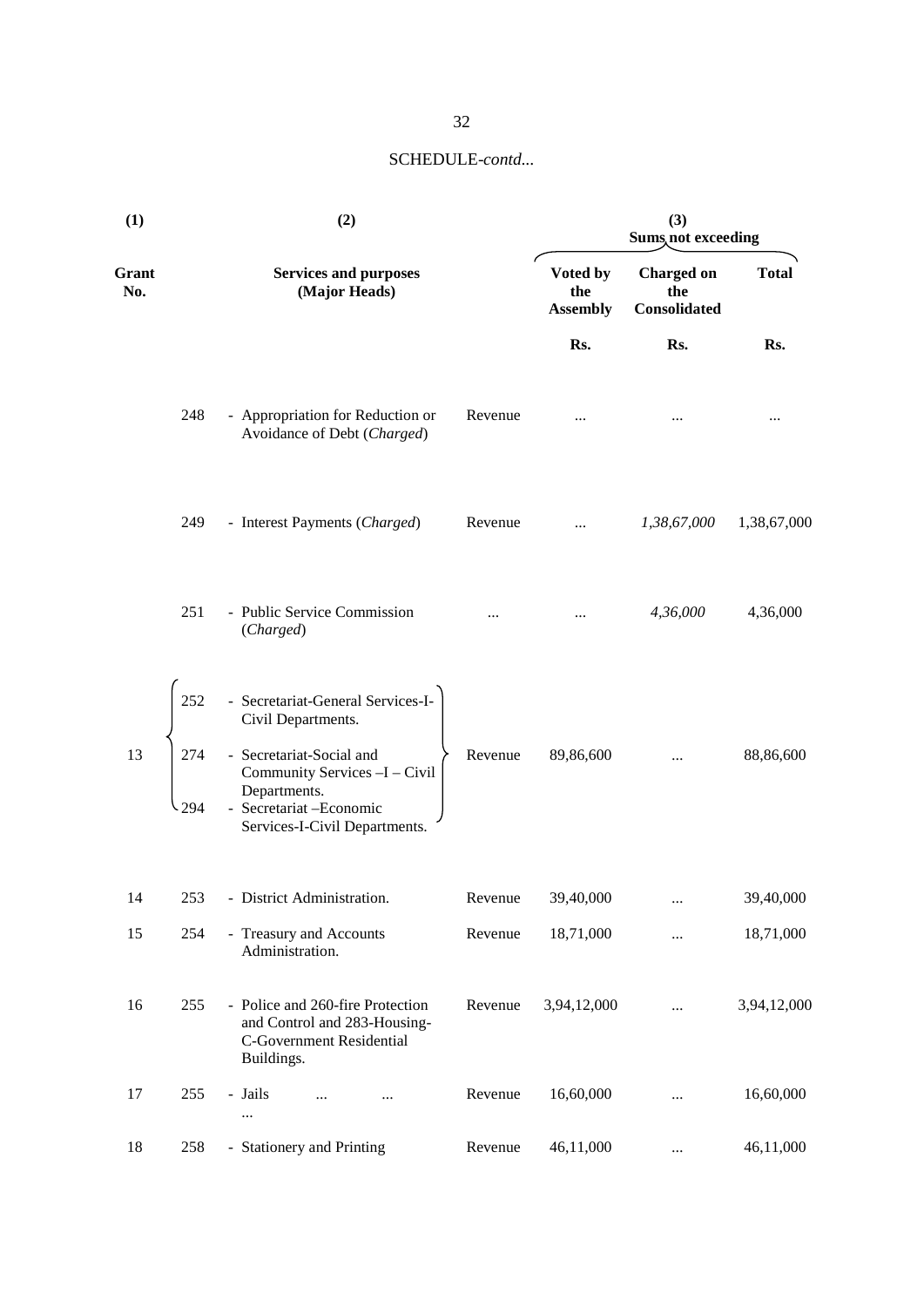SCHEDULE-*contd...*

| (1) | | (2) | | (3) Sums not exceeding | | |
|---|---|---|---|---|---|---|
| Grant No. | | Services and purposes (Major Heads) | | Voted by the Assembly | Charged on the Consolidated | Total |
| | | | | Rs. | Rs. | Rs. |
| | 248 | - Appropriation for Reduction or Avoidance of Debt (*Charged*) | Revenue | ... | ... | ... |
| | 249 | - Interest Payments (*Charged*) | Revenue | ... | *1,38,67,000* | 1,38,67,000 |
| | 251 | - Public Service Commission (*Charged*) | ... | ... | *4,36,000* | 4,36,000 |
| 13 | 252<br>274<br>294 | - Secretariat-General Services-I-Civil Departments.<br>- Secretariat-Social and Community Services –I – Civil Departments.<br>- Secretariat –Economic Services-I-Civil Departments. | Revenue | 89,86,600 | ... | 88,86,600 |
| 14 | 253 | - District Administration. | Revenue | 39,40,000 | ... | 39,40,000 |
| 15 | 254 | - Treasury and Accounts Administration. | Revenue | 18,71,000 | ... | 18,71,000 |
| 16 | 255 | - Police and 260-fire Protection and Control and 283-Housing-C-Government Residential Buildings. | Revenue | 3,94,12,000 | ... | 3,94,12,000 |
| 17 | 255 | - Jails ... ... ... | Revenue | 16,60,000 | ... | 16,60,000 |
| 18 | 258 | - Stationery and Printing | Revenue | 46,11,000 | ... | 46,11,000 |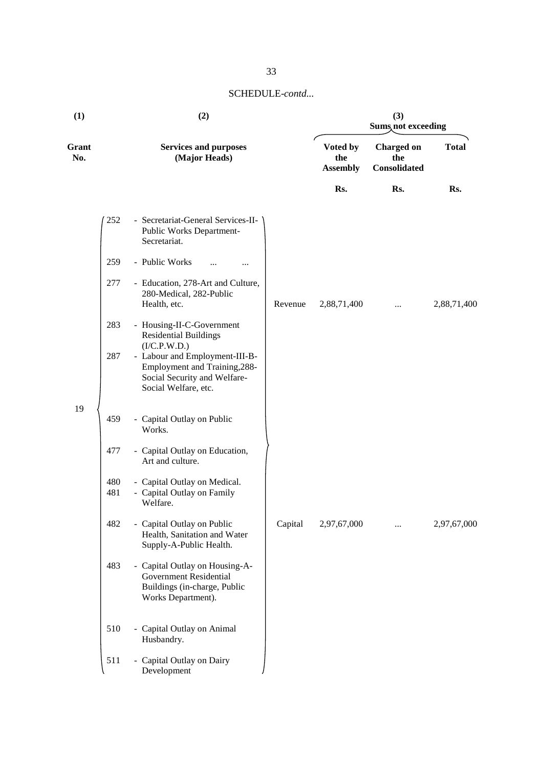SCHEDULE-*contd...*

| (1) | (2) | | (3) Sums not exceeding | | |
|---|---|---|---|---|---|
| Grant No. | Services and purposes (Major Heads) | | Voted by the Assembly | Charged on the Consolidated | Total |
| | | | Rs. | Rs. | Rs. |
| 19 | 252 - Secretariat-General Services-II-Public Works Department-Secretariat.<br>259 - Public Works ... ...<br>277 - Education, 278-Art and Culture, 280-Medical, 282-Public Health, etc.<br>283 - Housing-II-C-Government Residential Buildings (I/C.P.W.D.)<br>287 - Labour and Employment-III-B-Employment and Training, 288-Social Security and Welfare-Social Welfare, etc. | Revenue | 2,88,71,400 | ... | 2,88,71,400 |
| | 459 - Capital Outlay on Public Works.<br>477 - Capital Outlay on Education, Art and culture.<br>480 - Capital Outlay on Medical.<br>481 - Capital Outlay on Family Welfare.<br>482 - Capital Outlay on Public Health, Sanitation and Water Supply-A-Public Health.<br>483 - Capital Outlay on Housing-A-Government Residential Buildings (in-charge, Public Works Department).<br>510 - Capital Outlay on Animal Husbandry.<br>511 - Capital Outlay on Dairy Development | Capital | 2,97,67,000 | ... | 2,97,67,000 |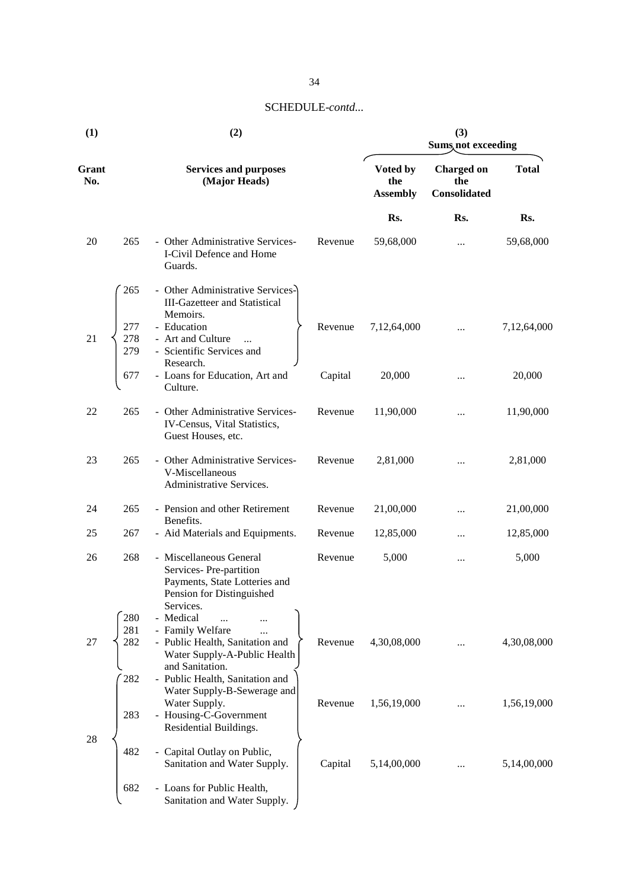SCHEDULE-*contd...*

| (1) | | (2) | | (3) Sums not exceeding | | |
|---|---|---|---|---|---|---|
| Grant No. | | Services and purposes (Major Heads) | | Voted by the Assembly | Charged on the Consolidated | Total |
| | | | | Rs. | Rs. | Rs. |
| 20 | 265 | - Other Administrative Services-I-Civil Defence and Home Guards. | Revenue | 59,68,000 | ... | 59,68,000 |
| 21 | 265 | - Other Administrative Services-III-Gazetteer and Statistical Memoirs. | Revenue | 7,12,64,000 | ... | 7,12,64,000 |
| | 277 | - Education | | | | |
| | 278 | - Art and Culture ... | | | | |
| | 279 | - Scientific Services and Research. | | | | |
| | 677 | - Loans for Education, Art and Culture. | Capital | 20,000 | ... | 20,000 |
| 22 | 265 | - Other Administrative Services-IV-Census, Vital Statistics, Guest Houses, etc. | Revenue | 11,90,000 | ... | 11,90,000 |
| 23 | 265 | - Other Administrative Services-V-Miscellaneous Administrative Services. | Revenue | 2,81,000 | ... | 2,81,000 |
| 24 | 265 | - Pension and other Retirement Benefits. | Revenue | 21,00,000 | ... | 21,00,000 |
| 25 | 267 | - Aid Materials and Equipments. | Revenue | 12,85,000 | ... | 12,85,000 |
| 26 | 268 | - Miscellaneous General Services- Pre-partition Payments, State Lotteries and Pension for Distinguished Services. | Revenue | 5,000 | ... | 5,000 |
| 27 | 280 | - Medical ... ... | Revenue | 4,30,08,000 | ... | 4,30,08,000 |
| | 281 | - Family Welfare ... | | | | |
| | 282 | - Public Health, Sanitation and Water Supply-A-Public Health and Sanitation. | | | | |
| 28 | 282 | - Public Health, Sanitation and Water Supply-B-Sewerage and Water Supply. | Revenue | 1,56,19,000 | ... | 1,56,19,000 |
| | 283 | - Housing-C-Government Residential Buildings. | | | | |
| | 482 | - Capital Outlay on Public, Sanitation and Water Supply. | Capital | 5,14,00,000 | ... | 5,14,00,000 |
| | 682 | - Loans for Public Health, Sanitation and Water Supply. | | | | |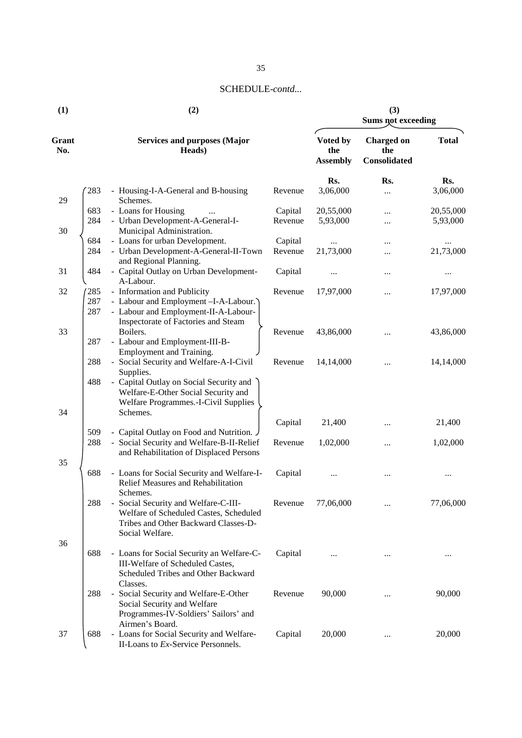SCHEDULE-*contd...*

| (1) | (2) | | | (3) Sums not exceeding | | |
|---|---|---|---|---|---|---|
| Grant No. | Services and purposes (Major Heads) | | | Voted by the Assembly | Charged on the Consolidated | Total |
| | | | | Rs. | Rs. | Rs. |
| 29 | 283 | - Housing-I-A-General and B-housing Schemes. | Revenue | 3,06,000 | ... | 3,06,000 |
| | 683 | - Loans for Housing ... | Capital | 20,55,000 | ... | 20,55,000 |
| 30 | 284 | - Urban Development-A-General-I-Municipal Administration. | Revenue | 5,93,000 | ... | 5,93,000 |
| | 684 | - Loans for urban Development. | Capital | ... | ... | ... |
| 31 | 284 | - Urban Development-A-General-II-Town and Regional Planning. | Revenue | 21,73,000 | ... | 21,73,000 |
| | 484 | - Capital Outlay on Urban Development-A-Labour. | Capital | ... | ... | ... |
| 32 | 285 | - Information and Publicity | Revenue | 17,97,000 | ... | 17,97,000 |
| 33 | 287 | - Labour and Employment –I-A-Labour. | | | | |
| | 287 | - Labour and Employment-II-A-Labour-Inspectorate of Factories and Steam Boilers. | Revenue | 43,86,000 | ... | 43,86,000 |
| | 287 | - Labour and Employment-III-B-Employment and Training. | | | | |
| 34 | 288 | - Social Security and Welfare-A-I-Civil Supplies. | Revenue | 14,14,000 | ... | 14,14,000 |
| | 488 | - Capital Outlay on Social Security and Welfare-E-Other Social Security and Welfare Programmes.-I-Civil Supplies Schemes. | Capital | 21,400 | ... | 21,400 |
| | 509 | - Capital Outlay on Food and Nutrition. | | | | |
| 35 | 288 | - Social Security and Welfare-B-II-Relief and Rehabilitation of Displaced Persons | Revenue | 1,02,000 | ... | 1,02,000 |
| | 688 | - Loans for Social Security and Welfare-I-Relief Measures and Rehabilitation Schemes. | Capital | ... | ... | ... |
| 36 | 288 | - Social Security and Welfare-C-III-Welfare of Scheduled Castes, Scheduled Tribes and Other Backward Classes-D-Social Welfare. | Revenue | 77,06,000 | ... | 77,06,000 |
| | 688 | - Loans for Social Security an Welfare-C-III-Welfare of Scheduled Castes, Scheduled Tribes and Other Backward Classes. | Capital | ... | ... | ... |
| 37 | 288 | - Social Security and Welfare-E-Other Social Security and Welfare Programmes-IV-Soldiers' Sailors' and Airmen's Board. | Revenue | 90,000 | ... | 90,000 |
| | 688 | - Loans for Social Security and Welfare-II-Loans to *Ex*-Service Personnels. | Capital | 20,000 | ... | 20,000 |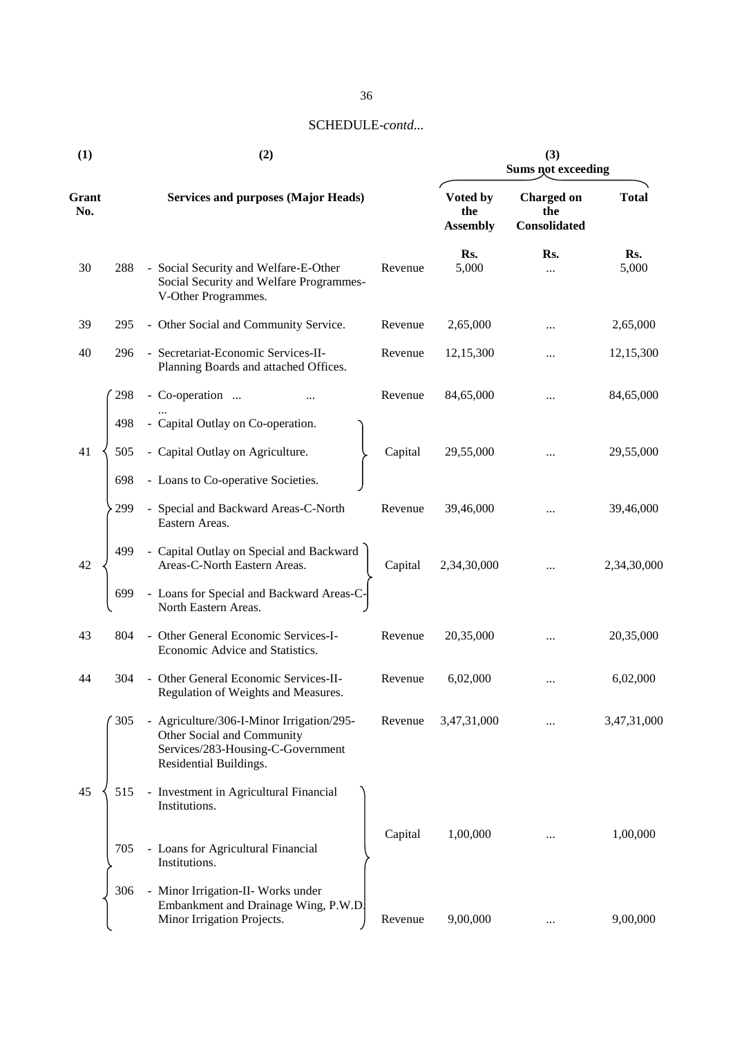SCHEDULE-*contd...*

| (1) | | (2) | | (3) Sums not exceeding | | |
|---|---|---|---|---|---|---|
| Grant No. | | Services and purposes (Major Heads) | | Voted by the Assembly | Charged on the Consolidated | Total |
| | | | | Rs. | Rs. | Rs. |
| 30 | 288 | - Social Security and Welfare-E-Other Social Security and Welfare Programmes-V-Other Programmes. | Revenue | 5,000 | ... | 5,000 |
| 39 | 295 | - Other Social and Community Service. | Revenue | 2,65,000 | ... | 2,65,000 |
| 40 | 296 | - Secretariat-Economic Services-II-Planning Boards and attached Offices. | Revenue | 12,15,300 | ... | 12,15,300 |
| 41 | 298 | - Co-operation ... ... ... | Revenue | 84,65,000 | ... | 84,65,000 |
| | 498 | - Capital Outlay on Co-operation. | | | | |
| | 505 | - Capital Outlay on Agriculture. | Capital | 29,55,000 | ... | 29,55,000 |
| | 698 | - Loans to Co-operative Societies. | | | | |
| 42 | 299 | - Special and Backward Areas-C-North Eastern Areas. | Revenue | 39,46,000 | ... | 39,46,000 |
| | 499 | - Capital Outlay on Special and Backward Areas-C-North Eastern Areas. | Capital | 2,34,30,000 | ... | 2,34,30,000 |
| | 699 | - Loans for Special and Backward Areas-C-North Eastern Areas. | | | | |
| 43 | 804 | - Other General Economic Services-I-Economic Advice and Statistics. | Revenue | 20,35,000 | ... | 20,35,000 |
| 44 | 304 | - Other General Economic Services-II-Regulation of Weights and Measures. | Revenue | 6,02,000 | ... | 6,02,000 |
| 45 | 305 | - Agriculture/306-I-Minor Irrigation/295-Other Social and Community Services/283-Housing-C-Government Residential Buildings. | Revenue | 3,47,31,000 | ... | 3,47,31,000 |
| | 515 | - Investment in Agricultural Financial Institutions. | Capital | 1,00,000 | ... | 1,00,000 |
| | 705 | - Loans for Agricultural Financial Institutions. | | | | |
| | 306 | - Minor Irrigation-II- Works under Embankment and Drainage Wing, P.W.D. Minor Irrigation Projects. | Revenue | 9,00,000 | ... | 9,00,000 |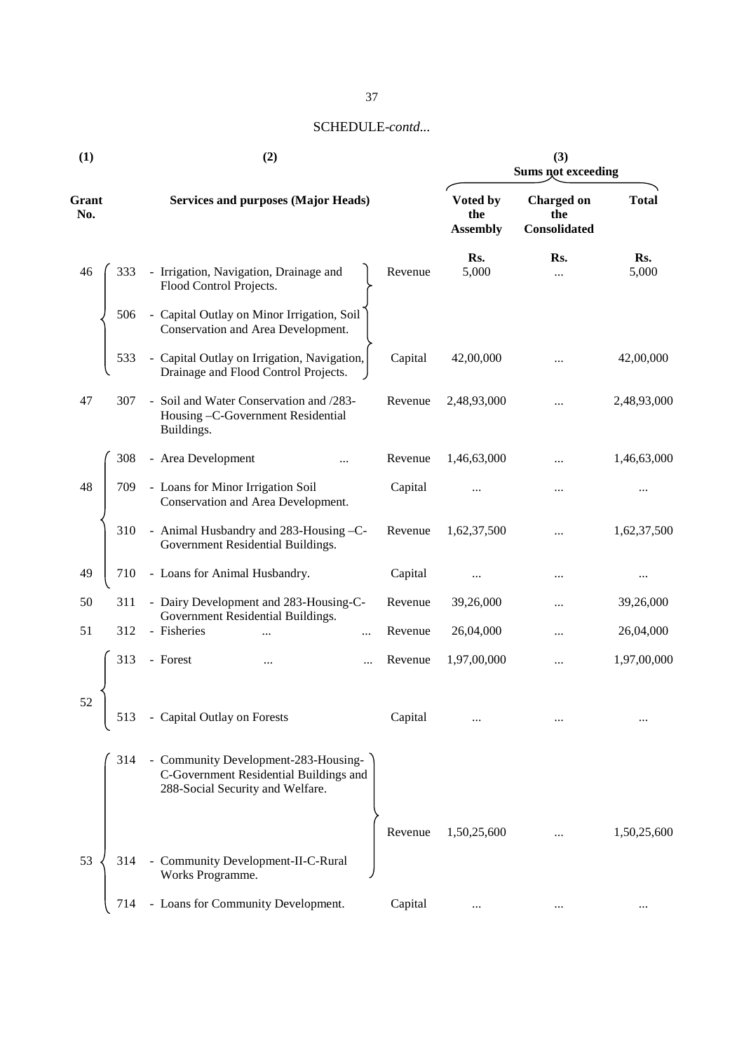SCHEDULE-*contd...*

| (1) | | (2) | | (3) Sums not exceeding | | |
|---|---|---|---|---|---|---|
| Grant No. | | Services and purposes (Major Heads) | | Voted by the Assembly | Charged on the Consolidated | Total |
| | | | | Rs. | Rs. | Rs. |
| 46 | 333 | - Irrigation, Navigation, Drainage and Flood Control Projects. | Revenue | 5,000 | ... | 5,000 |
| | 506 | - Capital Outlay on Minor Irrigation, Soil Conservation and Area Development. | | | | |
| | 533 | - Capital Outlay on Irrigation, Navigation, Drainage and Flood Control Projects. | Capital | 42,00,000 | ... | 42,00,000 |
| 47 | 307 | - Soil and Water Conservation and /283-Housing –C-Government Residential Buildings. | Revenue | 2,48,93,000 | ... | 2,48,93,000 |
| 48 | 308 | - Area Development ... | Revenue | 1,46,63,000 | ... | 1,46,63,000 |
| | 709 | - Loans for Minor Irrigation Soil Conservation and Area Development. | Capital | ... | ... | ... |
| 49 | 310 | - Animal Husbandry and 283-Housing –C-Government Residential Buildings. | Revenue | 1,62,37,500 | ... | 1,62,37,500 |
| | 710 | - Loans for Animal Husbandry. | Capital | ... | ... | ... |
| 50 | 311 | - Dairy Development and 283-Housing-C-Government Residential Buildings. | Revenue | 39,26,000 | ... | 39,26,000 |
| 51 | 312 | - Fisheries ... ... | Revenue | 26,04,000 | ... | 26,04,000 |
| 52 | 313 | - Forest ... ... | Revenue | 1,97,00,000 | ... | 1,97,00,000 |
| | 513 | - Capital Outlay on Forests | Capital | ... | ... | ... |
| 53 | 314 | - Community Development-283-Housing-C-Government Residential Buildings and 288-Social Security and Welfare. | Revenue | 1,50,25,600 | ... | 1,50,25,600 |
| | 314 | - Community Development-II-C-Rural Works Programme. | | | | |
| | 714 | - Loans for Community Development. | Capital | ... | ... | ... |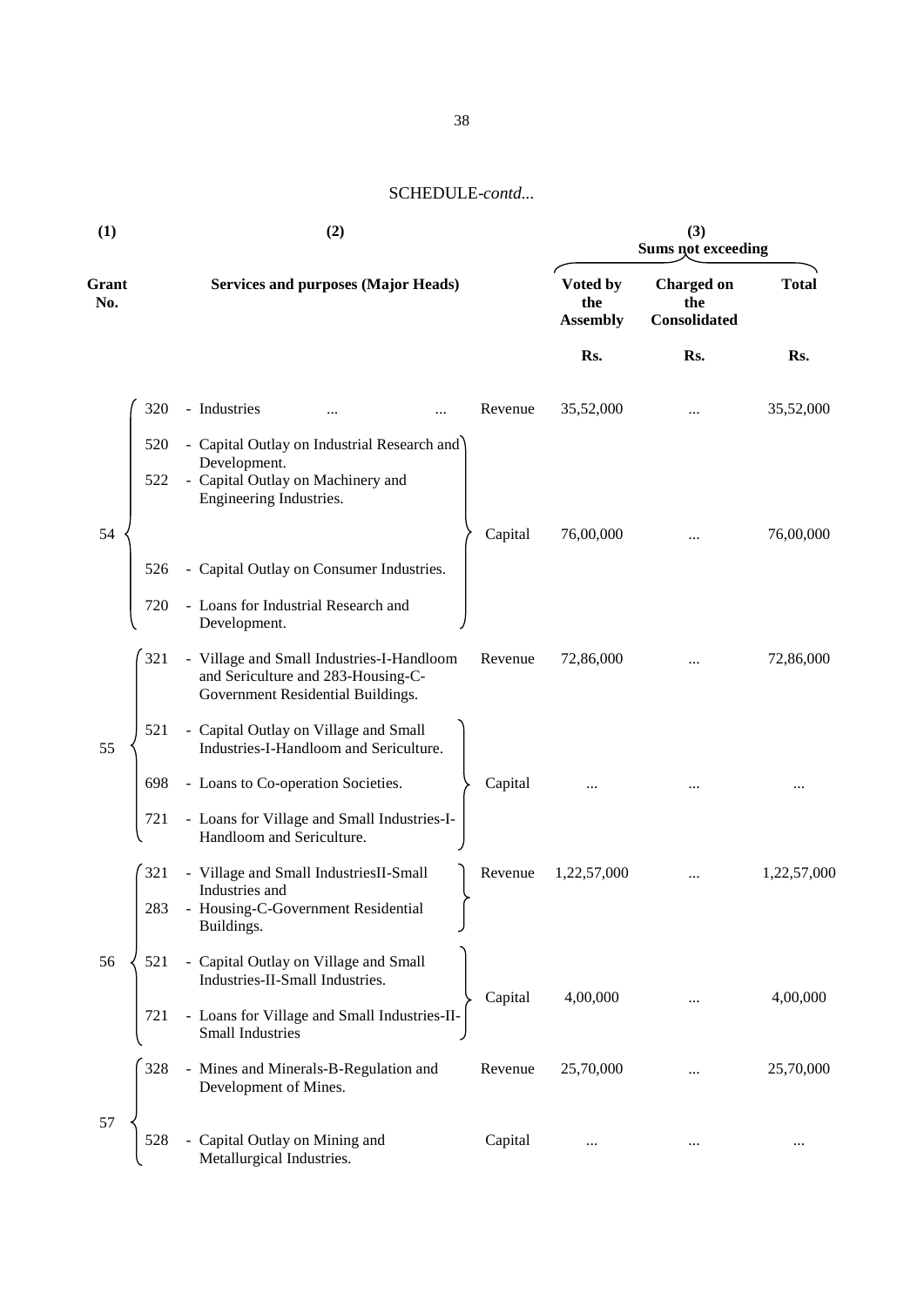SCHEDULE-*contd...*

| (1) | (2) | | | (3) Sums not exceeding | | |
|---|---|---|---|---|---|---|
| Grant No. | Services and purposes (Major Heads) | | | Voted by the Assembly | Charged on the Consolidated | Total |
| | | | | Rs. | Rs. | Rs. |
| 54 | 320 | - Industries ... ... | Revenue | 35,52,000 | ... | 35,52,000 |
| | 520 | - Capital Outlay on Industrial Research and Development. | | | | |
| | 522 | - Capital Outlay on Machinery and Engineering Industries. | Capital | 76,00,000 | ... | 76,00,000 |
| | 526 | - Capital Outlay on Consumer Industries. | | | | |
| | 720 | - Loans for Industrial Research and Development. | | | | |
| 55 | 321 | - Village and Small Industries-I-Handloom and Sericulture and 283-Housing-C-Government Residential Buildings. | Revenue | 72,86,000 | ... | 72,86,000 |
| | 521 | - Capital Outlay on Village and Small Industries-I-Handloom and Sericulture. | | | | |
| | 698 | - Loans to Co-operation Societies. | Capital | ... | ... | ... |
| | 721 | - Loans for Village and Small Industries-I-Handloom and Sericulture. | | | | |
| 56 | 321 | - Village and Small IndustriesII-Small Industries and | Revenue | 1,22,57,000 | ... | 1,22,57,000 |
| | 283 | - Housing-C-Government Residential Buildings. | | | | |
| | 521 | - Capital Outlay on Village and Small Industries-II-Small Industries. | Capital | 4,00,000 | ... | 4,00,000 |
| | 721 | - Loans for Village and Small Industries-II-Small Industries | | | | |
| 57 | 328 | - Mines and Minerals-B-Regulation and Development of Mines. | Revenue | 25,70,000 | ... | 25,70,000 |
| | 528 | - Capital Outlay on Mining and Metallurgical Industries. | Capital | ... | ... | ... |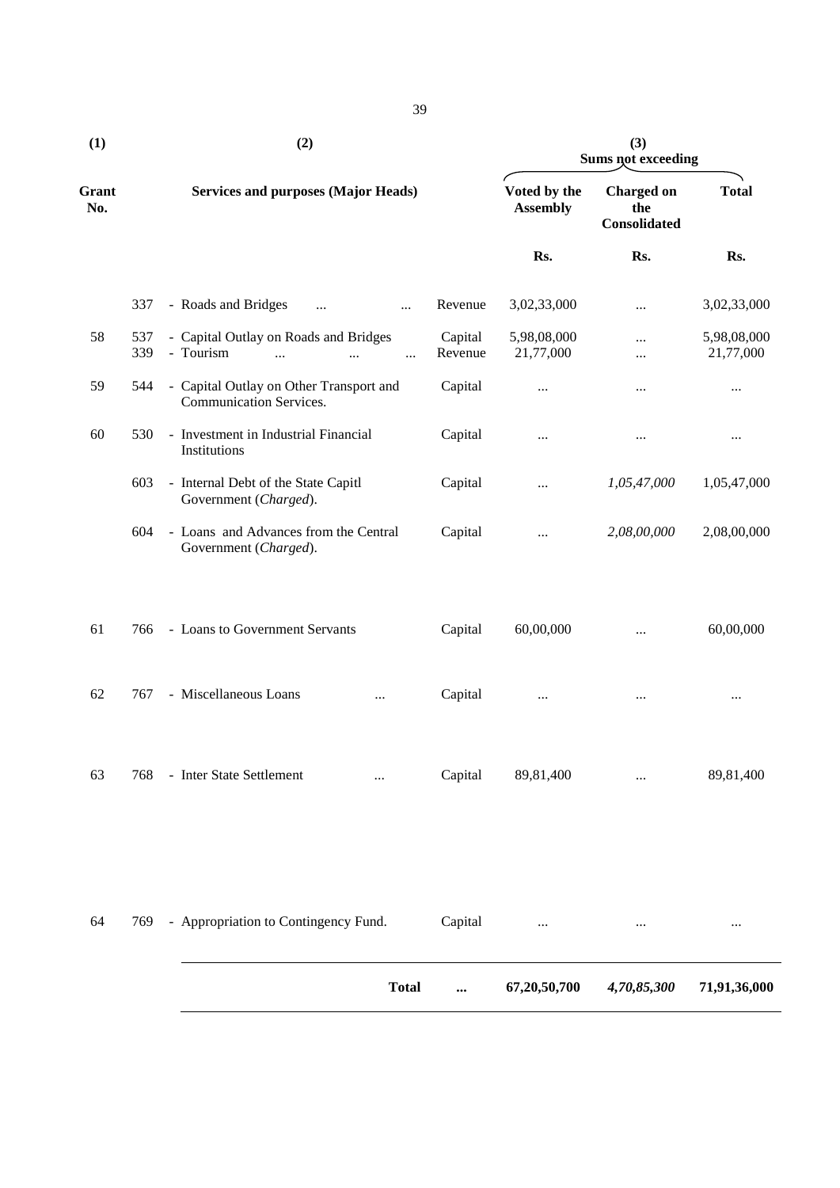| (1) | | (2) | | (3) Sums not exceeding | | |
|---|---|---|---|---|---|---|
| Grant No. | | Services and purposes (Major Heads) | | Voted by the Assembly | Charged on the Consolidated | Total |
| | | | | Rs. | Rs. | Rs. |
| | 337 | - Roads and Bridges ... ... | Revenue | 3,02,33,000 | ... | 3,02,33,000 |
| 58 | 537 | - Capital Outlay on Roads and Bridges | Capital | 5,98,08,000 | ... | 5,98,08,000 |
| | 339 | - Tourism ... ... ... | Revenue | 21,77,000 | ... | 21,77,000 |
| 59 | 544 | - Capital Outlay on Other Transport and Communication Services. | Capital | ... | ... | ... |
| 60 | 530 | - Investment in Industrial Financial Institutions | Capital | ... | ... | ... |
| | 603 | - Internal Debt of the State Capitl Government (*Charged*). | Capital | ... | *1,05,47,000* | 1,05,47,000 |
| | 604 | - Loans and Advances from the Central Government (*Charged*). | Capital | ... | *2,08,00,000* | 2,08,00,000 |
| 61 | 766 | - Loans to Government Servants | Capital | 60,00,000 | ... | 60,00,000 |
| 62 | 767 | - Miscellaneous Loans ... | Capital | ... | ... | ... |
| 63 | 768 | - Inter State Settlement ... | Capital | 89,81,400 | ... | 89,81,400 |
| 64 | 769 | - Appropriation to Contingency Fund. | Capital | ... | ... | ... |
| | | **Total** | **...** | **67,20,50,700** | ***4,70,85,300*** | **71,91,36,000** |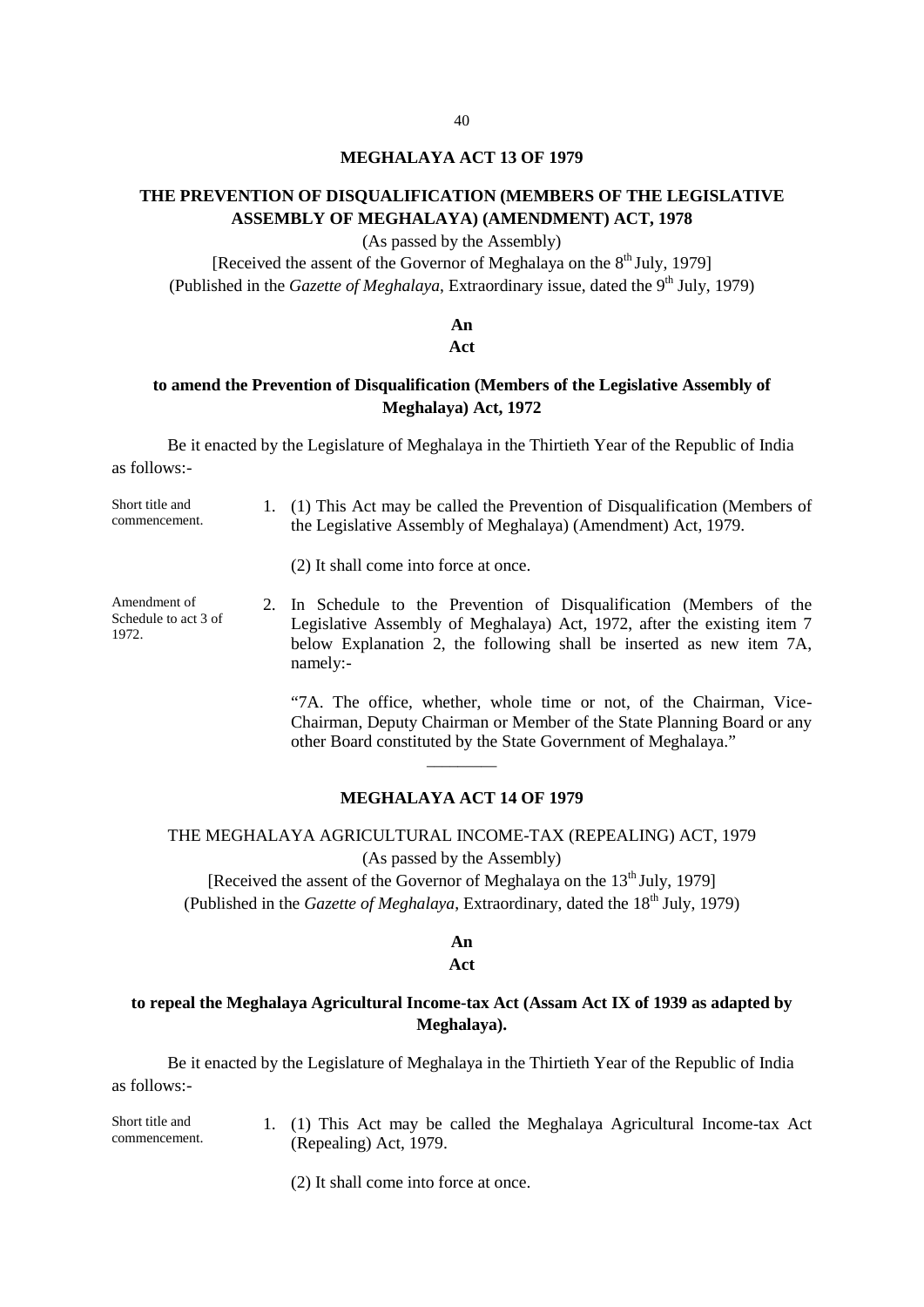## MEGHALAYA ACT 13 OF 1979

### THE PREVENTION OF DISQUALIFICATION (MEMBERS OF THE LEGISLATIVE ASSEMBLY OF MEGHALAYA) (AMENDMENT) ACT, 1978

(As passed by the Assembly)

[Received the assent of the Governor of Meghalaya on the 8th July, 1979]

(Published in the *Gazette of Meghalaya*, Extraordinary issue, dated the 9th July, 1979)

**An**

**Act**

**to amend the Prevention of Disqualification (Members of the Legislative Assembly of Meghalaya) Act, 1972**

Be it enacted by the Legislature of Meghalaya in the Thirtieth Year of the Republic of India as follows:-

Short title and commencement.

1. (1) This Act may be called the Prevention of Disqualification (Members of the Legislative Assembly of Meghalaya) (Amendment) Act, 1979.

   (2) It shall come into force at once.

Amendment of Schedule to act 3 of 1972.

2. In Schedule to the Prevention of Disqualification (Members of the Legislative Assembly of Meghalaya) Act, 1972, after the existing item 7 below Explanation 2, the following shall be inserted as new item 7A, namely:-

   "7A. The office, whether, whole time or not, of the Chairman, Vice-Chairman, Deputy Chairman or Member of the State Planning Board or any other Board constituted by the State Government of Meghalaya."

---

## MEGHALAYA ACT 14 OF 1979

THE MEGHALAYA AGRICULTURAL INCOME-TAX (REPEALING) ACT, 1979

(As passed by the Assembly)

[Received the assent of the Governor of Meghalaya on the 13th July, 1979]

(Published in the *Gazette of Meghalaya*, Extraordinary, dated the 18th July, 1979)

**An**

**Act**

**to repeal the Meghalaya Agricultural Income-tax Act (Assam Act IX of 1939 as adapted by Meghalaya).**

Be it enacted by the Legislature of Meghalaya in the Thirtieth Year of the Republic of India as follows:-

Short title and commencement.

1. (1) This Act may be called the Meghalaya Agricultural Income-tax Act (Repealing) Act, 1979.

   (2) It shall come into force at once.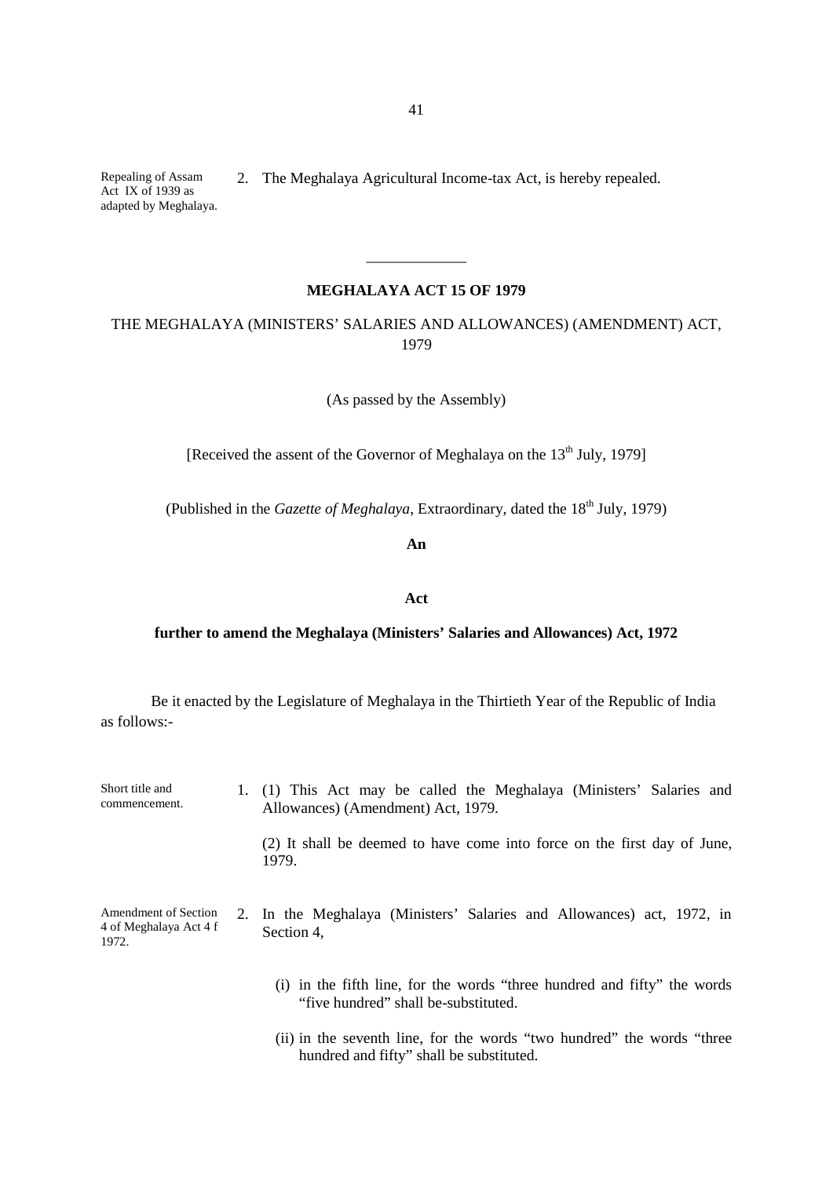Repealing of Assam Act IX of 1939 as adapted by Meghalaya.

2. The Meghalaya Agricultural Income-tax Act, is hereby repealed.

---

## MEGHALAYA ACT 15 OF 1979

### THE MEGHALAYA (MINISTERS' SALARIES AND ALLOWANCES) (AMENDMENT) ACT, 1979

(As passed by the Assembly)

[Received the assent of the Governor of Meghalaya on the 13th July, 1979]

(Published in the *Gazette of Meghalaya*, Extraordinary, dated the 18th July, 1979)

**An**

**Act**

**further to amend the Meghalaya (Ministers' Salaries and Allowances) Act, 1972**

Be it enacted by the Legislature of Meghalaya in the Thirtieth Year of the Republic of India as follows:-

Short title and commencement.

1. (1) This Act may be called the Meghalaya (Ministers' Salaries and Allowances) (Amendment) Act, 1979.

   (2) It shall be deemed to have come into force on the first day of June, 1979.

Amendment of Section 4 of Meghalaya Act 4 f 1972.

2. In the Meghalaya (Ministers' Salaries and Allowances) act, 1972, in Section 4,

   (i) in the fifth line, for the words "three hundred and fifty" the words "five hundred" shall be-substituted.

   (ii) in the seventh line, for the words "two hundred" the words "three hundred and fifty" shall be substituted.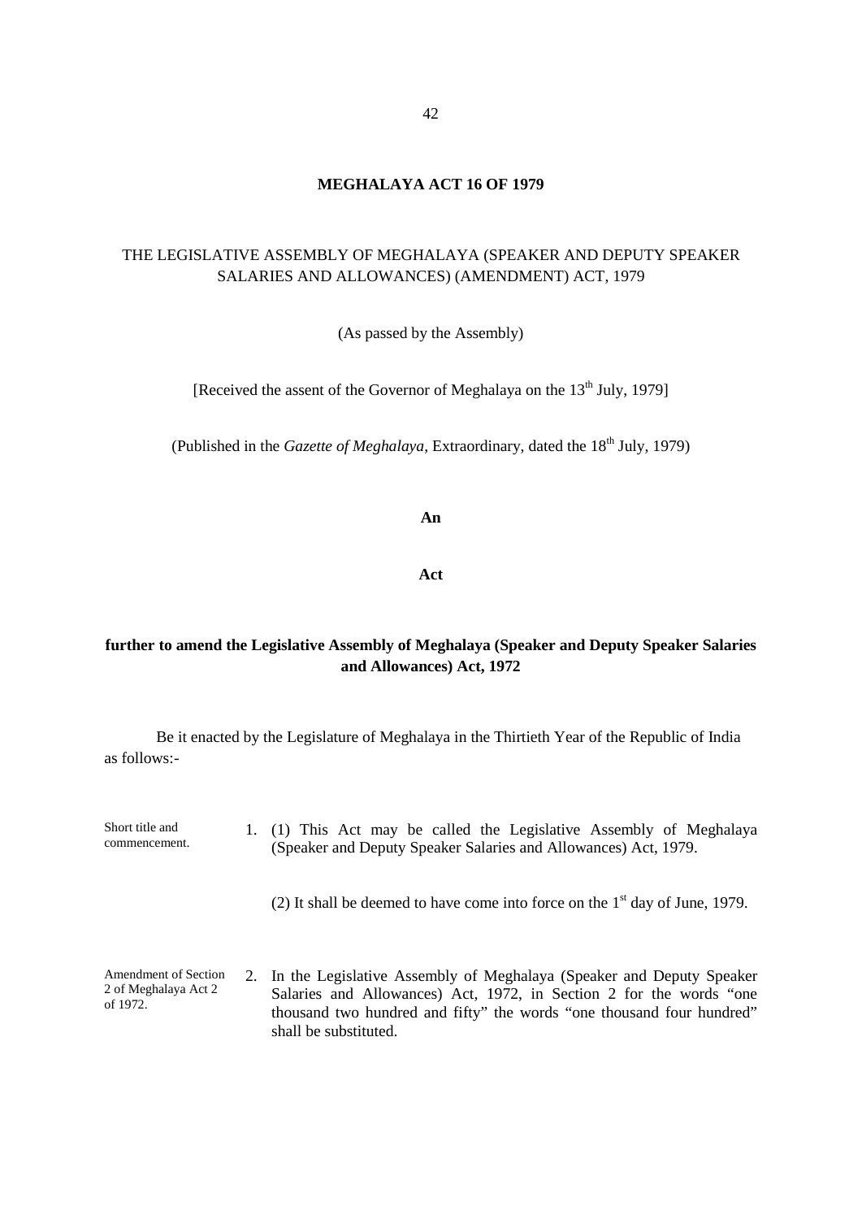# MEGHALAYA ACT 16 OF 1979

THE LEGISLATIVE ASSEMBLY OF MEGHALAYA (SPEAKER AND DEPUTY SPEAKER SALARIES AND ALLOWANCES) (AMENDMENT) ACT, 1979

(As passed by the Assembly)

[Received the assent of the Governor of Meghalaya on the 13th July, 1979]

(Published in the *Gazette of Meghalaya*, Extraordinary, dated the 18th July, 1979)

**An**

**Act**

**further to amend the Legislative Assembly of Meghalaya (Speaker and Deputy Speaker Salaries and Allowances) Act, 1972**

Be it enacted by the Legislature of Meghalaya in the Thirtieth Year of the Republic of India as follows:-

Short title and commencement.

1. (1) This Act may be called the Legislative Assembly of Meghalaya (Speaker and Deputy Speaker Salaries and Allowances) Act, 1979.

   (2) It shall be deemed to have come into force on the 1st day of June, 1979.

Amendment of Section 2 of Meghalaya Act 2 of 1972.

2. In the Legislative Assembly of Meghalaya (Speaker and Deputy Speaker Salaries and Allowances) Act, 1972, in Section 2 for the words "one thousand two hundred and fifty" the words "one thousand four hundred" shall be substituted.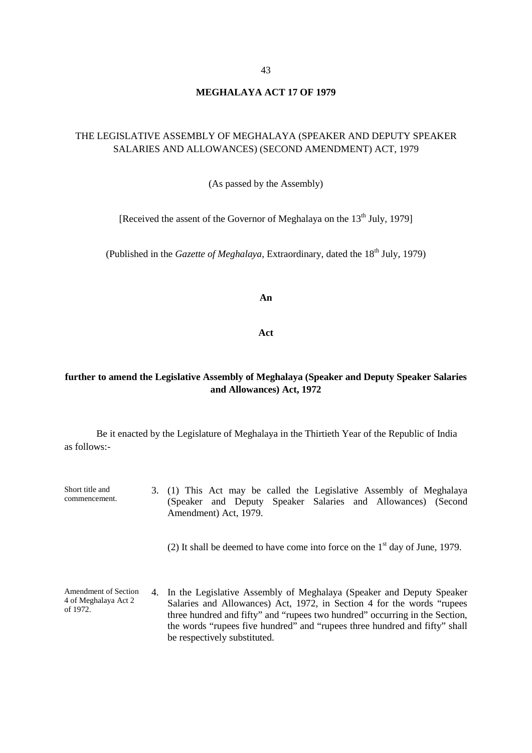# MEGHALAYA ACT 17 OF 1979

THE LEGISLATIVE ASSEMBLY OF MEGHALAYA (SPEAKER AND DEPUTY SPEAKER SALARIES AND ALLOWANCES) (SECOND AMENDMENT) ACT, 1979

(As passed by the Assembly)

[Received the assent of the Governor of Meghalaya on the 13th July, 1979]

(Published in the *Gazette of Meghalaya*, Extraordinary, dated the 18th July, 1979)

**An**

**Act**

**further to amend the Legislative Assembly of Meghalaya (Speaker and Deputy Speaker Salaries and Allowances) Act, 1972**

Be it enacted by the Legislature of Meghalaya in the Thirtieth Year of the Republic of India as follows:-

Short title and commencement.

3. (1) This Act may be called the Legislative Assembly of Meghalaya (Speaker and Deputy Speaker Salaries and Allowances) (Second Amendment) Act, 1979.

   (2) It shall be deemed to have come into force on the 1st day of June, 1979.

Amendment of Section 4 of Meghalaya Act 2 of 1972.

4. In the Legislative Assembly of Meghalaya (Speaker and Deputy Speaker Salaries and Allowances) Act, 1972, in Section 4 for the words "rupees three hundred and fifty" and "rupees two hundred" occurring in the Section, the words "rupees five hundred" and "rupees three hundred and fifty" shall be respectively substituted.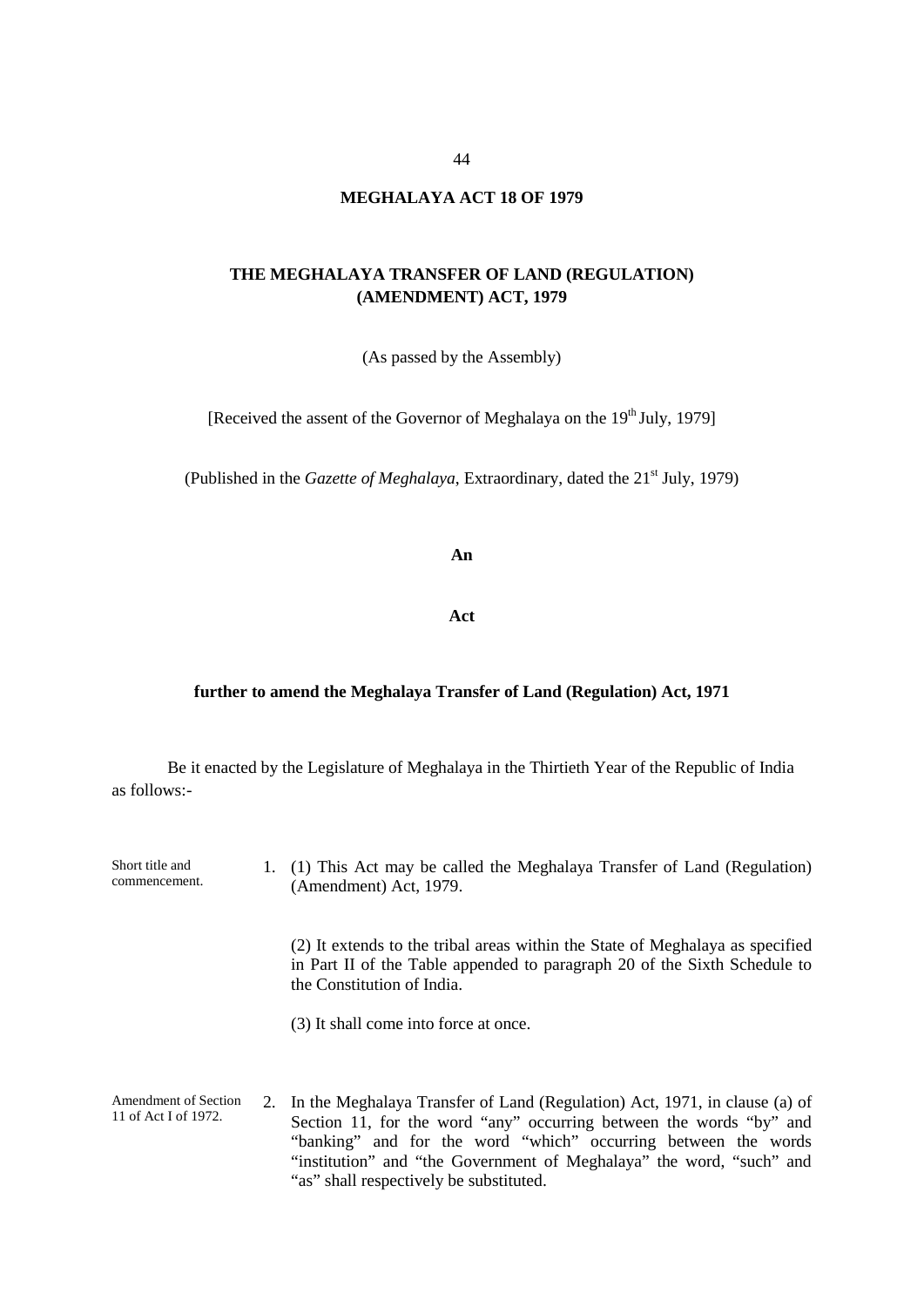# MEGHALAYA ACT 18 OF 1979

## THE MEGHALAYA TRANSFER OF LAND (REGULATION) (AMENDMENT) ACT, 1979

(As passed by the Assembly)

[Received the assent of the Governor of Meghalaya on the 19th July, 1979]

(Published in the *Gazette of Meghalaya*, Extraordinary, dated the 21st July, 1979)

**An**

**Act**

**further to amend the Meghalaya Transfer of Land (Regulation) Act, 1971**

Be it enacted by the Legislature of Meghalaya in the Thirtieth Year of the Republic of India as follows:-

Short title and commencement.

1. (1) This Act may be called the Meghalaya Transfer of Land (Regulation) (Amendment) Act, 1979.

   (2) It extends to the tribal areas within the State of Meghalaya as specified in Part II of the Table appended to paragraph 20 of the Sixth Schedule to the Constitution of India.

   (3) It shall come into force at once.

Amendment of Section 11 of Act I of 1972.

2. In the Meghalaya Transfer of Land (Regulation) Act, 1971, in clause (a) of Section 11, for the word "any" occurring between the words "by" and "banking" and for the word "which" occurring between the words "institution" and "the Government of Meghalaya" the word, "such" and "as" shall respectively be substituted.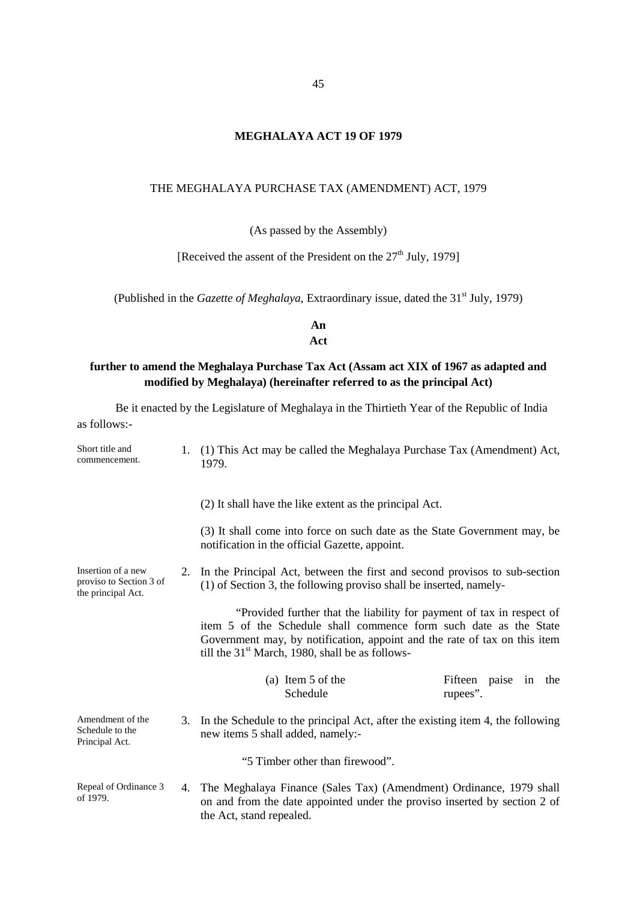# MEGHALAYA ACT 19 OF 1979

## THE MEGHALAYA PURCHASE TAX (AMENDMENT) ACT, 1979

(As passed by the Assembly)

[Received the assent of the President on the 27th July, 1979]

(Published in the *Gazette of Meghalaya*, Extraordinary issue, dated the 31st July, 1979)

**An**
**Act**

**further to amend the Meghalaya Purchase Tax Act (Assam act XIX of 1967 as adapted and modified by Meghalaya) (hereinafter referred to as the principal Act)**

Be it enacted by the Legislature of Meghalaya in the Thirtieth Year of the Republic of India as follows:-

Short title and commencement.

1. (1) This Act may be called the Meghalaya Purchase Tax (Amendment) Act, 1979.

(2) It shall have the like extent as the principal Act.

(3) It shall come into force on such date as the State Government may, be notification in the official Gazette, appoint.

Insertion of a new proviso to Section 3 of the principal Act.

2. In the Principal Act, between the first and second provisos to sub-section (1) of Section 3, the following proviso shall be inserted, namely-

"Provided further that the liability for payment of tax in respect of item 5 of the Schedule shall commence form such date as the State Government may, by notification, appoint and the rate of tax on this item till the 31st March, 1980, shall be as follows-

| | |
|---|---|
| (a) Item 5 of the Schedule | Fifteen paise in the rupees". |

Amendment of the Schedule to the Principal Act.

3. In the Schedule to the principal Act, after the existing item 4, the following new items 5 shall added, namely:-

"5 Timber other than firewood".

Repeal of Ordinance 3 of 1979.

4. The Meghalaya Finance (Sales Tax) (Amendment) Ordinance, 1979 shall on and from the date appointed under the proviso inserted by section 2 of the Act, stand repealed.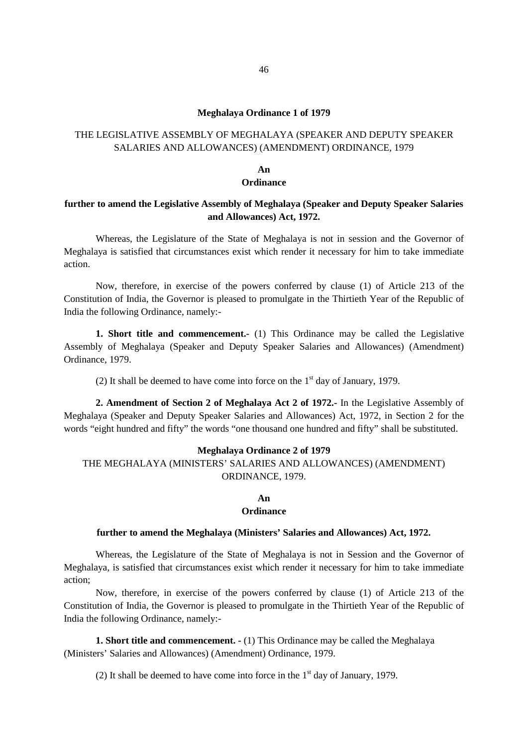**Meghalaya Ordinance 1 of 1979**

THE LEGISLATIVE ASSEMBLY OF MEGHALAYA (SPEAKER AND DEPUTY SPEAKER SALARIES AND ALLOWANCES) (AMENDMENT) ORDINANCE, 1979

**An**
**Ordinance**

**further to amend the Legislative Assembly of Meghalaya (Speaker and Deputy Speaker Salaries and Allowances) Act, 1972.**

Whereas, the Legislature of the State of Meghalaya is not in session and the Governor of Meghalaya is satisfied that circumstances exist which render it necessary for him to take immediate action.

Now, therefore, in exercise of the powers conferred by clause (1) of Article 213 of the Constitution of India, the Governor is pleased to promulgate in the Thirtieth Year of the Republic of India the following Ordinance, namely:-

**1. Short title and commencement.-** (1) This Ordinance may be called the Legislative Assembly of Meghalaya (Speaker and Deputy Speaker Salaries and Allowances) (Amendment) Ordinance, 1979.

(2) It shall be deemed to have come into force on the 1st day of January, 1979.

**2. Amendment of Section 2 of Meghalaya Act 2 of 1972.-** In the Legislative Assembly of Meghalaya (Speaker and Deputy Speaker Salaries and Allowances) Act, 1972, in Section 2 for the words "eight hundred and fifty" the words "one thousand one hundred and fifty" shall be substituted.

**Meghalaya Ordinance 2 of 1979**

THE MEGHALAYA (MINISTERS' SALARIES AND ALLOWANCES) (AMENDMENT) ORDINANCE, 1979.

**An**
**Ordinance**

**further to amend the Meghalaya (Ministers' Salaries and Allowances) Act, 1972.**

Whereas, the Legislature of the State of Meghalaya is not in Session and the Governor of Meghalaya, is satisfied that circumstances exist which render it necessary for him to take immediate action;

Now, therefore, in exercise of the powers conferred by clause (1) of Article 213 of the Constitution of India, the Governor is pleased to promulgate in the Thirtieth Year of the Republic of India the following Ordinance, namely:-

**1. Short title and commencement. -** (1) This Ordinance may be called the Meghalaya (Ministers' Salaries and Allowances) (Amendment) Ordinance, 1979.

(2) It shall be deemed to have come into force in the 1st day of January, 1979.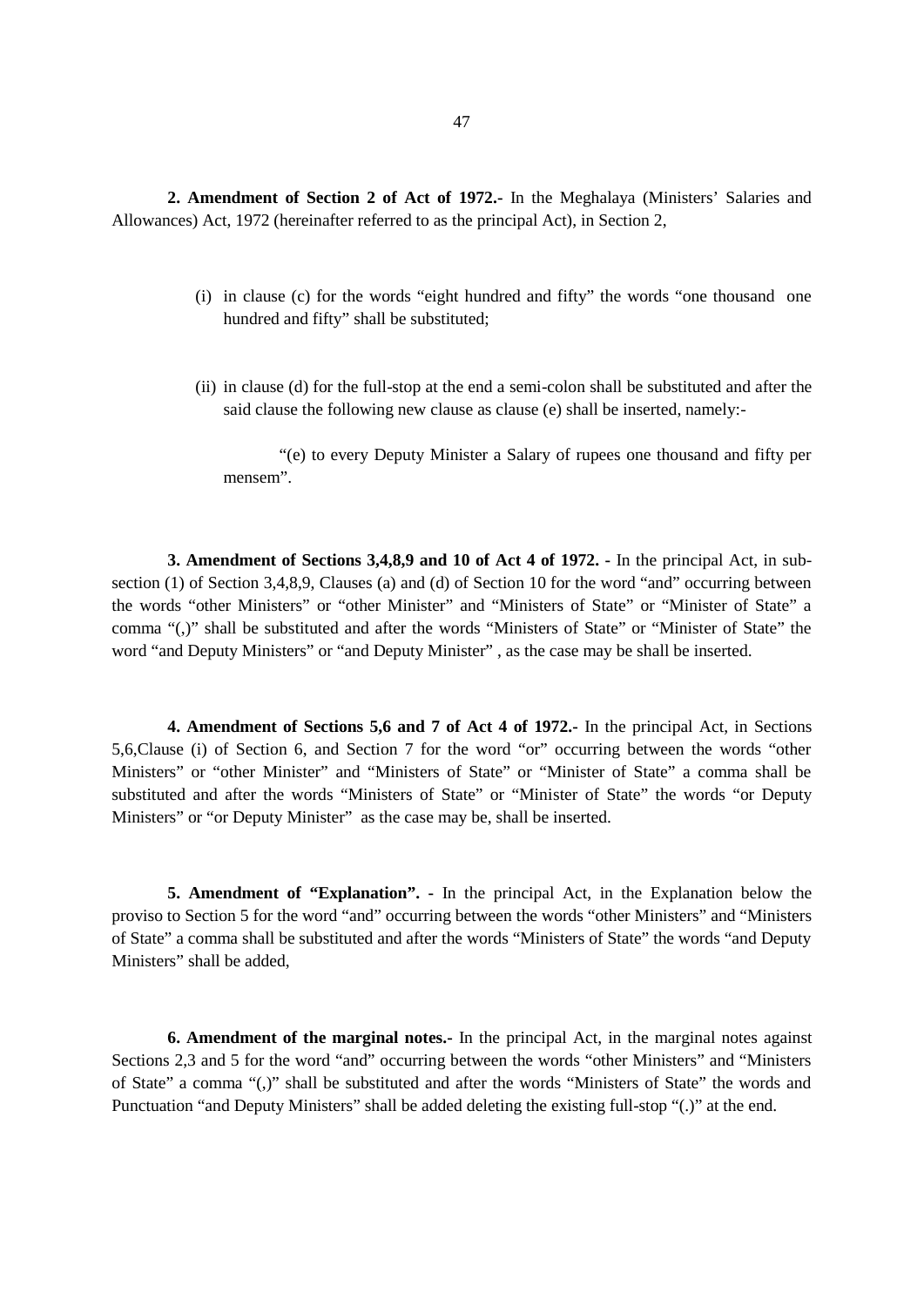**2. Amendment of Section 2 of Act of 1972.-** In the Meghalaya (Ministers' Salaries and Allowances) Act, 1972 (hereinafter referred to as the principal Act), in Section 2,

(i) in clause (c) for the words "eight hundred and fifty" the words "one thousand one hundred and fifty" shall be substituted;

(ii) in clause (d) for the full-stop at the end a semi-colon shall be substituted and after the said clause the following new clause as clause (e) shall be inserted, namely:-

"(e) to every Deputy Minister a Salary of rupees one thousand and fifty per mensem".

**3. Amendment of Sections 3,4,8,9 and 10 of Act 4 of 1972. -** In the principal Act, in sub-section (1) of Section 3,4,8,9, Clauses (a) and (d) of Section 10 for the word "and" occurring between the words "other Ministers" or "other Minister" and "Ministers of State" or "Minister of State" a comma "(,)" shall be substituted and after the words "Ministers of State" or "Minister of State" the word "and Deputy Ministers" or "and Deputy Minister" , as the case may be shall be inserted.

**4. Amendment of Sections 5,6 and 7 of Act 4 of 1972.-** In the principal Act, in Sections 5,6,Clause (i) of Section 6, and Section 7 for the word "or" occurring between the words "other Ministers" or "other Minister" and "Ministers of State" or "Minister of State" a comma shall be substituted and after the words "Ministers of State" or "Minister of State" the words "or Deputy Ministers" or "or Deputy Minister" as the case may be, shall be inserted.

**5. Amendment of "Explanation". -** In the principal Act, in the Explanation below the proviso to Section 5 for the word "and" occurring between the words "other Ministers" and "Ministers of State" a comma shall be substituted and after the words "Ministers of State" the words "and Deputy Ministers" shall be added,

**6. Amendment of the marginal notes.-** In the principal Act, in the marginal notes against Sections 2,3 and 5 for the word "and" occurring between the words "other Ministers" and "Ministers of State" a comma "(,)" shall be substituted and after the words "Ministers of State" the words and Punctuation "and Deputy Ministers" shall be added deleting the existing full-stop "(.)" at the end.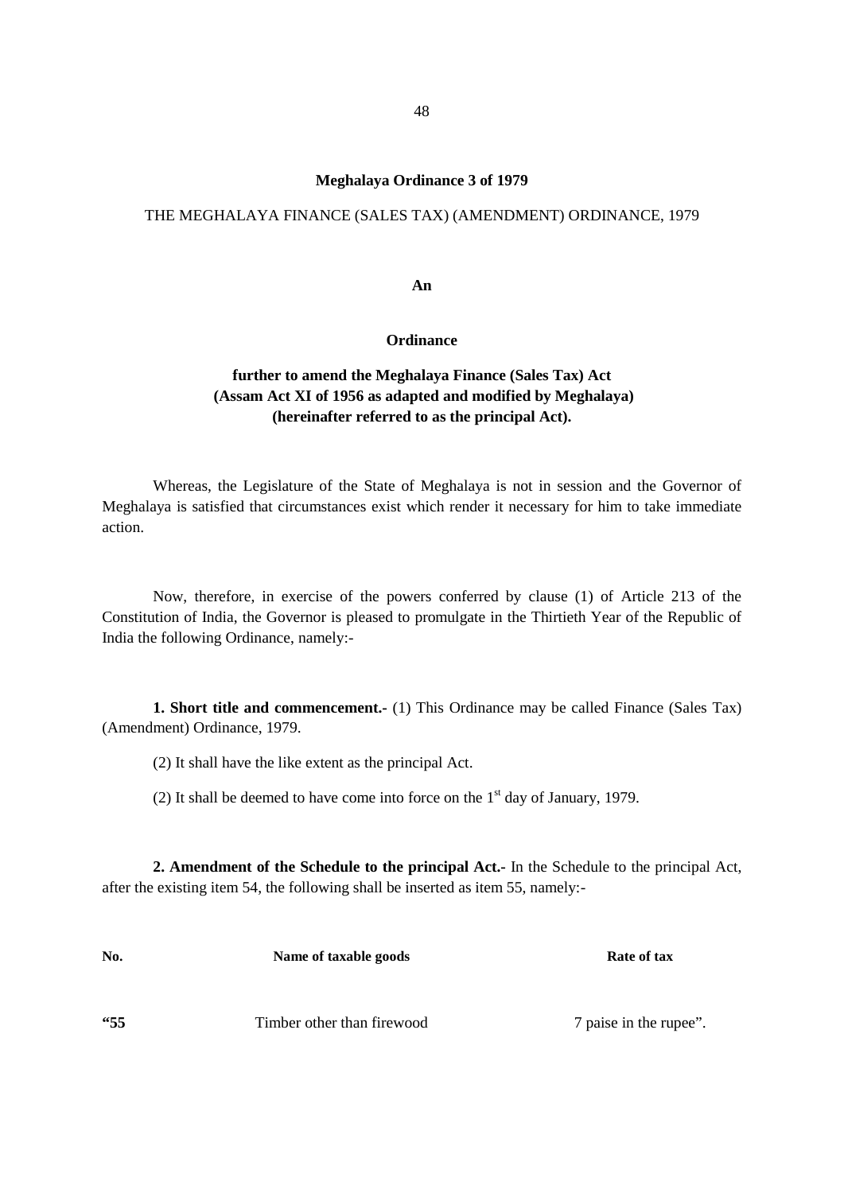## Meghalaya Ordinance 3 of 1979

THE MEGHALAYA FINANCE (SALES TAX) (AMENDMENT) ORDINANCE, 1979

**An**

**Ordinance**

**further to amend the Meghalaya Finance (Sales Tax) Act (Assam Act XI of 1956 as adapted and modified by Meghalaya) (hereinafter referred to as the principal Act).**

Whereas, the Legislature of the State of Meghalaya is not in session and the Governor of Meghalaya is satisfied that circumstances exist which render it necessary for him to take immediate action.

Now, therefore, in exercise of the powers conferred by clause (1) of Article 213 of the Constitution of India, the Governor is pleased to promulgate in the Thirtieth Year of the Republic of India the following Ordinance, namely:-

**1. Short title and commencement.-** (1) This Ordinance may be called Finance (Sales Tax) (Amendment) Ordinance, 1979.

(2) It shall have the like extent as the principal Act.

(2) It shall be deemed to have come into force on the 1st day of January, 1979.

**2. Amendment of the Schedule to the principal Act.-** In the Schedule to the principal Act, after the existing item 54, the following shall be inserted as item 55, namely:-

| **No.** | **Name of taxable goods** | **Rate of tax** |
|---|---|---|
| **"55** | Timber other than firewood | 7 paise in the rupee". |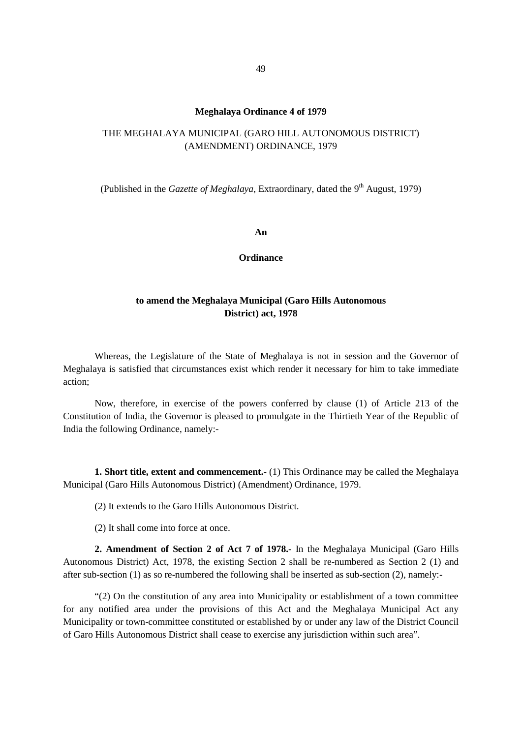**Meghalaya Ordinance 4 of 1979**

THE MEGHALAYA MUNICIPAL (GARO HILL AUTONOMOUS DISTRICT) (AMENDMENT) ORDINANCE, 1979

(Published in the *Gazette of Meghalaya*, Extraordinary, dated the 9th August, 1979)

**An**

**Ordinance**

**to amend the Meghalaya Municipal (Garo Hills Autonomous District) act, 1978**

Whereas, the Legislature of the State of Meghalaya is not in session and the Governor of Meghalaya is satisfied that circumstances exist which render it necessary for him to take immediate action;

Now, therefore, in exercise of the powers conferred by clause (1) of Article 213 of the Constitution of India, the Governor is pleased to promulgate in the Thirtieth Year of the Republic of India the following Ordinance, namely:-

**1. Short title, extent and commencement.-** (1) This Ordinance may be called the Meghalaya Municipal (Garo Hills Autonomous District) (Amendment) Ordinance, 1979.

(2) It extends to the Garo Hills Autonomous District.

(2) It shall come into force at once.

**2. Amendment of Section 2 of Act 7 of 1978.-** In the Meghalaya Municipal (Garo Hills Autonomous District) Act, 1978, the existing Section 2 shall be re-numbered as Section 2 (1) and after sub-section (1) as so re-numbered the following shall be inserted as sub-section (2), namely:-

"(2) On the constitution of any area into Municipality or establishment of a town committee for any notified area under the provisions of this Act and the Meghalaya Municipal Act any Municipality or town-committee constituted or established by or under any law of the District Council of Garo Hills Autonomous District shall cease to exercise any jurisdiction within such area".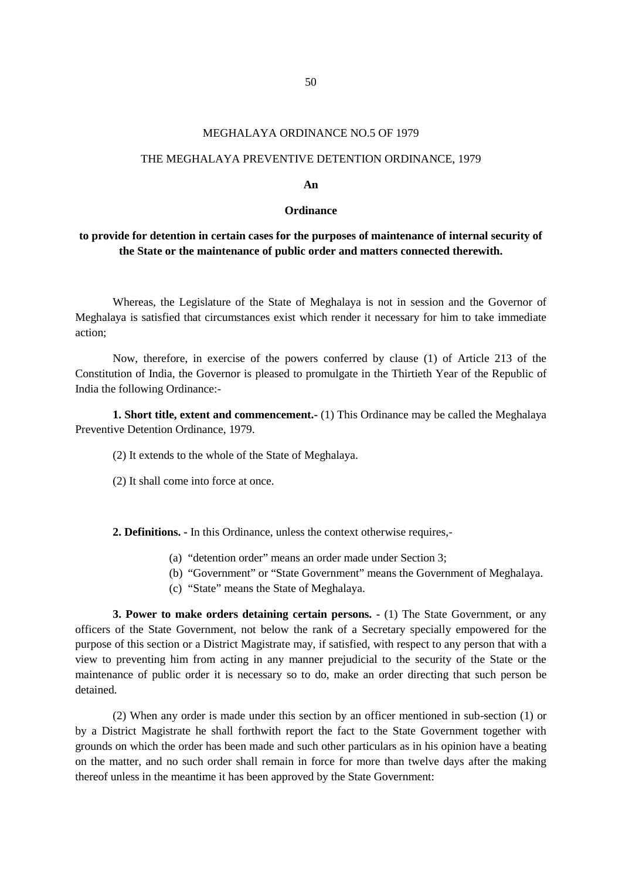MEGHALAYA ORDINANCE NO.5 OF 1979

THE MEGHALAYA PREVENTIVE DETENTION ORDINANCE, 1979

**An**

**Ordinance**

**to provide for detention in certain cases for the purposes of maintenance of internal security of the State or the maintenance of public order and matters connected therewith.**

Whereas, the Legislature of the State of Meghalaya is not in session and the Governor of Meghalaya is satisfied that circumstances exist which render it necessary for him to take immediate action;

Now, therefore, in exercise of the powers conferred by clause (1) of Article 213 of the Constitution of India, the Governor is pleased to promulgate in the Thirtieth Year of the Republic of India the following Ordinance:-

**1. Short title, extent and commencement.-** (1) This Ordinance may be called the Meghalaya Preventive Detention Ordinance, 1979.

(2) It extends to the whole of the State of Meghalaya.

(2) It shall come into force at once.

**2. Definitions. -** In this Ordinance, unless the context otherwise requires,-

(a) "detention order" means an order made under Section 3;

(b) "Government" or "State Government" means the Government of Meghalaya.

(c) "State" means the State of Meghalaya.

**3. Power to make orders detaining certain persons.** - (1) The State Government, or any officers of the State Government, not below the rank of a Secretary specially empowered for the purpose of this section or a District Magistrate may, if satisfied, with respect to any person that with a view to preventing him from acting in any manner prejudicial to the security of the State or the maintenance of public order it is necessary so to do, make an order directing that such person be detained.

(2) When any order is made under this section by an officer mentioned in sub-section (1) or by a District Magistrate he shall forthwith report the fact to the State Government together with grounds on which the order has been made and such other particulars as in his opinion have a beating on the matter, and no such order shall remain in force for more than twelve days after the making thereof unless in the meantime it has been approved by the State Government: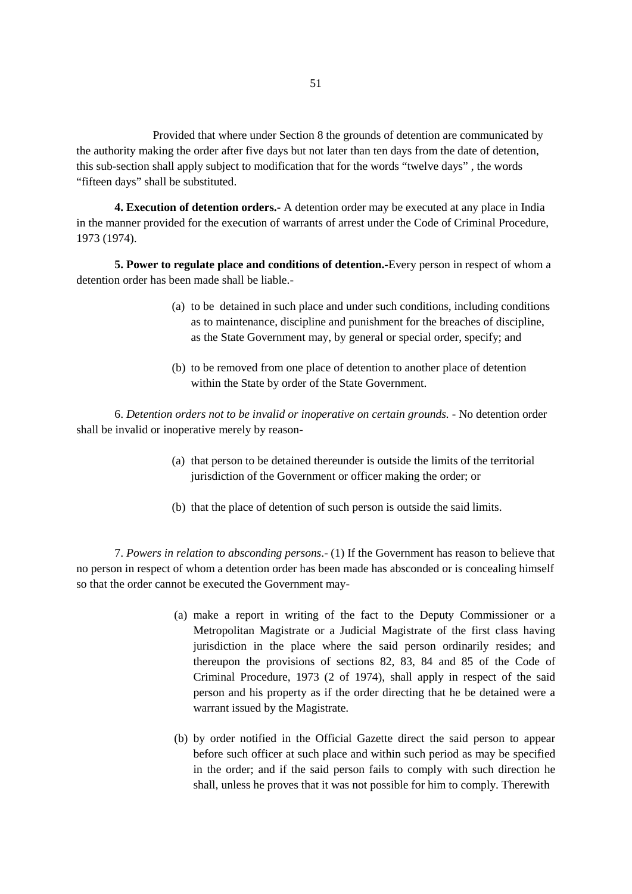Provided that where under Section 8 the grounds of detention are communicated by the authority making the order after five days but not later than ten days from the date of detention, this sub-section shall apply subject to modification that for the words "twelve days" , the words "fifteen days" shall be substituted.

**4. Execution of detention orders.-** A detention order may be executed at any place in India in the manner provided for the execution of warrants of arrest under the Code of Criminal Procedure, 1973 (1974).

**5. Power to regulate place and conditions of detention.-**Every person in respect of whom a detention order has been made shall be liable.-

(a) to be detained in such place and under such conditions, including conditions as to maintenance, discipline and punishment for the breaches of discipline, as the State Government may, by general or special order, specify; and

(b) to be removed from one place of detention to another place of detention within the State by order of the State Government.

6. *Detention orders not to be invalid or inoperative on certain grounds.* - No detention order shall be invalid or inoperative merely by reason-

(a) that person to be detained thereunder is outside the limits of the territorial jurisdiction of the Government or officer making the order; or

(b) that the place of detention of such person is outside the said limits.

7. *Powers in relation to absconding persons*.- (1) If the Government has reason to believe that no person in respect of whom a detention order has been made has absconded or is concealing himself so that the order cannot be executed the Government may-

(a) make a report in writing of the fact to the Deputy Commissioner or a Metropolitan Magistrate or a Judicial Magistrate of the first class having jurisdiction in the place where the said person ordinarily resides; and thereupon the provisions of sections 82, 83, 84 and 85 of the Code of Criminal Procedure, 1973 (2 of 1974), shall apply in respect of the said person and his property as if the order directing that he be detained were a warrant issued by the Magistrate.

(b) by order notified in the Official Gazette direct the said person to appear before such officer at such place and within such period as may be specified in the order; and if the said person fails to comply with such direction he shall, unless he proves that it was not possible for him to comply. Therewith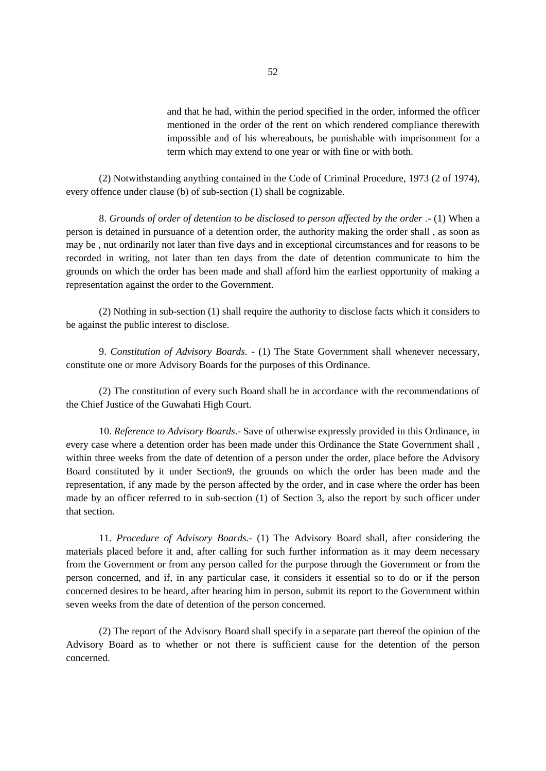and that he had, within the period specified in the order, informed the officer mentioned in the order of the rent on which rendered compliance therewith impossible and of his whereabouts, be punishable with imprisonment for a term which may extend to one year or with fine or with both.

(2) Notwithstanding anything contained in the Code of Criminal Procedure, 1973 (2 of 1974), every offence under clause (b) of sub-section (1) shall be cognizable.

8. *Grounds of order of detention to be disclosed to person affected by the order* .- (1) When a person is detained in pursuance of a detention order, the authority making the order shall , as soon as may be , nut ordinarily not later than five days and in exceptional circumstances and for reasons to be recorded in writing, not later than ten days from the date of detention communicate to him the grounds on which the order has been made and shall afford him the earliest opportunity of making a representation against the order to the Government.

(2) Nothing in sub-section (1) shall require the authority to disclose facts which it considers to be against the public interest to disclose.

9. *Constitution of Advisory Boards.* - (1) The State Government shall whenever necessary, constitute one or more Advisory Boards for the purposes of this Ordinance.

(2) The constitution of every such Board shall be in accordance with the recommendations of the Chief Justice of the Guwahati High Court.

10. *Reference to Advisory Boards*.- Save of otherwise expressly provided in this Ordinance, in every case where a detention order has been made under this Ordinance the State Government shall , within three weeks from the date of detention of a person under the order, place before the Advisory Board constituted by it under Section9, the grounds on which the order has been made and the representation, if any made by the person affected by the order, and in case where the order has been made by an officer referred to in sub-section (1) of Section 3, also the report by such officer under that section.

11. *Procedure of Advisory Boards.*- (1) The Advisory Board shall, after considering the materials placed before it and, after calling for such further information as it may deem necessary from the Government or from any person called for the purpose through the Government or from the person concerned, and if, in any particular case, it considers it essential so to do or if the person concerned desires to be heard, after hearing him in person, submit its report to the Government within seven weeks from the date of detention of the person concerned.

(2) The report of the Advisory Board shall specify in a separate part thereof the opinion of the Advisory Board as to whether or not there is sufficient cause for the detention of the person concerned.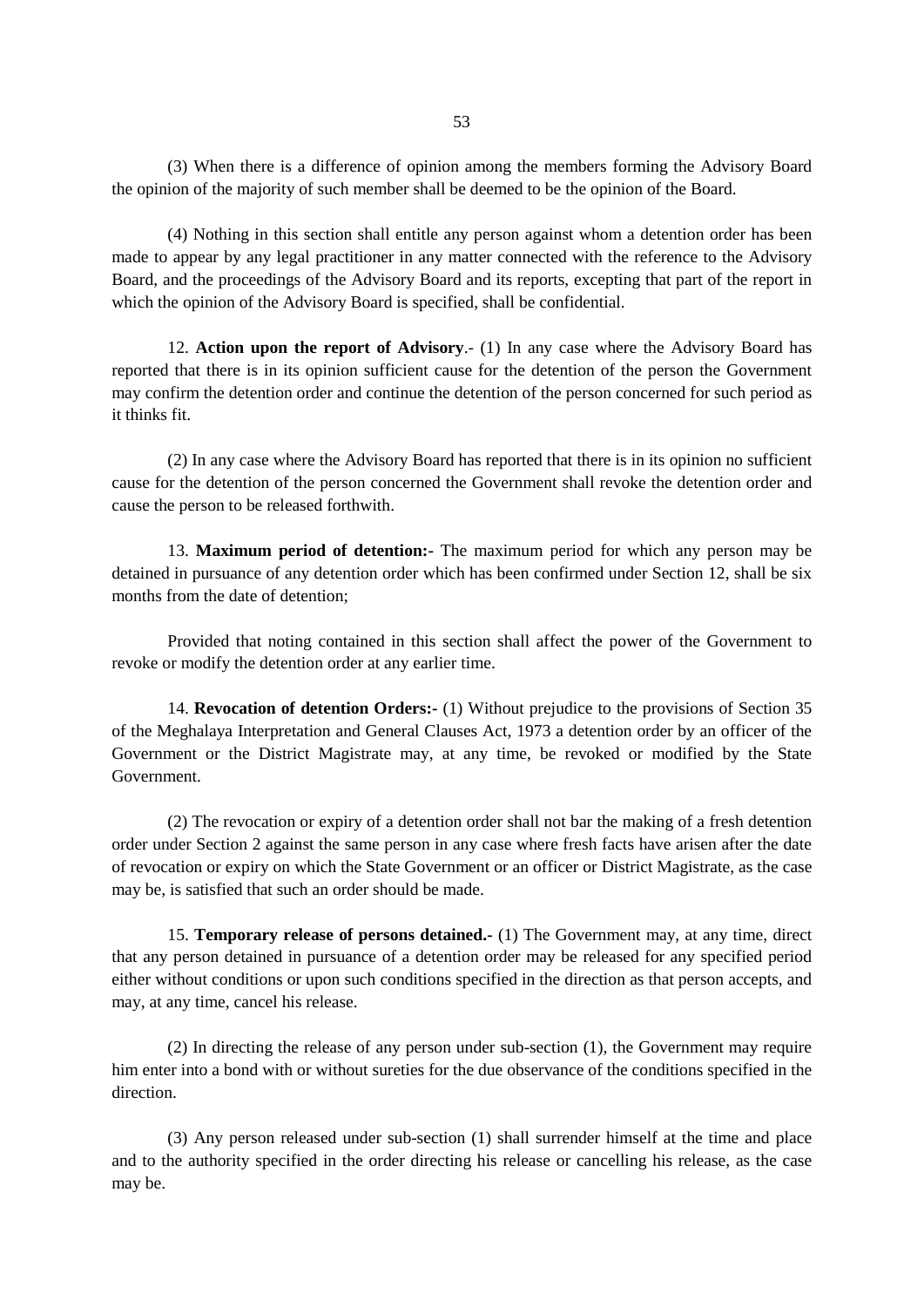(3) When there is a difference of opinion among the members forming the Advisory Board the opinion of the majority of such member shall be deemed to be the opinion of the Board.

(4) Nothing in this section shall entitle any person against whom a detention order has been made to appear by any legal practitioner in any matter connected with the reference to the Advisory Board, and the proceedings of the Advisory Board and its reports, excepting that part of the report in which the opinion of the Advisory Board is specified, shall be confidential.

12. **Action upon the report of Advisory**.- (1) In any case where the Advisory Board has reported that there is in its opinion sufficient cause for the detention of the person the Government may confirm the detention order and continue the detention of the person concerned for such period as it thinks fit.

(2) In any case where the Advisory Board has reported that there is in its opinion no sufficient cause for the detention of the person concerned the Government shall revoke the detention order and cause the person to be released forthwith.

13. **Maximum period of detention:-** The maximum period for which any person may be detained in pursuance of any detention order which has been confirmed under Section 12, shall be six months from the date of detention;

Provided that noting contained in this section shall affect the power of the Government to revoke or modify the detention order at any earlier time.

14. **Revocation of detention Orders:-** (1) Without prejudice to the provisions of Section 35 of the Meghalaya Interpretation and General Clauses Act, 1973 a detention order by an officer of the Government or the District Magistrate may, at any time, be revoked or modified by the State Government.

(2) The revocation or expiry of a detention order shall not bar the making of a fresh detention order under Section 2 against the same person in any case where fresh facts have arisen after the date of revocation or expiry on which the State Government or an officer or District Magistrate, as the case may be, is satisfied that such an order should be made.

15. **Temporary release of persons detained.-** (1) The Government may, at any time, direct that any person detained in pursuance of a detention order may be released for any specified period either without conditions or upon such conditions specified in the direction as that person accepts, and may, at any time, cancel his release.

(2) In directing the release of any person under sub-section (1), the Government may require him enter into a bond with or without sureties for the due observance of the conditions specified in the direction.

(3) Any person released under sub-section (1) shall surrender himself at the time and place and to the authority specified in the order directing his release or cancelling his release, as the case may be.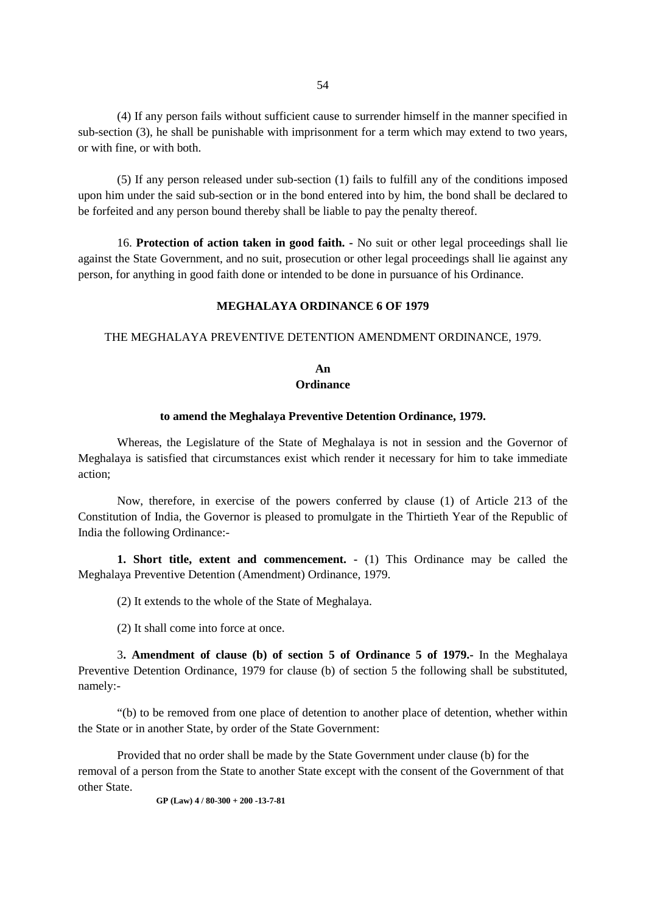(4) If any person fails without sufficient cause to surrender himself in the manner specified in sub-section (3), he shall be punishable with imprisonment for a term which may extend to two years, or with fine, or with both.

(5) If any person released under sub-section (1) fails to fulfill any of the conditions imposed upon him under the said sub-section or in the bond entered into by him, the bond shall be declared to be forfeited and any person bound thereby shall be liable to pay the penalty thereof.

16. **Protection of action taken in good faith. -** No suit or other legal proceedings shall lie against the State Government, and no suit, prosecution or other legal proceedings shall lie against any person, for anything in good faith done or intended to be done in pursuance of his Ordinance.

## MEGHALAYA ORDINANCE 6 OF 1979

THE MEGHALAYA PREVENTIVE DETENTION AMENDMENT ORDINANCE, 1979.

**An**
**Ordinance**

**to amend the Meghalaya Preventive Detention Ordinance, 1979.**

Whereas, the Legislature of the State of Meghalaya is not in session and the Governor of Meghalaya is satisfied that circumstances exist which render it necessary for him to take immediate action;

Now, therefore, in exercise of the powers conferred by clause (1) of Article 213 of the Constitution of India, the Governor is pleased to promulgate in the Thirtieth Year of the Republic of India the following Ordinance:-

**1. Short title, extent and commencement.** - (1) This Ordinance may be called the Meghalaya Preventive Detention (Amendment) Ordinance, 1979.

(2) It extends to the whole of the State of Meghalaya.

(2) It shall come into force at once.

3**. Amendment of clause (b) of section 5 of Ordinance 5 of 1979.**- In the Meghalaya Preventive Detention Ordinance, 1979 for clause (b) of section 5 the following shall be substituted, namely:-

"(b) to be removed from one place of detention to another place of detention, whether within the State or in another State, by order of the State Government:

Provided that no order shall be made by the State Government under clause (b) for the removal of a person from the State to another State except with the consent of the Government of that other State.

**GP (Law) 4 / 80-300 + 200 -13-7-81**